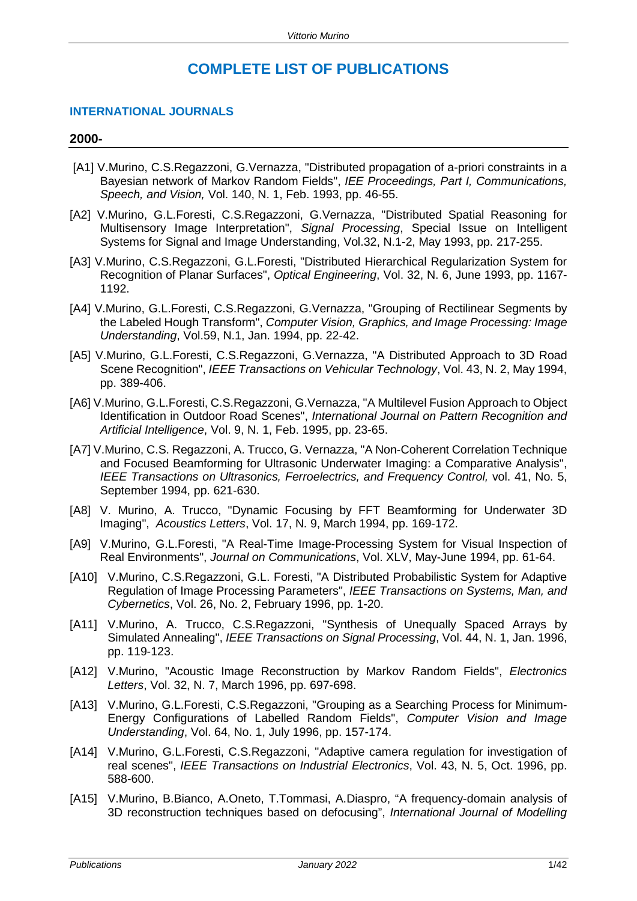# COMPLETE LIST OF PUBLICATIONS

## INTERNATIONAL JOURNALS

### 2000-

[A1] V.Murino, C.S.Regazzoni, G.Vernazza, "Distributed propagation of a-priori constraints in a Bayesian network of Markov Random Fields", *IEE Proceedings, Part I, Communications, Speech, and Vision,* Vol. 140, N. 1, Feb. 1993, pp. 46-55.

[A2] V.Murino, G.L.Foresti, C.S.Regazzoni, G.Vernazza, "Distributed Spatial Reasoning for Multisensory Image Interpretation", *Signal Processing*, Special Issue on Intelligent Systems for Signal and Image Understanding, Vol.32, N.1-2, May 1993, pp. 217-255.

[A3] V.Murino, C.S.Regazzoni, G.L.Foresti, "Distributed Hierarchical Regularization System for Recognition of Planar Surfaces", *Optical Engineering*, Vol. 32, N. 6, June 1993, pp. 1167-1192.

[A4] V.Murino, G.L.Foresti, C.S.Regazzoni, G.Vernazza, "Grouping of Rectilinear Segments by the Labeled Hough Transform", *Computer Vision, Graphics, and Image Processing: Image Understanding*, Vol.59, N.1, Jan. 1994, pp. 22-42.

[A5] V.Murino, G.L.Foresti, C.S.Regazzoni, G.Vernazza, "A Distributed Approach to 3D Road Scene Recognition", *IEEE Transactions on Vehicular Technology*, Vol. 43, N. 2, May 1994, pp. 389-406.

[A6] V.Murino, G.L.Foresti, C.S.Regazzoni, G.Vernazza, "A Multilevel Fusion Approach to Object Identification in Outdoor Road Scenes", *International Journal on Pattern Recognition and Artificial Intelligence*, Vol. 9, N. 1, Feb. 1995, pp. 23-65.

[A7] V.Murino, C.S. Regazzoni, A. Trucco, G. Vernazza, "A Non-Coherent Correlation Technique and Focused Beamforming for Ultrasonic Underwater Imaging: a Comparative Analysis", *IEEE Transactions on Ultrasonics, Ferroelectrics, and Frequency Control,* vol. 41, No. 5, September 1994, pp. 621-630.

[A8] V. Murino, A. Trucco, "Dynamic Focusing by FFT Beamforming for Underwater 3D Imaging", *Acoustics Letters*, Vol. 17, N. 9, March 1994, pp. 169-172.

[A9] V.Murino, G.L.Foresti, "A Real-Time Image-Processing System for Visual Inspection of Real Environments", *Journal on Communications*, Vol. XLV, May-June 1994, pp. 61-64.

[A10] V.Murino, C.S.Regazzoni, G.L. Foresti, "A Distributed Probabilistic System for Adaptive Regulation of Image Processing Parameters", *IEEE Transactions on Systems, Man, and Cybernetics*, Vol. 26, No. 2, February 1996, pp. 1-20.

[A11] V.Murino, A. Trucco, C.S.Regazzoni, "Synthesis of Unequally Spaced Arrays by Simulated Annealing", *IEEE Transactions on Signal Processing*, Vol. 44, N. 1, Jan. 1996, pp. 119-123.

[A12] V.Murino, "Acoustic Image Reconstruction by Markov Random Fields", *Electronics Letters*, Vol. 32, N. 7, March 1996, pp. 697-698.

[A13] V.Murino, G.L.Foresti, C.S.Regazzoni, "Grouping as a Searching Process for Minimum-Energy Configurations of Labelled Random Fields", *Computer Vision and Image Understanding*, Vol. 64, No. 1, July 1996, pp. 157-174.

[A14] V.Murino, G.L.Foresti, C.S.Regazzoni, "Adaptive camera regulation for investigation of real scenes", *IEEE Transactions on Industrial Electronics*, Vol. 43, N. 5, Oct. 1996, pp. 588-600.

[A15] V.Murino, B.Bianco, A.Oneto, T.Tommasi, A.Diaspro, "A frequency-domain analysis of 3D reconstruction techniques based on defocusing", *International Journal of Modelling*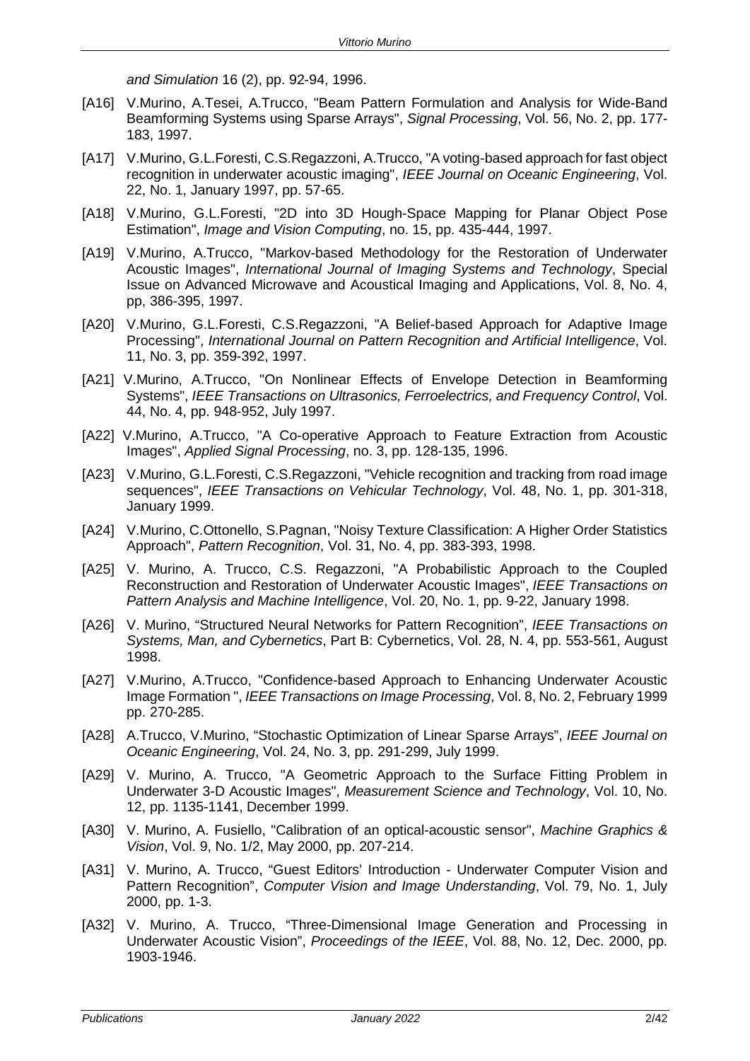*and Simulation* 16 (2), pp. 92-94, 1996.

[A16] V.Murino, A.Tesei, A.Trucco, "Beam Pattern Formulation and Analysis for Wide-Band Beamforming Systems using Sparse Arrays", *Signal Processing*, Vol. 56, No. 2, pp. 177-183, 1997.

[A17] V.Murino, G.L.Foresti, C.S.Regazzoni, A.Trucco, "A voting-based approach for fast object recognition in underwater acoustic imaging", *IEEE Journal on Oceanic Engineering*, Vol. 22, No. 1, January 1997, pp. 57-65.

[A18] V.Murino, G.L.Foresti, "2D into 3D Hough-Space Mapping for Planar Object Pose Estimation", *Image and Vision Computing*, no. 15, pp. 435-444, 1997.

[A19] V.Murino, A.Trucco, "Markov-based Methodology for the Restoration of Underwater Acoustic Images", *International Journal of Imaging Systems and Technology*, Special Issue on Advanced Microwave and Acoustical Imaging and Applications, Vol. 8, No. 4, pp, 386-395, 1997.

[A20] V.Murino, G.L.Foresti, C.S.Regazzoni, "A Belief-based Approach for Adaptive Image Processing", *International Journal on Pattern Recognition and Artificial Intelligence*, Vol. 11, No. 3, pp. 359-392, 1997.

[A21] V.Murino, A.Trucco, "On Nonlinear Effects of Envelope Detection in Beamforming Systems", *IEEE Transactions on Ultrasonics, Ferroelectrics, and Frequency Control*, Vol. 44, No. 4, pp. 948-952, July 1997.

[A22] V.Murino, A.Trucco, "A Co-operative Approach to Feature Extraction from Acoustic Images", *Applied Signal Processing*, no. 3, pp. 128-135, 1996.

[A23] V.Murino, G.L.Foresti, C.S.Regazzoni, "Vehicle recognition and tracking from road image sequences", *IEEE Transactions on Vehicular Technology*, Vol. 48, No. 1, pp. 301-318, January 1999.

[A24] V.Murino, C.Ottonello, S.Pagnan, "Noisy Texture Classification: A Higher Order Statistics Approach", *Pattern Recognition*, Vol. 31, No. 4, pp. 383-393, 1998.

[A25] V. Murino, A. Trucco, C.S. Regazzoni, "A Probabilistic Approach to the Coupled Reconstruction and Restoration of Underwater Acoustic Images", *IEEE Transactions on Pattern Analysis and Machine Intelligence*, Vol. 20, No. 1, pp. 9-22, January 1998.

[A26] V. Murino, "Structured Neural Networks for Pattern Recognition", *IEEE Transactions on Systems, Man, and Cybernetics*, Part B: Cybernetics, Vol. 28, N. 4, pp. 553-561, August 1998.

[A27] V.Murino, A.Trucco, "Confidence-based Approach to Enhancing Underwater Acoustic Image Formation ", *IEEE Transactions on Image Processing*, Vol. 8, No. 2, February 1999 pp. 270-285.

[A28] A.Trucco, V.Murino, "Stochastic Optimization of Linear Sparse Arrays", *IEEE Journal on Oceanic Engineering*, Vol. 24, No. 3, pp. 291-299, July 1999.

[A29] V. Murino, A. Trucco, "A Geometric Approach to the Surface Fitting Problem in Underwater 3-D Acoustic Images", *Measurement Science and Technology*, Vol. 10, No. 12, pp. 1135-1141, December 1999.

[A30] V. Murino, A. Fusiello, "Calibration of an optical-acoustic sensor", *Machine Graphics & Vision*, Vol. 9, No. 1/2, May 2000, pp. 207-214.

[A31] V. Murino, A. Trucco, "Guest Editors' Introduction - Underwater Computer Vision and Pattern Recognition", *Computer Vision and Image Understanding*, Vol. 79, No. 1, July 2000, pp. 1-3.

[A32] V. Murino, A. Trucco, "Three-Dimensional Image Generation and Processing in Underwater Acoustic Vision", *Proceedings of the IEEE*, Vol. 88, No. 12, Dec. 2000, pp. 1903-1946.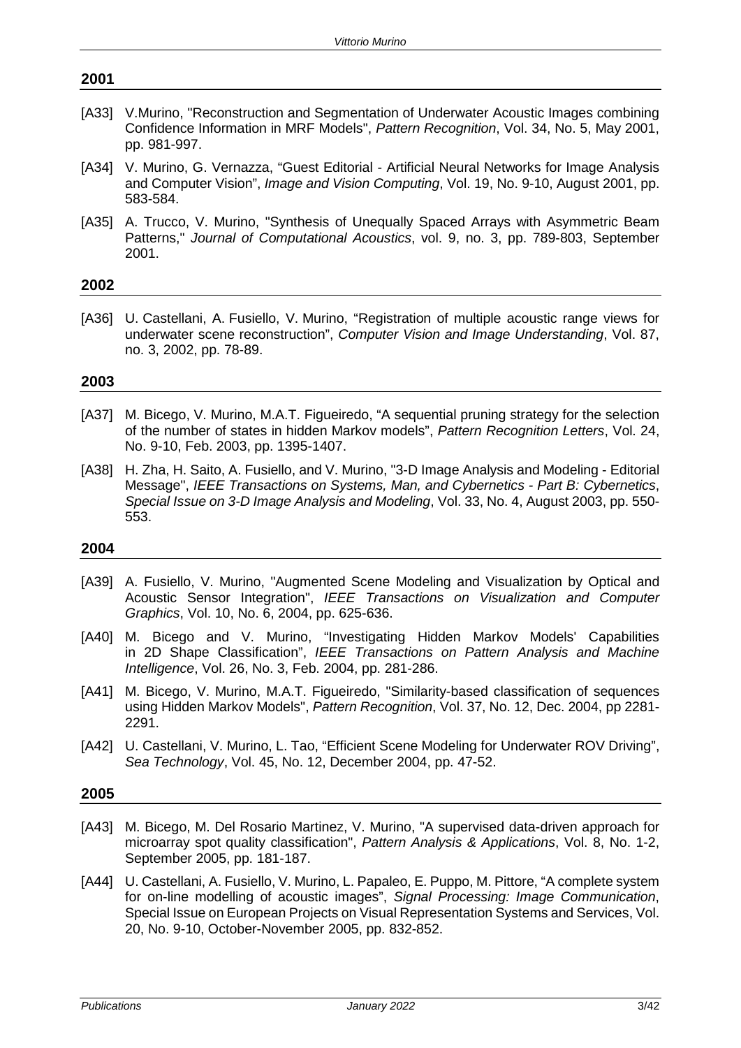## 2001

[A33] V.Murino, "Reconstruction and Segmentation of Underwater Acoustic Images combining Confidence Information in MRF Models", *Pattern Recognition*, Vol. 34, No. 5, May 2001, pp. 981-997.

[A34] V. Murino, G. Vernazza, "Guest Editorial - Artificial Neural Networks for Image Analysis and Computer Vision", *Image and Vision Computing*, Vol. 19, No. 9-10, August 2001, pp. 583-584.

[A35] A. Trucco, V. Murino, "Synthesis of Unequally Spaced Arrays with Asymmetric Beam Patterns," *Journal of Computational Acoustics*, vol. 9, no. 3, pp. 789-803, September 2001.

## 2002

[A36] U. Castellani, A. Fusiello, V. Murino, "Registration of multiple acoustic range views for underwater scene reconstruction", *Computer Vision and Image Understanding*, Vol. 87, no. 3, 2002, pp. 78-89.

## 2003

[A37] M. Bicego, V. Murino, M.A.T. Figueiredo, "A sequential pruning strategy for the selection of the number of states in hidden Markov models", *Pattern Recognition Letters*, Vol. 24, No. 9-10, Feb. 2003, pp. 1395-1407.

[A38] H. Zha, H. Saito, A. Fusiello, and V. Murino, "3-D Image Analysis and Modeling - Editorial Message", *IEEE Transactions on Systems, Man, and Cybernetics - Part B: Cybernetics*, *Special Issue on 3-D Image Analysis and Modeling*, Vol. 33, No. 4, August 2003, pp. 550-553.

## 2004

[A39] A. Fusiello, V. Murino, "Augmented Scene Modeling and Visualization by Optical and Acoustic Sensor Integration", *IEEE Transactions on Visualization and Computer Graphics*, Vol. 10, No. 6, 2004, pp. 625-636.

[A40] M. Bicego and V. Murino, "Investigating Hidden Markov Models' Capabilities in 2D Shape Classification", *IEEE Transactions on Pattern Analysis and Machine Intelligence*, Vol. 26, No. 3, Feb. 2004, pp. 281-286.

[A41] M. Bicego, V. Murino, M.A.T. Figueiredo, "Similarity-based classification of sequences using Hidden Markov Models", *Pattern Recognition*, Vol. 37, No. 12, Dec. 2004, pp 2281-2291.

[A42] U. Castellani, V. Murino, L. Tao, "Efficient Scene Modeling for Underwater ROV Driving", *Sea Technology*, Vol. 45, No. 12, December 2004, pp. 47-52.

## 2005

[A43] M. Bicego, M. Del Rosario Martinez, V. Murino, "A supervised data-driven approach for microarray spot quality classification", *Pattern Analysis & Applications*, Vol. 8, No. 1-2, September 2005, pp. 181-187.

[A44] U. Castellani, A. Fusiello, V. Murino, L. Papaleo, E. Puppo, M. Pittore, "A complete system for on-line modelling of acoustic images", *Signal Processing: Image Communication*, Special Issue on European Projects on Visual Representation Systems and Services, Vol. 20, No. 9-10, October-November 2005, pp. 832-852.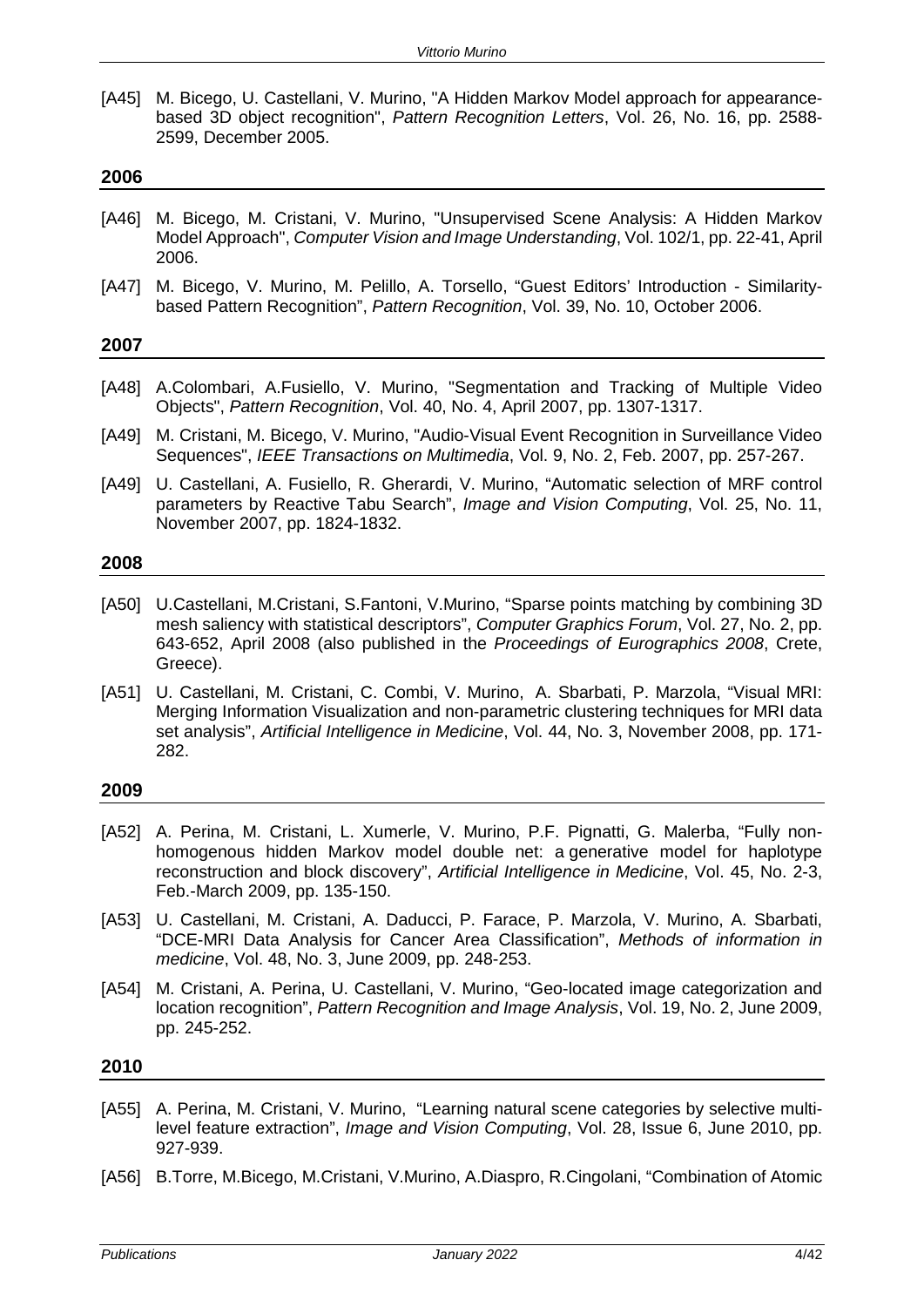[A45] M. Bicego, U. Castellani, V. Murino, "A Hidden Markov Model approach for appearance-based 3D object recognition", *Pattern Recognition Letters*, Vol. 26, No. 16, pp. 2588-2599, December 2005.

## 2006

[A46] M. Bicego, M. Cristani, V. Murino, "Unsupervised Scene Analysis: A Hidden Markov Model Approach", *Computer Vision and Image Understanding*, Vol. 102/1, pp. 22-41, April 2006.

[A47] M. Bicego, V. Murino, M. Pelillo, A. Torsello, "Guest Editors' Introduction - Similarity-based Pattern Recognition", *Pattern Recognition*, Vol. 39, No. 10, October 2006.

## 2007

[A48] A.Colombari, A.Fusiello, V. Murino, "Segmentation and Tracking of Multiple Video Objects", *Pattern Recognition*, Vol. 40, No. 4, April 2007, pp. 1307-1317.

[A49] M. Cristani, M. Bicego, V. Murino, "Audio-Visual Event Recognition in Surveillance Video Sequences", *IEEE Transactions on Multimedia*, Vol. 9, No. 2, Feb. 2007, pp. 257-267.

[A49] U. Castellani, A. Fusiello, R. Gherardi, V. Murino, "Automatic selection of MRF control parameters by Reactive Tabu Search", *Image and Vision Computing*, Vol. 25, No. 11, November 2007, pp. 1824-1832.

## 2008

[A50] U.Castellani, M.Cristani, S.Fantoni, V.Murino, "Sparse points matching by combining 3D mesh saliency with statistical descriptors", *Computer Graphics Forum*, Vol. 27, No. 2, pp. 643-652, April 2008 (also published in the *Proceedings of Eurographics 2008*, Crete, Greece).

[A51] U. Castellani, M. Cristani, C. Combi, V. Murino, A. Sbarbati, P. Marzola, "Visual MRI: Merging Information Visualization and non-parametric clustering techniques for MRI data set analysis", *Artificial Intelligence in Medicine*, Vol. 44, No. 3, November 2008, pp. 171-282.

## 2009

[A52] A. Perina, M. Cristani, L. Xumerle, V. Murino, P.F. Pignatti, G. Malerba, "Fully non-homogenous hidden Markov model double net: a generative model for haplotype reconstruction and block discovery", *Artificial Intelligence in Medicine*, Vol. 45, No. 2-3, Feb.-March 2009, pp. 135-150.

[A53] U. Castellani, M. Cristani, A. Daducci, P. Farace, P. Marzola, V. Murino, A. Sbarbati, "DCE-MRI Data Analysis for Cancer Area Classification", *Methods of information in medicine*, Vol. 48, No. 3, June 2009, pp. 248-253.

[A54] M. Cristani, A. Perina, U. Castellani, V. Murino, "Geo-located image categorization and location recognition", *Pattern Recognition and Image Analysis*, Vol. 19, No. 2, June 2009, pp. 245-252.

## 2010

[A55] A. Perina, M. Cristani, V. Murino, "Learning natural scene categories by selective multi-level feature extraction", *Image and Vision Computing*, Vol. 28, Issue 6, June 2010, pp. 927-939.

[A56] B.Torre, M.Bicego, M.Cristani, V.Murino, A.Diaspro, R.Cingolani, "Combination of Atomic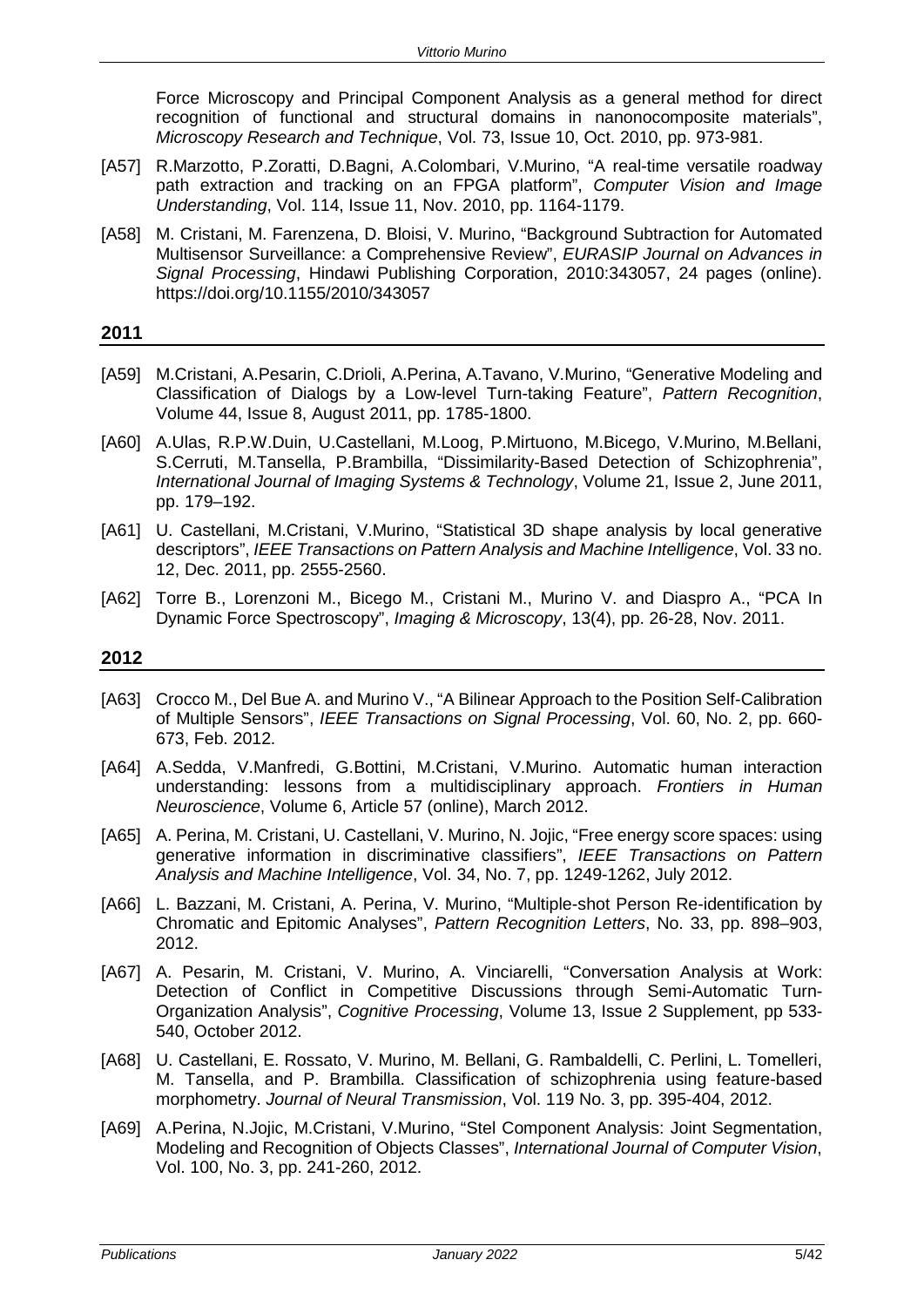Force Microscopy and Principal Component Analysis as a general method for direct recognition of functional and structural domains in nanonocomposite materials", *Microscopy Research and Technique*, Vol. 73, Issue 10, Oct. 2010, pp. 973-981.

[A57] R.Marzotto, P.Zoratti, D.Bagni, A.Colombari, V.Murino, "A real-time versatile roadway path extraction and tracking on an FPGA platform", *Computer Vision and Image Understanding*, Vol. 114, Issue 11, Nov. 2010, pp. 1164-1179.

[A58] M. Cristani, M. Farenzena, D. Bloisi, V. Murino, "Background Subtraction for Automated Multisensor Surveillance: a Comprehensive Review", *EURASIP Journal on Advances in Signal Processing*, Hindawi Publishing Corporation, 2010:343057, 24 pages (online). https://doi.org/10.1155/2010/343057

## 2011

[A59] M.Cristani, A.Pesarin, C.Drioli, A.Perina, A.Tavano, V.Murino, "Generative Modeling and Classification of Dialogs by a Low-level Turn-taking Feature", *Pattern Recognition*, Volume 44, Issue 8, August 2011, pp. 1785-1800.

[A60] A.Ulas, R.P.W.Duin, U.Castellani, M.Loog, P.Mirtuono, M.Bicego, V.Murino, M.Bellani, S.Cerruti, M.Tansella, P.Brambilla, "Dissimilarity-Based Detection of Schizophrenia", *International Journal of Imaging Systems & Technology*, Volume 21, Issue 2, June 2011, pp. 179–192.

[A61] U. Castellani, M.Cristani, V.Murino, "Statistical 3D shape analysis by local generative descriptors", *IEEE Transactions on Pattern Analysis and Machine Intelligence*, Vol. 33 no. 12, Dec. 2011, pp. 2555-2560.

[A62] Torre B., Lorenzoni M., Bicego M., Cristani M., Murino V. and Diaspro A., "PCA In Dynamic Force Spectroscopy", *Imaging & Microscopy*, 13(4), pp. 26-28, Nov. 2011.

## 2012

[A63] Crocco M., Del Bue A. and Murino V., "A Bilinear Approach to the Position Self-Calibration of Multiple Sensors", *IEEE Transactions on Signal Processing*, Vol. 60, No. 2, pp. 660-673, Feb. 2012.

[A64] A.Sedda, V.Manfredi, G.Bottini, M.Cristani, V.Murino. Automatic human interaction understanding: lessons from a multidisciplinary approach. *Frontiers in Human Neuroscience*, Volume 6, Article 57 (online), March 2012.

[A65] A. Perina, M. Cristani, U. Castellani, V. Murino, N. Jojic, "Free energy score spaces: using generative information in discriminative classifiers", *IEEE Transactions on Pattern Analysis and Machine Intelligence*, Vol. 34, No. 7, pp. 1249-1262, July 2012.

[A66] L. Bazzani, M. Cristani, A. Perina, V. Murino, "Multiple-shot Person Re-identification by Chromatic and Epitomic Analyses", *Pattern Recognition Letters*, No. 33, pp. 898–903, 2012.

[A67] A. Pesarin, M. Cristani, V. Murino, A. Vinciarelli, "Conversation Analysis at Work: Detection of Conflict in Competitive Discussions through Semi-Automatic Turn-Organization Analysis", *Cognitive Processing*, Volume 13, Issue 2 Supplement, pp 533-540, October 2012.

[A68] U. Castellani, E. Rossato, V. Murino, M. Bellani, G. Rambaldelli, C. Perlini, L. Tomelleri, M. Tansella, and P. Brambilla. Classification of schizophrenia using feature-based morphometry. *Journal of Neural Transmission*, Vol. 119 No. 3, pp. 395-404, 2012.

[A69] A.Perina, N.Jojic, M.Cristani, V.Murino, "Stel Component Analysis: Joint Segmentation, Modeling and Recognition of Objects Classes", *International Journal of Computer Vision*, Vol. 100, No. 3, pp. 241-260, 2012.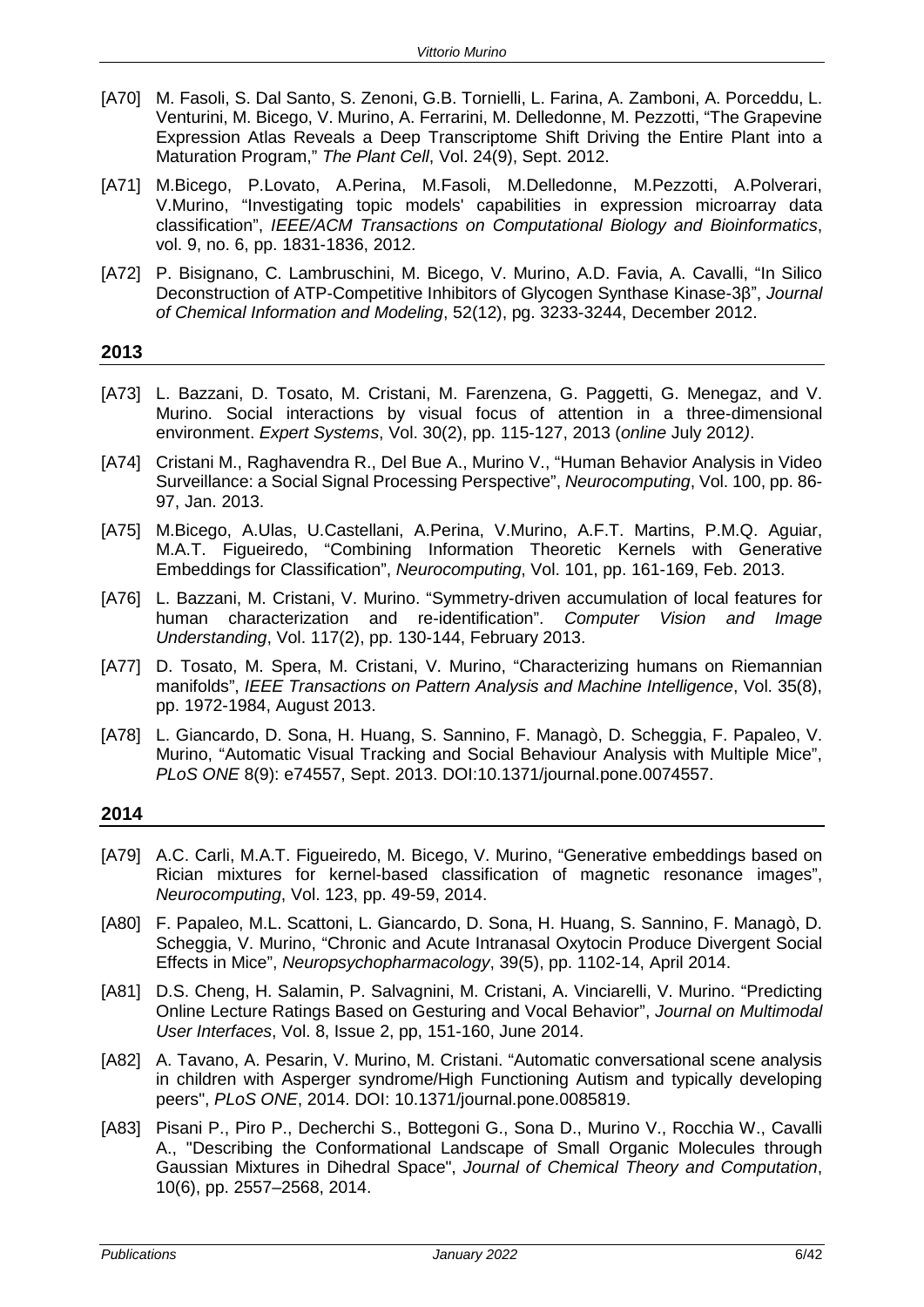[A70] M. Fasoli, S. Dal Santo, S. Zenoni, G.B. Tornielli, L. Farina, A. Zamboni, A. Porceddu, L. Venturini, M. Bicego, V. Murino, A. Ferrarini, M. Delledonne, M. Pezzotti, "The Grapevine Expression Atlas Reveals a Deep Transcriptome Shift Driving the Entire Plant into a Maturation Program," *The Plant Cell*, Vol. 24(9), Sept. 2012.

[A71] M.Bicego, P.Lovato, A.Perina, M.Fasoli, M.Delledonne, M.Pezzotti, A.Polverari, V.Murino, "Investigating topic models' capabilities in expression microarray data classification", *IEEE/ACM Transactions on Computational Biology and Bioinformatics*, vol. 9, no. 6, pp. 1831-1836, 2012.

[A72] P. Bisignano, C. Lambruschini, M. Bicego, V. Murino, A.D. Favia, A. Cavalli, "In Silico Deconstruction of ATP-Competitive Inhibitors of Glycogen Synthase Kinase-3β", *Journal of Chemical Information and Modeling*, 52(12), pg. 3233-3244, December 2012.

## 2013

[A73] L. Bazzani, D. Tosato, M. Cristani, M. Farenzena, G. Paggetti, G. Menegaz, and V. Murino. Social interactions by visual focus of attention in a three-dimensional environment. *Expert Systems*, Vol. 30(2), pp. 115-127, 2013 (*online* July 2012*)*.

[A74] Cristani M., Raghavendra R., Del Bue A., Murino V., "Human Behavior Analysis in Video Surveillance: a Social Signal Processing Perspective", *Neurocomputing*, Vol. 100, pp. 86-97, Jan. 2013.

[A75] M.Bicego, A.Ulas, U.Castellani, A.Perina, V.Murino, A.F.T. Martins, P.M.Q. Aguiar, M.A.T. Figueiredo, "Combining Information Theoretic Kernels with Generative Embeddings for Classification", *Neurocomputing*, Vol. 101, pp. 161-169, Feb. 2013.

[A76] L. Bazzani, M. Cristani, V. Murino. "Symmetry-driven accumulation of local features for human characterization and re-identification". *Computer Vision and Image Understanding*, Vol. 117(2), pp. 130-144, February 2013.

[A77] D. Tosato, M. Spera, M. Cristani, V. Murino, "Characterizing humans on Riemannian manifolds", *IEEE Transactions on Pattern Analysis and Machine Intelligence*, Vol. 35(8), pp. 1972-1984, August 2013.

[A78] L. Giancardo, D. Sona, H. Huang, S. Sannino, F. Managò, D. Scheggia, F. Papaleo, V. Murino, "Automatic Visual Tracking and Social Behaviour Analysis with Multiple Mice", *PLoS ONE* 8(9): e74557, Sept. 2013. DOI:10.1371/journal.pone.0074557.

## 2014

[A79] A.C. Carli, M.A.T. Figueiredo, M. Bicego, V. Murino, "Generative embeddings based on Rician mixtures for kernel-based classification of magnetic resonance images", *Neurocomputing*, Vol. 123, pp. 49-59, 2014.

[A80] F. Papaleo, M.L. Scattoni, L. Giancardo, D. Sona, H. Huang, S. Sannino, F. Managò, D. Scheggia, V. Murino, "Chronic and Acute Intranasal Oxytocin Produce Divergent Social Effects in Mice", *Neuropsychopharmacology*, 39(5), pp. 1102-14, April 2014.

[A81] D.S. Cheng, H. Salamin, P. Salvagnini, M. Cristani, A. Vinciarelli, V. Murino. "Predicting Online Lecture Ratings Based on Gesturing and Vocal Behavior", *Journal on Multimodal User Interfaces*, Vol. 8, Issue 2, pp, 151-160, June 2014.

[A82] A. Tavano, A. Pesarin, V. Murino, M. Cristani. "Automatic conversational scene analysis in children with Asperger syndrome/High Functioning Autism and typically developing peers", *PLoS ONE*, 2014. DOI: 10.1371/journal.pone.0085819.

[A83] Pisani P., Piro P., Decherchi S., Bottegoni G., Sona D., Murino V., Rocchia W., Cavalli A., "Describing the Conformational Landscape of Small Organic Molecules through Gaussian Mixtures in Dihedral Space", *Journal of Chemical Theory and Computation*, 10(6), pp. 2557–2568, 2014.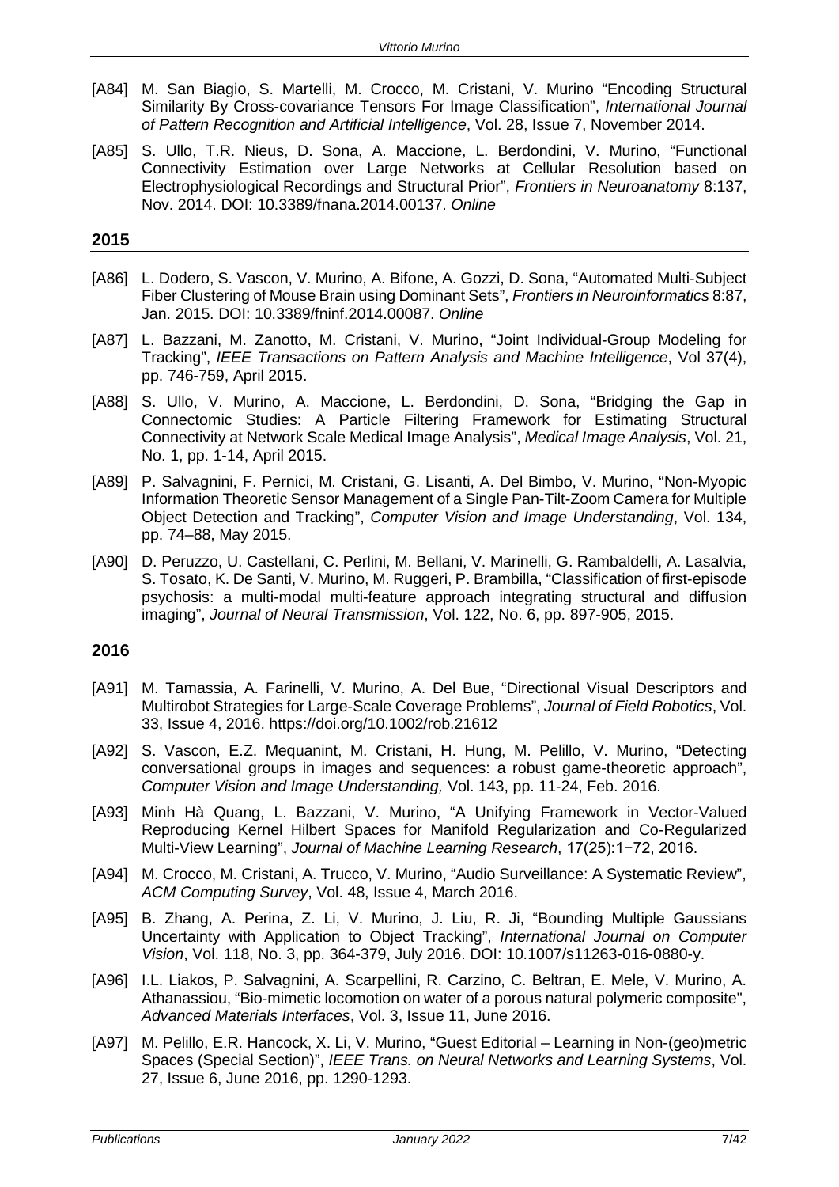[A84] M. San Biagio, S. Martelli, M. Crocco, M. Cristani, V. Murino "Encoding Structural Similarity By Cross-covariance Tensors For Image Classification", *International Journal of Pattern Recognition and Artificial Intelligence*, Vol. 28, Issue 7, November 2014.

[A85] S. Ullo, T.R. Nieus, D. Sona, A. Maccione, L. Berdondini, V. Murino, "Functional Connectivity Estimation over Large Networks at Cellular Resolution based on Electrophysiological Recordings and Structural Prior", *Frontiers in Neuroanatomy* 8:137, Nov. 2014. DOI: 10.3389/fnana.2014.00137. *Online*

## 2015

[A86] L. Dodero, S. Vascon, V. Murino, A. Bifone, A. Gozzi, D. Sona, "Automated Multi-Subject Fiber Clustering of Mouse Brain using Dominant Sets", *Frontiers in Neuroinformatics* 8:87, Jan. 2015. DOI: 10.3389/fninf.2014.00087. *Online*

[A87] L. Bazzani, M. Zanotto, M. Cristani, V. Murino, "Joint Individual-Group Modeling for Tracking", *IEEE Transactions on Pattern Analysis and Machine Intelligence*, Vol 37(4), pp. 746-759, April 2015.

[A88] S. Ullo, V. Murino, A. Maccione, L. Berdondini, D. Sona, "Bridging the Gap in Connectomic Studies: A Particle Filtering Framework for Estimating Structural Connectivity at Network Scale Medical Image Analysis", *Medical Image Analysis*, Vol. 21, No. 1, pp. 1-14, April 2015.

[A89] P. Salvagnini, F. Pernici, M. Cristani, G. Lisanti, A. Del Bimbo, V. Murino, "Non-Myopic Information Theoretic Sensor Management of a Single Pan-Tilt-Zoom Camera for Multiple Object Detection and Tracking", *Computer Vision and Image Understanding*, Vol. 134, pp. 74–88, May 2015.

[A90] D. Peruzzo, U. Castellani, C. Perlini, M. Bellani, V. Marinelli, G. Rambaldelli, A. Lasalvia, S. Tosato, K. De Santi, V. Murino, M. Ruggeri, P. Brambilla, "Classification of first-episode psychosis: a multi-modal multi-feature approach integrating structural and diffusion imaging", *Journal of Neural Transmission*, Vol. 122, No. 6, pp. 897-905, 2015.

## 2016

[A91] M. Tamassia, A. Farinelli, V. Murino, A. Del Bue, "Directional Visual Descriptors and Multirobot Strategies for Large-Scale Coverage Problems", *Journal of Field Robotics*, Vol. 33, Issue 4, 2016. https://doi.org/10.1002/rob.21612

[A92] S. Vascon, E.Z. Mequanint, M. Cristani, H. Hung, M. Pelillo, V. Murino, "Detecting conversational groups in images and sequences: a robust game-theoretic approach", *Computer Vision and Image Understanding,* Vol. 143, pp. 11-24, Feb. 2016.

[A93] Minh Hà Quang, L. Bazzani, V. Murino, "A Unifying Framework in Vector-Valued Reproducing Kernel Hilbert Spaces for Manifold Regularization and Co-Regularized Multi-View Learning", *Journal of Machine Learning Research*, 17(25):1−72, 2016.

[A94] M. Crocco, M. Cristani, A. Trucco, V. Murino, "Audio Surveillance: A Systematic Review", *ACM Computing Survey*, Vol. 48, Issue 4, March 2016.

[A95] B. Zhang, A. Perina, Z. Li, V. Murino, J. Liu, R. Ji, "Bounding Multiple Gaussians Uncertainty with Application to Object Tracking", *International Journal on Computer Vision*, Vol. 118, No. 3, pp. 364-379, July 2016. DOI: 10.1007/s11263-016-0880-y.

[A96] I.L. Liakos, P. Salvagnini, A. Scarpellini, R. Carzino, C. Beltran, E. Mele, V. Murino, A. Athanassiou, "Bio-mimetic locomotion on water of a porous natural polymeric composite", *Advanced Materials Interfaces*, Vol. 3, Issue 11, June 2016.

[A97] M. Pelillo, E.R. Hancock, X. Li, V. Murino, "Guest Editorial – Learning in Non-(geo)metric Spaces (Special Section)", *IEEE Trans. on Neural Networks and Learning Systems*, Vol. 27, Issue 6, June 2016, pp. 1290-1293.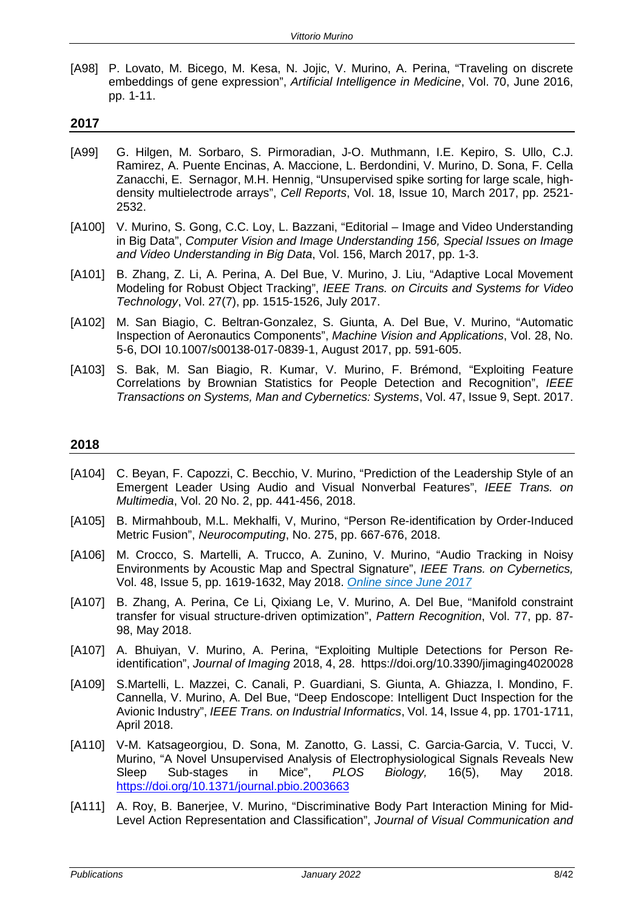[A98] P. Lovato, M. Bicego, M. Kesa, N. Jojic, V. Murino, A. Perina, "Traveling on discrete embeddings of gene expression", *Artificial Intelligence in Medicine*, Vol. 70, June 2016, pp. 1-11.

## 2017

[A99] G. Hilgen, M. Sorbaro, S. Pirmoradian, J-O. Muthmann, I.E. Kepiro, S. Ullo, C.J. Ramirez, A. Puente Encinas, A. Maccione, L. Berdondini, V. Murino, D. Sona, F. Cella Zanacchi, E. Sernagor, M.H. Hennig, "Unsupervised spike sorting for large scale, high-density multielectrode arrays", *Cell Reports*, Vol. 18, Issue 10, March 2017, pp. 2521-2532.

[A100] V. Murino, S. Gong, C.C. Loy, L. Bazzani, "Editorial – Image and Video Understanding in Big Data", *Computer Vision and Image Understanding 156, Special Issues on Image and Video Understanding in Big Data*, Vol. 156, March 2017, pp. 1-3.

[A101] B. Zhang, Z. Li, A. Perina, A. Del Bue, V. Murino, J. Liu, "Adaptive Local Movement Modeling for Robust Object Tracking", *IEEE Trans. on Circuits and Systems for Video Technology*, Vol. 27(7), pp. 1515-1526, July 2017.

[A102] M. San Biagio, C. Beltran-Gonzalez, S. Giunta, A. Del Bue, V. Murino, "Automatic Inspection of Aeronautics Components", *Machine Vision and Applications*, Vol. 28, No. 5-6, DOI 10.1007/s00138-017-0839-1, August 2017, pp. 591-605.

[A103] S. Bak, M. San Biagio, R. Kumar, V. Murino, F. Brémond, "Exploiting Feature Correlations by Brownian Statistics for People Detection and Recognition", *IEEE Transactions on Systems, Man and Cybernetics: Systems*, Vol. 47, Issue 9, Sept. 2017.

## 2018

[A104] C. Beyan, F. Capozzi, C. Becchio, V. Murino, "Prediction of the Leadership Style of an Emergent Leader Using Audio and Visual Nonverbal Features", *IEEE Trans. on Multimedia*, Vol. 20 No. 2, pp. 441-456, 2018.

[A105] B. Mirmahboub, M.L. Mekhalfi, V, Murino, "Person Re-identification by Order-Induced Metric Fusion", *Neurocomputing*, No. 275, pp. 667-676, 2018.

[A106] M. Crocco, S. Martelli, A. Trucco, A. Zunino, V. Murino, "Audio Tracking in Noisy Environments by Acoustic Map and Spectral Signature", *IEEE Trans. on Cybernetics,* Vol. 48, Issue 5, pp. 1619-1632, May 2018. *Online since June 2017*

[A107] B. Zhang, A. Perina, Ce Li, Qixiang Le, V. Murino, A. Del Bue, "Manifold constraint transfer for visual structure-driven optimization", *Pattern Recognition*, Vol. 77, pp. 87-98, May 2018.

[A107] A. Bhuiyan, V. Murino, A. Perina, "Exploiting Multiple Detections for Person Re-identification", *Journal of Imaging* 2018, 4, 28. https://doi.org/10.3390/jimaging4020028

[A109] S.Martelli, L. Mazzei, C. Canali, P. Guardiani, S. Giunta, A. Ghiazza, I. Mondino, F. Cannella, V. Murino, A. Del Bue, "Deep Endoscope: Intelligent Duct Inspection for the Avionic Industry", *IEEE Trans. on Industrial Informatics*, Vol. 14, Issue 4, pp. 1701-1711, April 2018.

[A110] V-M. Katsageorgiou, D. Sona, M. Zanotto, G. Lassi, C. Garcia-Garcia, V. Tucci, V. Murino, "A Novel Unsupervised Analysis of Electrophysiological Signals Reveals New Sleep Sub-stages in Mice", *PLOS Biology,* 16(5), May 2018. https://doi.org/10.1371/journal.pbio.2003663

[A111] A. Roy, B. Banerjee, V. Murino, "Discriminative Body Part Interaction Mining for Mid-Level Action Representation and Classification", *Journal of Visual Communication and*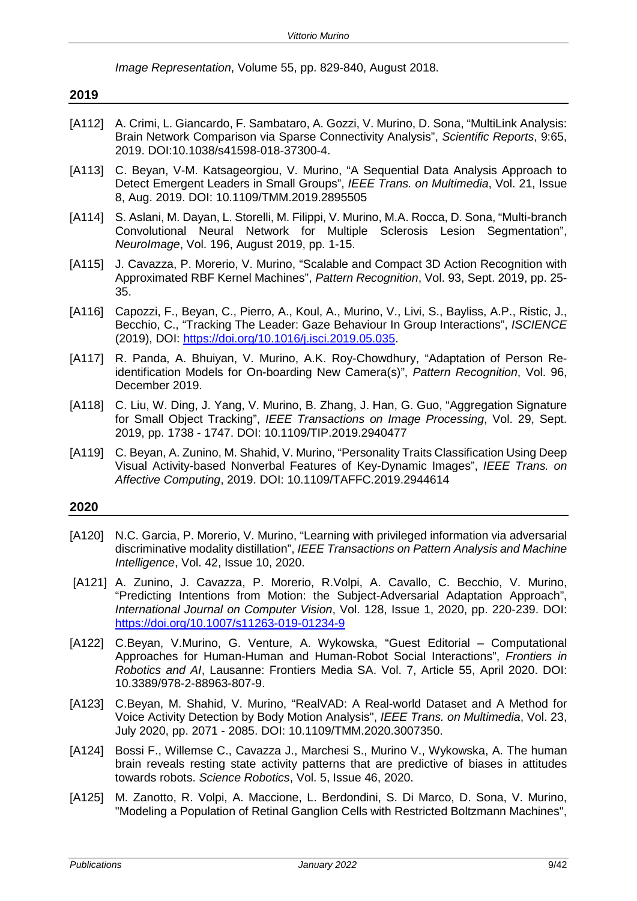*Image Representation*, Volume 55, pp. 829-840, August 2018.

## 2019

- [A112] A. Crimi, L. Giancardo, F. Sambataro, A. Gozzi, V. Murino, D. Sona, "MultiLink Analysis: Brain Network Comparison via Sparse Connectivity Analysis", *Scientific Reports*, 9:65, 2019. DOI:10.1038/s41598-018-37300-4.
- [A113] C. Beyan, V-M. Katsageorgiou, V. Murino, "A Sequential Data Analysis Approach to Detect Emergent Leaders in Small Groups", *IEEE Trans. on Multimedia*, Vol. 21, Issue 8, Aug. 2019. DOI: 10.1109/TMM.2019.2895505
- [A114] S. Aslani, M. Dayan, L. Storelli, M. Filippi, V. Murino, M.A. Rocca, D. Sona, "Multi-branch Convolutional Neural Network for Multiple Sclerosis Lesion Segmentation", *NeuroImage*, Vol. 196, August 2019, pp. 1-15.
- [A115] J. Cavazza, P. Morerio, V. Murino, "Scalable and Compact 3D Action Recognition with Approximated RBF Kernel Machines", *Pattern Recognition*, Vol. 93, Sept. 2019, pp. 25-35.
- [A116] Capozzi, F., Beyan, C., Pierro, A., Koul, A., Murino, V., Livi, S., Bayliss, A.P., Ristic, J., Becchio, C., "Tracking The Leader: Gaze Behaviour In Group Interactions", *ISCIENCE* (2019), DOI: https://doi.org/10.1016/j.isci.2019.05.035.
- [A117] R. Panda, A. Bhuiyan, V. Murino, A.K. Roy-Chowdhury, "Adaptation of Person Re-identification Models for On-boarding New Camera(s)", *Pattern Recognition*, Vol. 96, December 2019.
- [A118] C. Liu, W. Ding, J. Yang, V. Murino, B. Zhang, J. Han, G. Guo, "Aggregation Signature for Small Object Tracking", *IEEE Transactions on Image Processing*, Vol. 29, Sept. 2019, pp. 1738 - 1747. DOI: 10.1109/TIP.2019.2940477
- [A119] C. Beyan, A. Zunino, M. Shahid, V. Murino, "Personality Traits Classification Using Deep Visual Activity-based Nonverbal Features of Key-Dynamic Images", *IEEE Trans. on Affective Computing*, 2019. DOI: 10.1109/TAFFC.2019.2944614

## 2020

- [A120] N.C. Garcia, P. Morerio, V. Murino, "Learning with privileged information via adversarial discriminative modality distillation", *IEEE Transactions on Pattern Analysis and Machine Intelligence*, Vol. 42, Issue 10, 2020.
- [A121] A. Zunino, J. Cavazza, P. Morerio, R.Volpi, A. Cavallo, C. Becchio, V. Murino, "Predicting Intentions from Motion: the Subject-Adversarial Adaptation Approach", *International Journal on Computer Vision*, Vol. 128, Issue 1, 2020, pp. 220-239. DOI: https://doi.org/10.1007/s11263-019-01234-9
- [A122] C.Beyan, V.Murino, G. Venture, A. Wykowska, "Guest Editorial – Computational Approaches for Human-Human and Human-Robot Social Interactions", *Frontiers in Robotics and AI*, Lausanne: Frontiers Media SA. Vol. 7, Article 55, April 2020. DOI: 10.3389/978-2-88963-807-9.
- [A123] C.Beyan, M. Shahid, V. Murino, "RealVAD: A Real-world Dataset and A Method for Voice Activity Detection by Body Motion Analysis", *IEEE Trans. on Multimedia*, Vol. 23, July 2020, pp. 2071 - 2085. DOI: 10.1109/TMM.2020.3007350.
- [A124] Bossi F., Willemse C., Cavazza J., Marchesi S., Murino V., Wykowska, A. The human brain reveals resting state activity patterns that are predictive of biases in attitudes towards robots. *Science Robotics*, Vol. 5, Issue 46, 2020.
- [A125] M. Zanotto, R. Volpi, A. Maccione, L. Berdondini, S. Di Marco, D. Sona, V. Murino, "Modeling a Population of Retinal Ganglion Cells with Restricted Boltzmann Machines",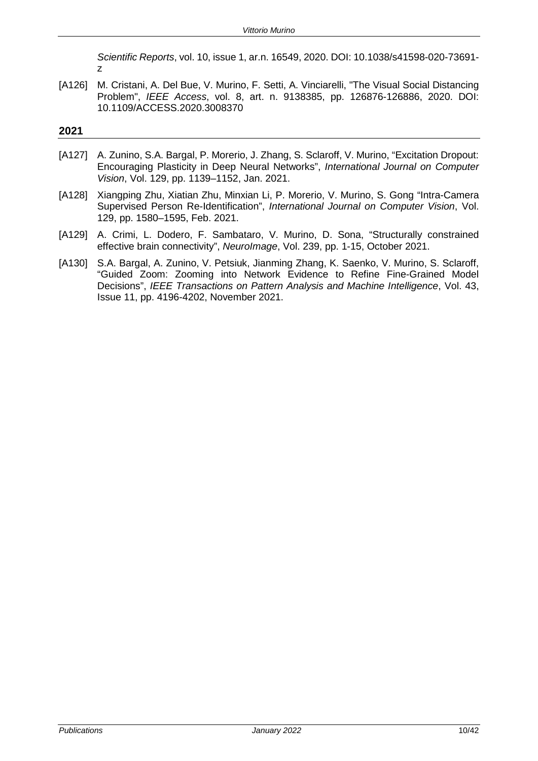*Scientific Reports*, vol. 10, issue 1, ar.n. 16549, 2020. DOI: 10.1038/s41598-020-73691-z

[A126] M. Cristani, A. Del Bue, V. Murino, F. Setti, A. Vinciarelli, "The Visual Social Distancing Problem", *IEEE Access*, vol. 8, art. n. 9138385, pp. 126876-126886, 2020. DOI: 10.1109/ACCESS.2020.3008370

## 2021

[A127] A. Zunino, S.A. Bargal, P. Morerio, J. Zhang, S. Sclaroff, V. Murino, “Excitation Dropout: Encouraging Plasticity in Deep Neural Networks”, *International Journal on Computer Vision*, Vol. 129, pp. 1139–1152, Jan. 2021.

[A128] Xiangping Zhu, Xiatian Zhu, Minxian Li, P. Morerio, V. Murino, S. Gong “Intra-Camera Supervised Person Re-Identification”, *International Journal on Computer Vision*, Vol. 129, pp. 1580–1595, Feb. 2021.

[A129] A. Crimi, L. Dodero, F. Sambataro, V. Murino, D. Sona, “Structurally constrained effective brain connectivity”, *NeuroImage*, Vol. 239, pp. 1-15, October 2021.

[A130] S.A. Bargal, A. Zunino, V. Petsiuk, Jianming Zhang, K. Saenko, V. Murino, S. Sclaroff, “Guided Zoom: Zooming into Network Evidence to Refine Fine-Grained Model Decisions”, *IEEE Transactions on Pattern Analysis and Machine Intelligence*, Vol. 43, Issue 11, pp. 4196-4202, November 2021.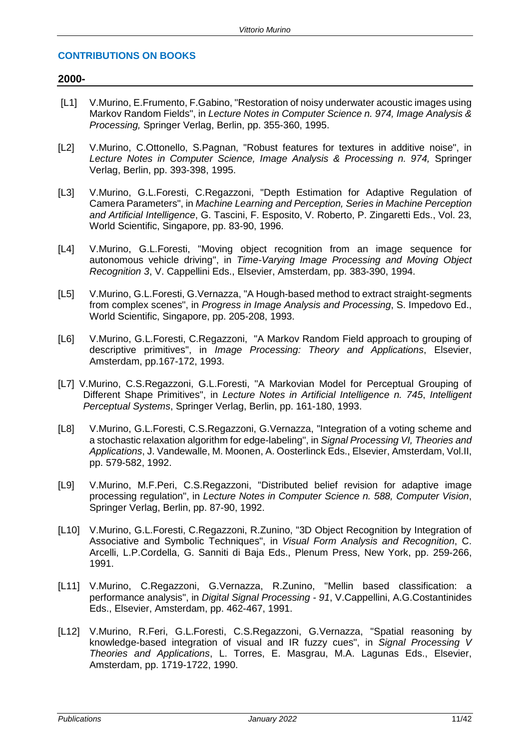## CONTRIBUTIONS ON BOOKS

### 2000-

[L1] V.Murino, E.Frumento, F.Gabino, "Restoration of noisy underwater acoustic images using Markov Random Fields", in *Lecture Notes in Computer Science n. 974, Image Analysis & Processing,* Springer Verlag, Berlin, pp. 355-360, 1995.

[L2] V.Murino, C.Ottonello, S.Pagnan, "Robust features for textures in additive noise", in *Lecture Notes in Computer Science, Image Analysis & Processing n. 974,* Springer Verlag, Berlin, pp. 393-398, 1995.

[L3] V.Murino, G.L.Foresti, C.Regazzoni, "Depth Estimation for Adaptive Regulation of Camera Parameters", in *Machine Learning and Perception, Series in Machine Perception and Artificial Intelligence*, G. Tascini, F. Esposito, V. Roberto, P. Zingaretti Eds., Vol. 23, World Scientific, Singapore, pp. 83-90, 1996.

[L4] V.Murino, G.L.Foresti, "Moving object recognition from an image sequence for autonomous vehicle driving", in *Time-Varying Image Processing and Moving Object Recognition 3*, V. Cappellini Eds., Elsevier, Amsterdam, pp. 383-390, 1994.

[L5] V.Murino, G.L.Foresti, G.Vernazza, "A Hough-based method to extract straight-segments from complex scenes", in *Progress in Image Analysis and Processing*, S. Impedovo Ed., World Scientific, Singapore, pp. 205-208, 1993.

[L6] V.Murino, G.L.Foresti, C.Regazzoni, "A Markov Random Field approach to grouping of descriptive primitives", in *Image Processing: Theory and Applications*, Elsevier, Amsterdam, pp.167-172, 1993.

[L7] V.Murino, C.S.Regazzoni, G.L.Foresti, "A Markovian Model for Perceptual Grouping of Different Shape Primitives", in *Lecture Notes in Artificial Intelligence n. 745*, *Intelligent Perceptual Systems*, Springer Verlag, Berlin, pp. 161-180, 1993.

[L8] V.Murino, G.L.Foresti, C.S.Regazzoni, G.Vernazza, "Integration of a voting scheme and a stochastic relaxation algorithm for edge-labeling", in *Signal Processing VI, Theories and Applications*, J. Vandewalle, M. Moonen, A. Oosterlinck Eds., Elsevier, Amsterdam, Vol.II, pp. 579-582, 1992.

[L9] V.Murino, M.F.Peri, C.S.Regazzoni, "Distributed belief revision for adaptive image processing regulation", in *Lecture Notes in Computer Science n. 588, Computer Vision*, Springer Verlag, Berlin, pp. 87-90, 1992.

[L10] V.Murino, G.L.Foresti, C.Regazzoni, R.Zunino, "3D Object Recognition by Integration of Associative and Symbolic Techniques", in *Visual Form Analysis and Recognition*, C. Arcelli, L.P.Cordella, G. Sanniti di Baja Eds., Plenum Press, New York, pp. 259-266, 1991.

[L11] V.Murino, C.Regazzoni, G.Vernazza, R.Zunino, "Mellin based classification: a performance analysis", in *Digital Signal Processing - 91*, V.Cappellini, A.G.Costantinides Eds., Elsevier, Amsterdam, pp. 462-467, 1991.

[L12] V.Murino, R.Feri, G.L.Foresti, C.S.Regazzoni, G.Vernazza, "Spatial reasoning by knowledge-based integration of visual and IR fuzzy cues", in *Signal Processing V Theories and Applications*, L. Torres, E. Masgrau, M.A. Lagunas Eds., Elsevier, Amsterdam, pp. 1719-1722, 1990.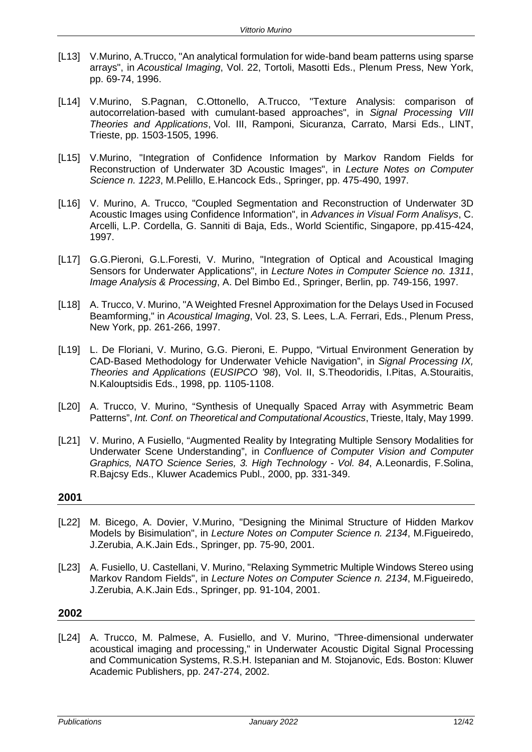[L13] V.Murino, A.Trucco, "An analytical formulation for wide-band beam patterns using sparse arrays", in *Acoustical Imaging*, Vol. 22, Tortoli, Masotti Eds., Plenum Press, New York, pp. 69-74, 1996.

[L14] V.Murino, S.Pagnan, C.Ottonello, A.Trucco, "Texture Analysis: comparison of autocorrelation-based with cumulant-based approaches", in *Signal Processing VIII Theories and Applications*, Vol. III, Ramponi, Sicuranza, Carrato, Marsi Eds., LINT, Trieste, pp. 1503-1505, 1996.

[L15] V.Murino, "Integration of Confidence Information by Markov Random Fields for Reconstruction of Underwater 3D Acoustic Images", in *Lecture Notes on Computer Science n. 1223*, M.Pelillo, E.Hancock Eds., Springer, pp. 475-490, 1997.

[L16] V. Murino, A. Trucco, "Coupled Segmentation and Reconstruction of Underwater 3D Acoustic Images using Confidence Information", in *Advances in Visual Form Analisys*, C. Arcelli, L.P. Cordella, G. Sanniti di Baja, Eds., World Scientific, Singapore, pp.415-424, 1997.

[L17] G.G.Pieroni, G.L.Foresti, V. Murino, "Integration of Optical and Acoustical Imaging Sensors for Underwater Applications", in *Lecture Notes in Computer Science no. 1311*, *Image Analysis & Processing*, A. Del Bimbo Ed., Springer, Berlin, pp. 749-156, 1997.

[L18] A. Trucco, V. Murino, "A Weighted Fresnel Approximation for the Delays Used in Focused Beamforming," in *Acoustical Imaging*, Vol. 23, S. Lees, L.A. Ferrari, Eds., Plenum Press, New York, pp. 261-266, 1997.

[L19] L. De Floriani, V. Murino, G.G. Pieroni, E. Puppo, "Virtual Environment Generation by CAD-Based Methodology for Underwater Vehicle Navigation", in *Signal Processing IX, Theories and Applications* (*EUSIPCO '98*), Vol. II, S.Theodoridis, I.Pitas, A.Stouraitis, N.Kalouptsidis Eds., 1998, pp. 1105-1108.

[L20] A. Trucco, V. Murino, "Synthesis of Unequally Spaced Array with Asymmetric Beam Patterns", *Int. Conf. on Theoretical and Computational Acoustics*, Trieste, Italy, May 1999.

[L21] V. Murino, A Fusiello, "Augmented Reality by Integrating Multiple Sensory Modalities for Underwater Scene Understanding", in *Confluence of Computer Vision and Computer Graphics, NATO Science Series, 3. High Technology - Vol. 84*, A.Leonardis, F.Solina, R.Bajcsy Eds., Kluwer Academics Publ., 2000, pp. 331-349.

## 2001

[L22] M. Bicego, A. Dovier, V.Murino, "Designing the Minimal Structure of Hidden Markov Models by Bisimulation", in *Lecture Notes on Computer Science n. 2134*, M.Figueiredo, J.Zerubia, A.K.Jain Eds., Springer, pp. 75-90, 2001.

[L23] A. Fusiello, U. Castellani, V. Murino, "Relaxing Symmetric Multiple Windows Stereo using Markov Random Fields", in *Lecture Notes on Computer Science n. 2134*, M.Figueiredo, J.Zerubia, A.K.Jain Eds., Springer, pp. 91-104, 2001.

## 2002

[L24] A. Trucco, M. Palmese, A. Fusiello, and V. Murino, "Three-dimensional underwater acoustical imaging and processing," in Underwater Acoustic Digital Signal Processing and Communication Systems, R.S.H. Istepanian and M. Stojanovic, Eds. Boston: Kluwer Academic Publishers, pp. 247-274, 2002.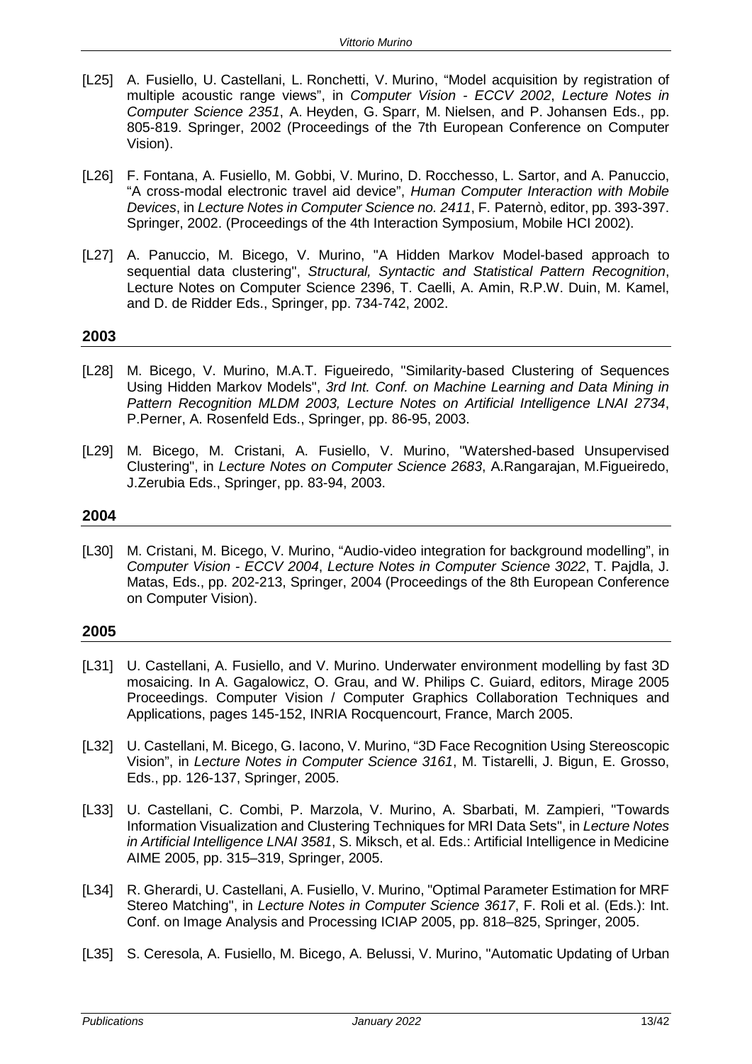[L25] A. Fusiello, U. Castellani, L. Ronchetti, V. Murino, “Model acquisition by registration of multiple acoustic range views”, in *Computer Vision - ECCV 2002*, *Lecture Notes in Computer Science 2351*, A. Heyden, G. Sparr, M. Nielsen, and P. Johansen Eds., pp. 805-819. Springer, 2002 (Proceedings of the 7th European Conference on Computer Vision).

[L26] F. Fontana, A. Fusiello, M. Gobbi, V. Murino, D. Rocchesso, L. Sartor, and A. Panuccio, “A cross-modal electronic travel aid device”, *Human Computer Interaction with Mobile Devices*, in *Lecture Notes in Computer Science no. 2411*, F. Paternò, editor, pp. 393-397. Springer, 2002. (Proceedings of the 4th Interaction Symposium, Mobile HCI 2002).

[L27] A. Panuccio, M. Bicego, V. Murino, "A Hidden Markov Model-based approach to sequential data clustering", *Structural, Syntactic and Statistical Pattern Recognition*, Lecture Notes on Computer Science 2396, T. Caelli, A. Amin, R.P.W. Duin, M. Kamel, and D. de Ridder Eds., Springer, pp. 734-742, 2002.

## 2003

[L28] M. Bicego, V. Murino, M.A.T. Figueiredo, "Similarity-based Clustering of Sequences Using Hidden Markov Models", *3rd Int. Conf. on Machine Learning and Data Mining in Pattern Recognition MLDM 2003, Lecture Notes on Artificial Intelligence LNAI 2734*, P.Perner, A. Rosenfeld Eds., Springer, pp. 86-95, 2003.

[L29] M. Bicego, M. Cristani, A. Fusiello, V. Murino, "Watershed-based Unsupervised Clustering", in *Lecture Notes on Computer Science 2683*, A.Rangarajan, M.Figueiredo, J.Zerubia Eds., Springer, pp. 83-94, 2003.

## 2004

[L30] M. Cristani, M. Bicego, V. Murino, “Audio-video integration for background modelling”, in *Computer Vision - ECCV 2004*, *Lecture Notes in Computer Science 3022*, T. Pajdla, J. Matas, Eds., pp. 202-213, Springer, 2004 (Proceedings of the 8th European Conference on Computer Vision).

## 2005

[L31] U. Castellani, A. Fusiello, and V. Murino. Underwater environment modelling by fast 3D mosaicing. In A. Gagalowicz, O. Grau, and W. Philips C. Guiard, editors, Mirage 2005 Proceedings. Computer Vision / Computer Graphics Collaboration Techniques and Applications, pages 145-152, INRIA Rocquencourt, France, March 2005.

[L32] U. Castellani, M. Bicego, G. Iacono, V. Murino, “3D Face Recognition Using Stereoscopic Vision”, in *Lecture Notes in Computer Science 3161*, M. Tistarelli, J. Bigun, E. Grosso, Eds., pp. 126-137, Springer, 2005.

[L33] U. Castellani, C. Combi, P. Marzola, V. Murino, A. Sbarbati, M. Zampieri, "Towards Information Visualization and Clustering Techniques for MRI Data Sets", in *Lecture Notes in Artificial Intelligence LNAI 3581*, S. Miksch, et al. Eds.: Artificial Intelligence in Medicine AIME 2005, pp. 315–319, Springer, 2005.

[L34] R. Gherardi, U. Castellani, A. Fusiello, V. Murino, "Optimal Parameter Estimation for MRF Stereo Matching", in *Lecture Notes in Computer Science 3617*, F. Roli et al. (Eds.): Int. Conf. on Image Analysis and Processing ICIAP 2005, pp. 818–825, Springer, 2005.

[L35] S. Ceresola, A. Fusiello, M. Bicego, A. Belussi, V. Murino, "Automatic Updating of Urban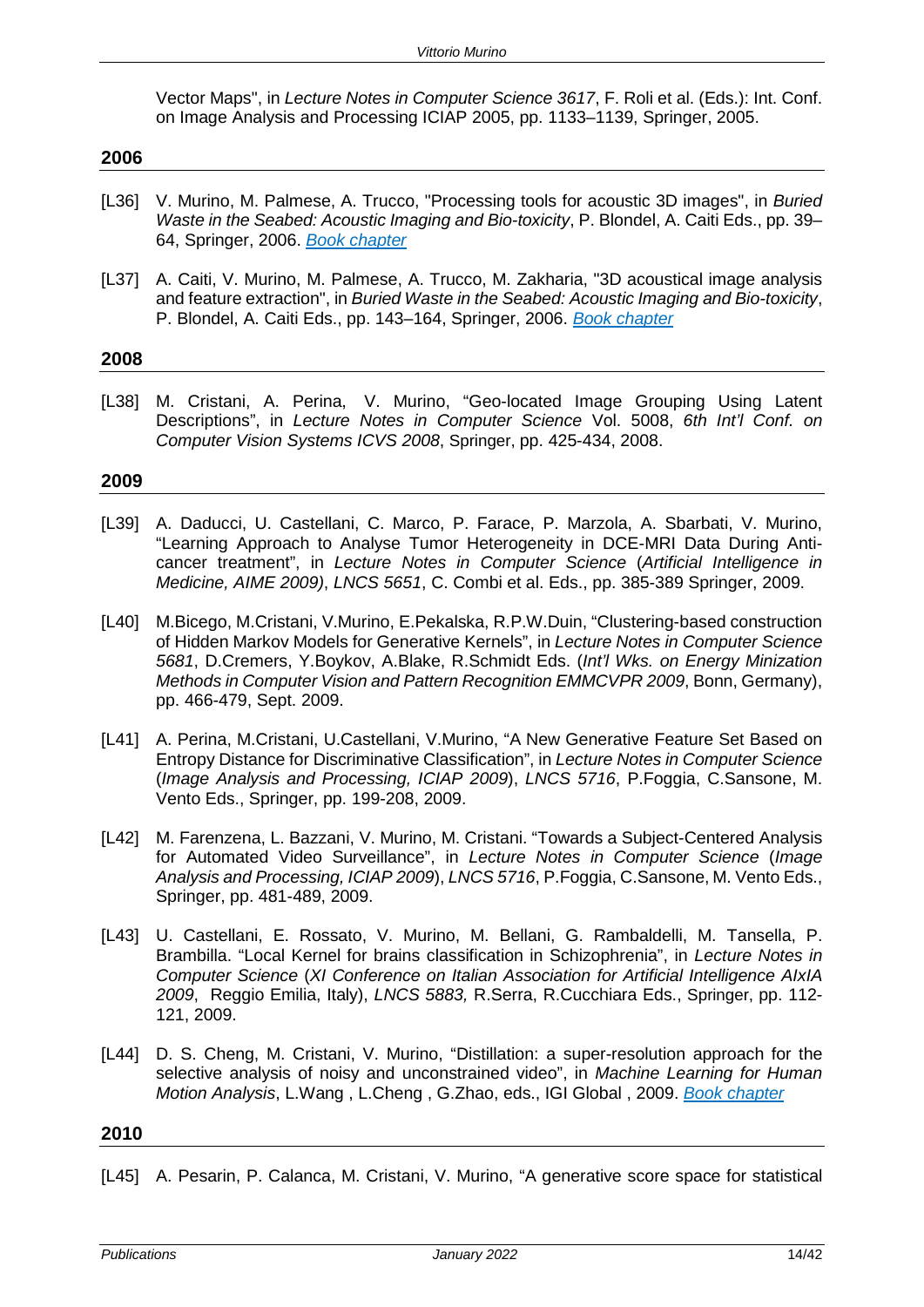Vector Maps", in *Lecture Notes in Computer Science 3617*, F. Roli et al. (Eds.): Int. Conf. on Image Analysis and Processing ICIAP 2005, pp. 1133–1139, Springer, 2005.

## 2006

[L36] V. Murino, M. Palmese, A. Trucco, "Processing tools for acoustic 3D images", in *Buried Waste in the Seabed: Acoustic Imaging and Bio-toxicity*, P. Blondel, A. Caiti Eds., pp. 39–64, Springer, 2006. *Book chapter*

[L37] A. Caiti, V. Murino, M. Palmese, A. Trucco, M. Zakharia, "3D acoustical image analysis and feature extraction", in *Buried Waste in the Seabed: Acoustic Imaging and Bio-toxicity*, P. Blondel, A. Caiti Eds., pp. 143–164, Springer, 2006. *Book chapter*

## 2008

[L38] M. Cristani, A. Perina, V. Murino, "Geo-located Image Grouping Using Latent Descriptions", in *Lecture Notes in Computer Science* Vol. 5008, *6th Int'l Conf. on Computer Vision Systems ICVS 2008*, Springer, pp. 425-434, 2008.

## 2009

[L39] A. Daducci, U. Castellani, C. Marco, P. Farace, P. Marzola, A. Sbarbati, V. Murino, "Learning Approach to Analyse Tumor Heterogeneity in DCE-MRI Data During Anti-cancer treatment", in *Lecture Notes in Computer Science* (*Artificial Intelligence in Medicine, AIME 2009)*, *LNCS 5651*, C. Combi et al. Eds., pp. 385-389 Springer, 2009.

[L40] M.Bicego, M.Cristani, V.Murino, E.Pekalska, R.P.W.Duin, "Clustering-based construction of Hidden Markov Models for Generative Kernels", in *Lecture Notes in Computer Science 5681*, D.Cremers, Y.Boykov, A.Blake, R.Schmidt Eds. (*Int'l Wks. on Energy Minization Methods in Computer Vision and Pattern Recognition EMMCVPR 2009*, Bonn, Germany), pp. 466-479, Sept. 2009.

[L41] A. Perina, M.Cristani, U.Castellani, V.Murino, "A New Generative Feature Set Based on Entropy Distance for Discriminative Classification", in *Lecture Notes in Computer Science* (*Image Analysis and Processing, ICIAP 2009*), *LNCS 5716*, P.Foggia, C.Sansone, M. Vento Eds., Springer, pp. 199-208, 2009.

[L42] M. Farenzena, L. Bazzani, V. Murino, M. Cristani. "Towards a Subject-Centered Analysis for Automated Video Surveillance", in *Lecture Notes in Computer Science* (*Image Analysis and Processing, ICIAP 2009*), *LNCS 5716*, P.Foggia, C.Sansone, M. Vento Eds., Springer, pp. 481-489, 2009.

[L43] U. Castellani, E. Rossato, V. Murino, M. Bellani, G. Rambaldelli, M. Tansella, P. Brambilla. "Local Kernel for brains classification in Schizophrenia", in *Lecture Notes in Computer Science* (*XI Conference on Italian Association for Artificial Intelligence AIxIA 2009*, Reggio Emilia, Italy), *LNCS 5883,* R.Serra, R.Cucchiara Eds., Springer, pp. 112-121, 2009.

[L44] D. S. Cheng, M. Cristani, V. Murino, "Distillation: a super-resolution approach for the selective analysis of noisy and unconstrained video", in *Machine Learning for Human Motion Analysis*, L.Wang , L.Cheng , G.Zhao, eds., IGI Global , 2009. *Book chapter*

## 2010

[L45] A. Pesarin, P. Calanca, M. Cristani, V. Murino, "A generative score space for statistical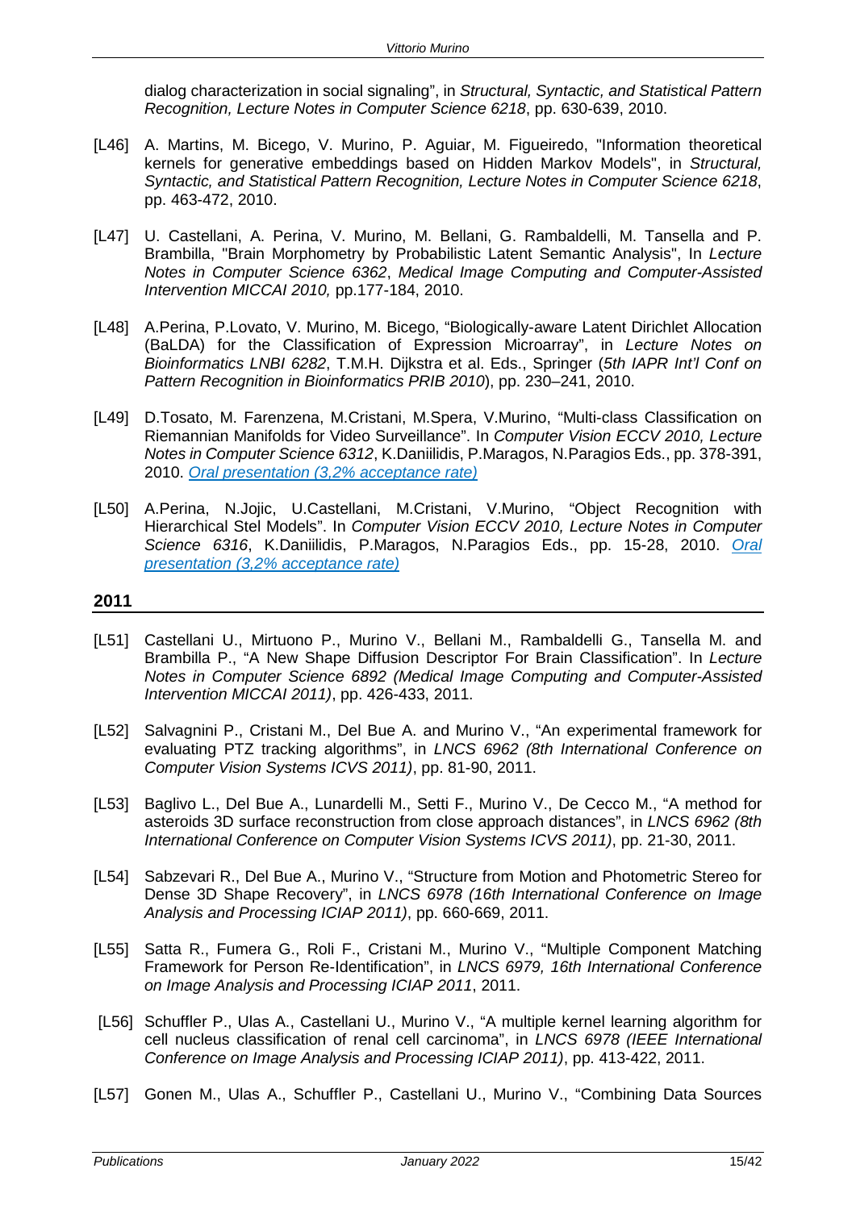dialog characterization in social signaling", in *Structural, Syntactic, and Statistical Pattern Recognition, Lecture Notes in Computer Science 6218*, pp. 630-639, 2010.

[L46] A. Martins, M. Bicego, V. Murino, P. Aguiar, M. Figueiredo, "Information theoretical kernels for generative embeddings based on Hidden Markov Models", in *Structural, Syntactic, and Statistical Pattern Recognition, Lecture Notes in Computer Science 6218*, pp. 463-472, 2010.

[L47] U. Castellani, A. Perina, V. Murino, M. Bellani, G. Rambaldelli, M. Tansella and P. Brambilla, "Brain Morphometry by Probabilistic Latent Semantic Analysis", In *Lecture Notes in Computer Science 6362*, *Medical Image Computing and Computer-Assisted Intervention MICCAI 2010,* pp.177-184, 2010.

[L48] A.Perina, P.Lovato, V. Murino, M. Bicego, "Biologically-aware Latent Dirichlet Allocation (BaLDA) for the Classification of Expression Microarray", in *Lecture Notes on Bioinformatics LNBI 6282*, T.M.H. Dijkstra et al. Eds., Springer (*5th IAPR Int'l Conf on Pattern Recognition in Bioinformatics PRIB 2010*), pp. 230–241, 2010.

[L49] D.Tosato, M. Farenzena, M.Cristani, M.Spera, V.Murino, "Multi-class Classification on Riemannian Manifolds for Video Surveillance". In *Computer Vision ECCV 2010, Lecture Notes in Computer Science 6312*, K.Daniilidis, P.Maragos, N.Paragios Eds., pp. 378-391, 2010. *Oral presentation (3,2% acceptance rate)*

[L50] A.Perina, N.Jojic, U.Castellani, M.Cristani, V.Murino, "Object Recognition with Hierarchical Stel Models". In *Computer Vision ECCV 2010, Lecture Notes in Computer Science 6316*, K.Daniilidis, P.Maragos, N.Paragios Eds., pp. 15-28, 2010. *Oral presentation (3,2% acceptance rate)*

## 2011

[L51] Castellani U., Mirtuono P., Murino V., Bellani M., Rambaldelli G., Tansella M. and Brambilla P., "A New Shape Diffusion Descriptor For Brain Classification". In *Lecture Notes in Computer Science 6892 (Medical Image Computing and Computer-Assisted Intervention MICCAI 2011)*, pp. 426-433, 2011.

[L52] Salvagnini P., Cristani M., Del Bue A. and Murino V., "An experimental framework for evaluating PTZ tracking algorithms", in *LNCS 6962 (8th International Conference on Computer Vision Systems ICVS 2011)*, pp. 81-90, 2011.

[L53] Baglivo L., Del Bue A., Lunardelli M., Setti F., Murino V., De Cecco M., "A method for asteroids 3D surface reconstruction from close approach distances", in *LNCS 6962 (8th International Conference on Computer Vision Systems ICVS 2011)*, pp. 21-30, 2011.

[L54] Sabzevari R., Del Bue A., Murino V., "Structure from Motion and Photometric Stereo for Dense 3D Shape Recovery", in *LNCS 6978 (16th International Conference on Image Analysis and Processing ICIAP 2011)*, pp. 660-669, 2011.

[L55] Satta R., Fumera G., Roli F., Cristani M., Murino V., "Multiple Component Matching Framework for Person Re-Identification", in *LNCS 6979, 16th International Conference on Image Analysis and Processing ICIAP 2011*, 2011.

[L56] Schuffler P., Ulas A., Castellani U., Murino V., "A multiple kernel learning algorithm for cell nucleus classification of renal cell carcinoma", in *LNCS 6978 (IEEE International Conference on Image Analysis and Processing ICIAP 2011)*, pp. 413-422, 2011.

[L57] Gonen M., Ulas A., Schuffler P., Castellani U., Murino V., "Combining Data Sources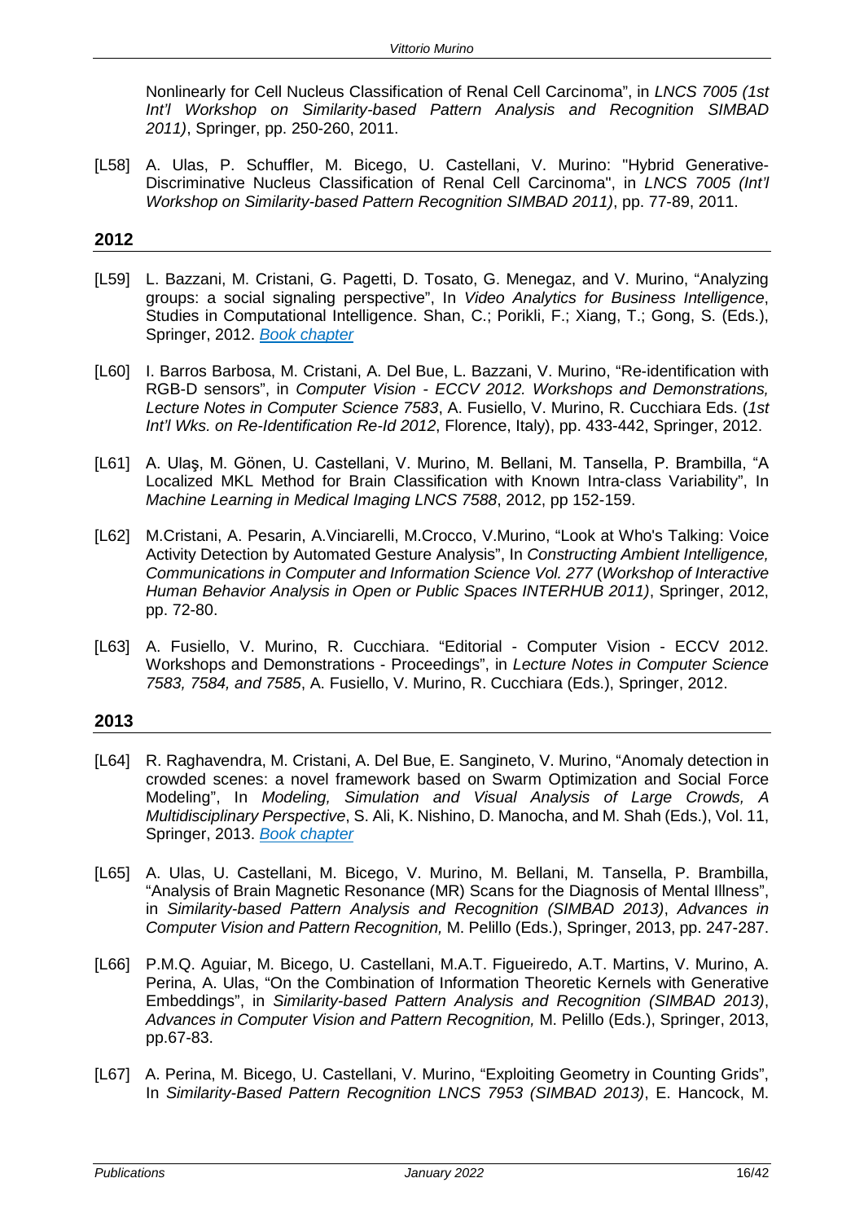Nonlinearly for Cell Nucleus Classification of Renal Cell Carcinoma", in *LNCS 7005 (1st Int'l Workshop on Similarity-based Pattern Analysis and Recognition SIMBAD 2011)*, Springer, pp. 250-260, 2011.

[L58] A. Ulas, P. Schuffler, M. Bicego, U. Castellani, V. Murino: "Hybrid Generative-Discriminative Nucleus Classification of Renal Cell Carcinoma", in *LNCS 7005 (Int'l Workshop on Similarity-based Pattern Recognition SIMBAD 2011)*, pp. 77-89, 2011.

## 2012

[L59] L. Bazzani, M. Cristani, G. Pagetti, D. Tosato, G. Menegaz, and V. Murino, "Analyzing groups: a social signaling perspective", In *Video Analytics for Business Intelligence*, Studies in Computational Intelligence. Shan, C.; Porikli, F.; Xiang, T.; Gong, S. (Eds.), Springer, 2012. *Book chapter*

[L60] I. Barros Barbosa, M. Cristani, A. Del Bue, L. Bazzani, V. Murino, "Re-identification with RGB-D sensors", in *Computer Vision - ECCV 2012. Workshops and Demonstrations, Lecture Notes in Computer Science 7583*, A. Fusiello, V. Murino, R. Cucchiara Eds. (*1st Int'l Wks. on Re-Identification Re-Id 2012*, Florence, Italy), pp. 433-442, Springer, 2012.

[L61] A. Ulaş, M. Gönen, U. Castellani, V. Murino, M. Bellani, M. Tansella, P. Brambilla, "A Localized MKL Method for Brain Classification with Known Intra-class Variability", In *Machine Learning in Medical Imaging LNCS 7588*, 2012, pp 152-159.

[L62] M.Cristani, A. Pesarin, A.Vinciarelli, M.Crocco, V.Murino, "Look at Who's Talking: Voice Activity Detection by Automated Gesture Analysis", In *Constructing Ambient Intelligence, Communications in Computer and Information Science Vol. 277* (*Workshop of Interactive Human Behavior Analysis in Open or Public Spaces INTERHUB 2011)*, Springer, 2012, pp. 72-80.

[L63] A. Fusiello, V. Murino, R. Cucchiara. "Editorial - Computer Vision - ECCV 2012. Workshops and Demonstrations - Proceedings", in *Lecture Notes in Computer Science 7583, 7584, and 7585*, A. Fusiello, V. Murino, R. Cucchiara (Eds.), Springer, 2012.

## 2013

[L64] R. Raghavendra, M. Cristani, A. Del Bue, E. Sangineto, V. Murino, "Anomaly detection in crowded scenes: a novel framework based on Swarm Optimization and Social Force Modeling", In *Modeling, Simulation and Visual Analysis of Large Crowds, A Multidisciplinary Perspective*, S. Ali, K. Nishino, D. Manocha, and M. Shah (Eds.), Vol. 11, Springer, 2013. *Book chapter*

[L65] A. Ulas, U. Castellani, M. Bicego, V. Murino, M. Bellani, M. Tansella, P. Brambilla, "Analysis of Brain Magnetic Resonance (MR) Scans for the Diagnosis of Mental Illness", in *Similarity-based Pattern Analysis and Recognition (SIMBAD 2013)*, *Advances in Computer Vision and Pattern Recognition,* M. Pelillo (Eds.), Springer, 2013, pp. 247-287.

[L66] P.M.Q. Aguiar, M. Bicego, U. Castellani, M.A.T. Figueiredo, A.T. Martins, V. Murino, A. Perina, A. Ulas, "On the Combination of Information Theoretic Kernels with Generative Embeddings", in *Similarity-based Pattern Analysis and Recognition (SIMBAD 2013)*, *Advances in Computer Vision and Pattern Recognition,* M. Pelillo (Eds.), Springer, 2013, pp.67-83.

[L67] A. Perina, M. Bicego, U. Castellani, V. Murino, "Exploiting Geometry in Counting Grids", In *Similarity-Based Pattern Recognition LNCS 7953 (SIMBAD 2013)*, E. Hancock, M.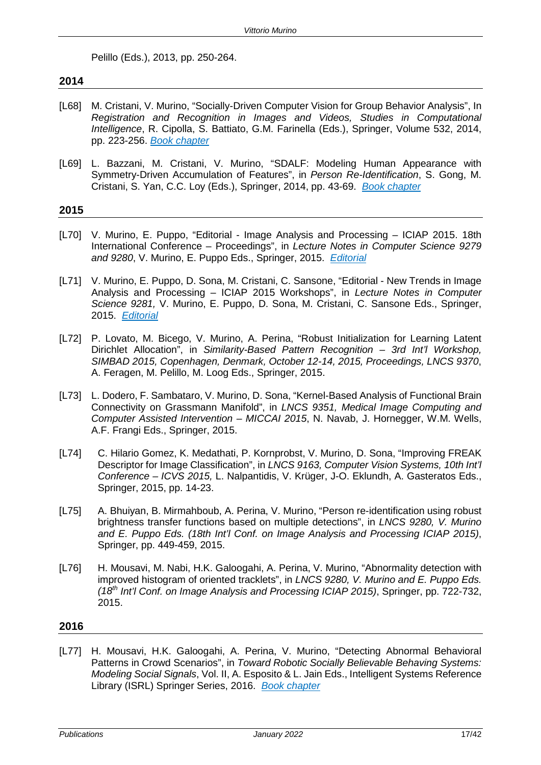Pelillo (Eds.), 2013, pp. 250-264.

## 2014

[L68] M. Cristani, V. Murino, "Socially-Driven Computer Vision for Group Behavior Analysis", In *Registration and Recognition in Images and Videos, Studies in Computational Intelligence*, R. Cipolla, S. Battiato, G.M. Farinella (Eds.), Springer, Volume 532, 2014, pp. 223-256. *Book chapter*

[L69] L. Bazzani, M. Cristani, V. Murino, "SDALF: Modeling Human Appearance with Symmetry-Driven Accumulation of Features", in *Person Re-Identification*, S. Gong, M. Cristani, S. Yan, C.C. Loy (Eds.), Springer, 2014, pp. 43-69. *Book chapter*

## 2015

[L70] V. Murino, E. Puppo, "Editorial - Image Analysis and Processing – ICIAP 2015. 18th International Conference – Proceedings", in *Lecture Notes in Computer Science 9279 and 9280*, V. Murino, E. Puppo Eds., Springer, 2015. *Editorial*

[L71] V. Murino, E. Puppo, D. Sona, M. Cristani, C. Sansone, "Editorial - New Trends in Image Analysis and Processing – ICIAP 2015 Workshops", in *Lecture Notes in Computer Science 9281,* V. Murino, E. Puppo, D. Sona, M. Cristani, C. Sansone Eds., Springer, 2015. *Editorial*

[L72] P. Lovato, M. Bicego, V. Murino, A. Perina, "Robust Initialization for Learning Latent Dirichlet Allocation", in *Similarity-Based Pattern Recognition – 3rd Int'l Workshop, SIMBAD 2015, Copenhagen, Denmark, October 12-14, 2015, Proceedings, LNCS 9370*, A. Feragen, M. Pelillo, M. Loog Eds., Springer, 2015.

[L73] L. Dodero, F. Sambataro, V. Murino, D. Sona, "Kernel-Based Analysis of Functional Brain Connectivity on Grassmann Manifold", in *LNCS 9351, Medical Image Computing and Computer Assisted Intervention – MICCAI 2015*, N. Navab, J. Hornegger, W.M. Wells, A.F. Frangi Eds., Springer, 2015.

[L74] C. Hilario Gomez, K. Medathati, P. Kornprobst, V. Murino, D. Sona, "Improving FREAK Descriptor for Image Classification", in *LNCS 9163, Computer Vision Systems, 10th Int'l Conference – ICVS 2015,* L. Nalpantidis, V. Krüger, J-O. Eklundh, A. Gasteratos Eds., Springer, 2015, pp. 14-23.

[L75] A. Bhuiyan, B. Mirmahboub, A. Perina, V. Murino, "Person re-identification using robust brightness transfer functions based on multiple detections", in *LNCS 9280, V. Murino and E. Puppo Eds. (18th Int'l Conf. on Image Analysis and Processing ICIAP 2015)*, Springer, pp. 449-459, 2015.

[L76] H. Mousavi, M. Nabi, H.K. Galoogahi, A. Perina, V. Murino, "Abnormality detection with improved histogram of oriented tracklets", in *LNCS 9280, V. Murino and E. Puppo Eds. (18th Int'l Conf. on Image Analysis and Processing ICIAP 2015)*, Springer, pp. 722-732, 2015.

## 2016

[L77] H. Mousavi, H.K. Galoogahi, A. Perina, V. Murino, "Detecting Abnormal Behavioral Patterns in Crowd Scenarios", in *Toward Robotic Socially Believable Behaving Systems: Modeling Social Signals*, Vol. II, A. Esposito & L. Jain Eds., Intelligent Systems Reference Library (ISRL) Springer Series, 2016. *Book chapter*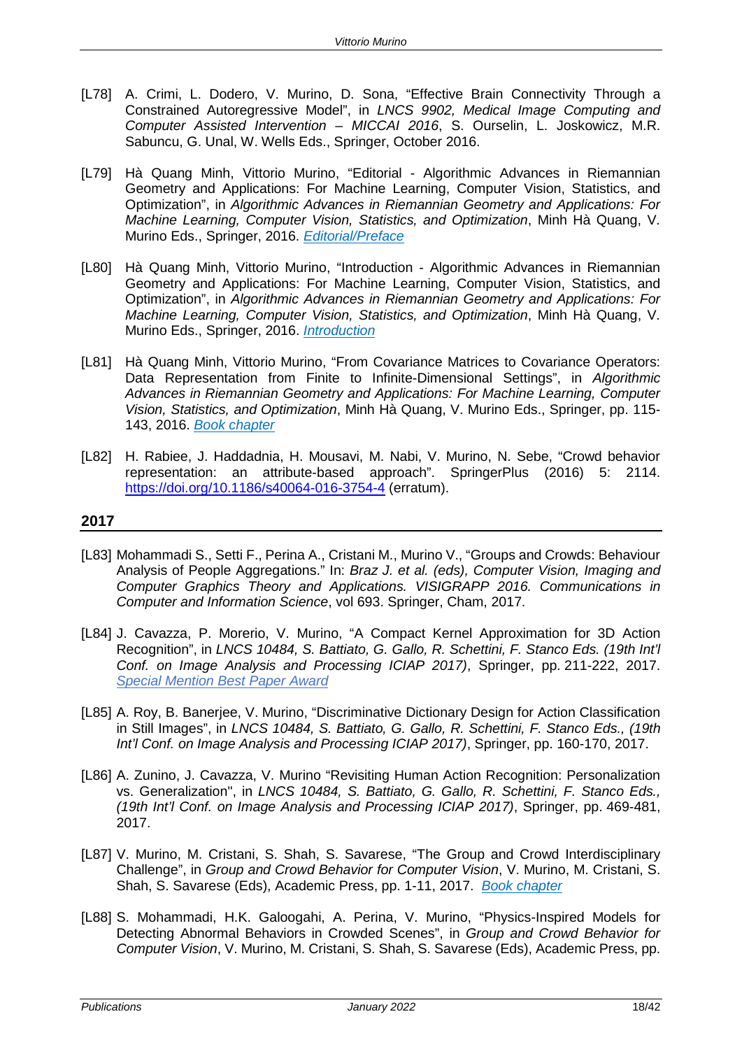[L78] A. Crimi, L. Dodero, V. Murino, D. Sona, "Effective Brain Connectivity Through a Constrained Autoregressive Model", in *LNCS 9902, Medical Image Computing and Computer Assisted Intervention – MICCAI 2016*, S. Ourselin, L. Joskowicz, M.R. Sabuncu, G. Unal, W. Wells Eds., Springer, October 2016.

[L79] Hà Quang Minh, Vittorio Murino, "Editorial - Algorithmic Advances in Riemannian Geometry and Applications: For Machine Learning, Computer Vision, Statistics, and Optimization", in *Algorithmic Advances in Riemannian Geometry and Applications: For Machine Learning, Computer Vision, Statistics, and Optimization*, Minh Hà Quang, V. Murino Eds., Springer, 2016. *Editorial/Preface*

[L80] Hà Quang Minh, Vittorio Murino, "Introduction - Algorithmic Advances in Riemannian Geometry and Applications: For Machine Learning, Computer Vision, Statistics, and Optimization", in *Algorithmic Advances in Riemannian Geometry and Applications: For Machine Learning, Computer Vision, Statistics, and Optimization*, Minh Hà Quang, V. Murino Eds., Springer, 2016. *Introduction*

[L81] Hà Quang Minh, Vittorio Murino, "From Covariance Matrices to Covariance Operators: Data Representation from Finite to Infinite-Dimensional Settings", in *Algorithmic Advances in Riemannian Geometry and Applications: For Machine Learning, Computer Vision, Statistics, and Optimization*, Minh Hà Quang, V. Murino Eds., Springer, pp. 115-143, 2016. *Book chapter*

[L82] H. Rabiee, J. Haddadnia, H. Mousavi, M. Nabi, V. Murino, N. Sebe, "Crowd behavior representation: an attribute-based approach". SpringerPlus (2016) 5: 2114. https://doi.org/10.1186/s40064-016-3754-4 (erratum).

## 2017

[L83] Mohammadi S., Setti F., Perina A., Cristani M., Murino V., "Groups and Crowds: Behaviour Analysis of People Aggregations." In: *Braz J. et al. (eds), Computer Vision, Imaging and Computer Graphics Theory and Applications. VISIGRAPP 2016. Communications in Computer and Information Science*, vol 693. Springer, Cham, 2017.

[L84] J. Cavazza, P. Morerio, V. Murino, "A Compact Kernel Approximation for 3D Action Recognition", in *LNCS 10484, S. Battiato, G. Gallo, R. Schettini, F. Stanco Eds. (19th Int'l Conf. on Image Analysis and Processing ICIAP 2017)*, Springer, pp. 211-222, 2017. *Special Mention Best Paper Award*

[L85] A. Roy, B. Banerjee, V. Murino, "Discriminative Dictionary Design for Action Classification in Still Images", in *LNCS 10484, S. Battiato, G. Gallo, R. Schettini, F. Stanco Eds., (19th Int'l Conf. on Image Analysis and Processing ICIAP 2017)*, Springer, pp. 160-170, 2017.

[L86] A. Zunino, J. Cavazza, V. Murino "Revisiting Human Action Recognition: Personalization vs. Generalization", in *LNCS 10484, S. Battiato, G. Gallo, R. Schettini, F. Stanco Eds., (19th Int'l Conf. on Image Analysis and Processing ICIAP 2017)*, Springer, pp. 469-481, 2017.

[L87] V. Murino, M. Cristani, S. Shah, S. Savarese, "The Group and Crowd Interdisciplinary Challenge", in *Group and Crowd Behavior for Computer Vision*, V. Murino, M. Cristani, S. Shah, S. Savarese (Eds), Academic Press, pp. 1-11, 2017. *Book chapter*

[L88] S. Mohammadi, H.K. Galoogahi, A. Perina, V. Murino, "Physics-Inspired Models for Detecting Abnormal Behaviors in Crowded Scenes", in *Group and Crowd Behavior for Computer Vision*, V. Murino, M. Cristani, S. Shah, S. Savarese (Eds), Academic Press, pp.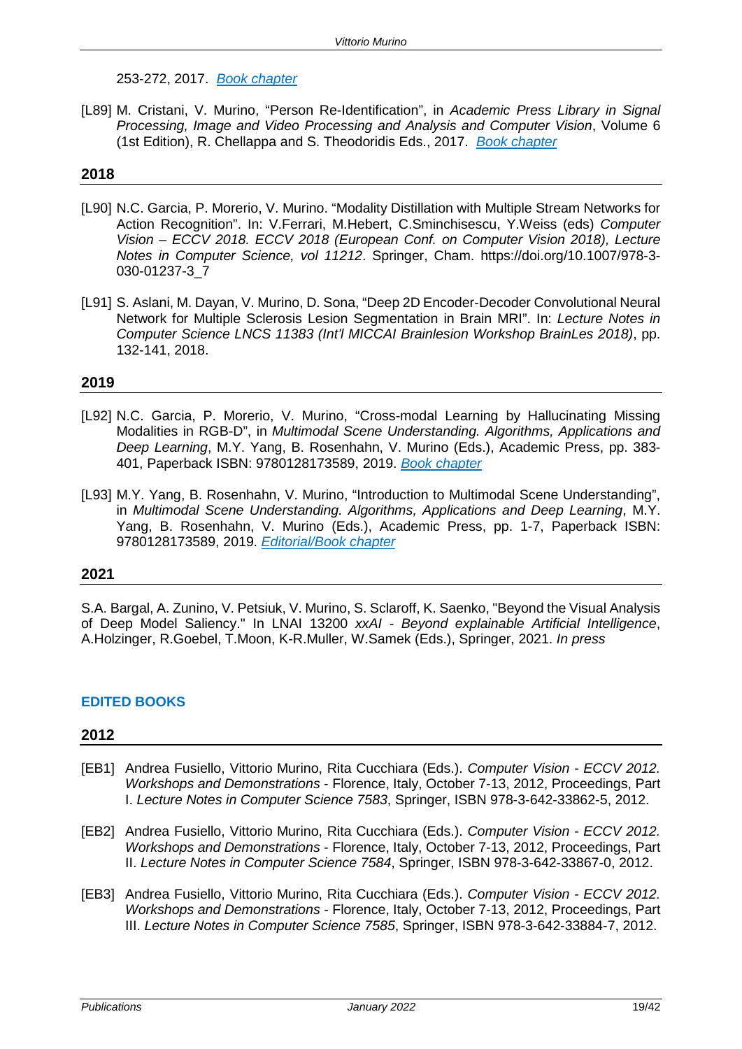253-272, 2017. *Book chapter*

[L89] M. Cristani, V. Murino, "Person Re-Identification", in *Academic Press Library in Signal Processing, Image and Video Processing and Analysis and Computer Vision*, Volume 6 (1st Edition), R. Chellappa and S. Theodoridis Eds., 2017. *Book chapter*

## 2018

[L90] N.C. Garcia, P. Morerio, V. Murino. "Modality Distillation with Multiple Stream Networks for Action Recognition". In: V.Ferrari, M.Hebert, C.Sminchisescu, Y.Weiss (eds) *Computer Vision – ECCV 2018. ECCV 2018 (European Conf. on Computer Vision 2018), Lecture Notes in Computer Science, vol 11212*. Springer, Cham. https://doi.org/10.1007/978-3-030-01237-3_7

[L91] S. Aslani, M. Dayan, V. Murino, D. Sona, "Deep 2D Encoder-Decoder Convolutional Neural Network for Multiple Sclerosis Lesion Segmentation in Brain MRI". In: *Lecture Notes in Computer Science LNCS 11383 (Int'l MICCAI Brainlesion Workshop BrainLes 2018)*, pp. 132-141, 2018.

## 2019

[L92] N.C. Garcia, P. Morerio, V. Murino, "Cross-modal Learning by Hallucinating Missing Modalities in RGB-D", in *Multimodal Scene Understanding. Algorithms, Applications and Deep Learning*, M.Y. Yang, B. Rosenhahn, V. Murino (Eds.), Academic Press, pp. 383-401, Paperback ISBN: 9780128173589, 2019. *Book chapter*

[L93] M.Y. Yang, B. Rosenhahn, V. Murino, "Introduction to Multimodal Scene Understanding", in *Multimodal Scene Understanding. Algorithms, Applications and Deep Learning*, M.Y. Yang, B. Rosenhahn, V. Murino (Eds.), Academic Press, pp. 1-7, Paperback ISBN: 9780128173589, 2019. *Editorial/Book chapter*

## 2021

S.A. Bargal, A. Zunino, V. Petsiuk, V. Murino, S. Sclaroff, K. Saenko, "Beyond the Visual Analysis of Deep Model Saliency." In LNAI 13200 *xxAI - Beyond explainable Artificial Intelligence*, A.Holzinger, R.Goebel, T.Moon, K-R.Muller, W.Samek (Eds.), Springer, 2021. *In press*

# EDITED BOOKS

## 2012

[EB1] Andrea Fusiello, Vittorio Murino, Rita Cucchiara (Eds.). *Computer Vision - ECCV 2012. Workshops and Demonstrations* - Florence, Italy, October 7-13, 2012, Proceedings, Part I. *Lecture Notes in Computer Science 7583*, Springer, ISBN 978-3-642-33862-5, 2012.

[EB2] Andrea Fusiello, Vittorio Murino, Rita Cucchiara (Eds.). *Computer Vision - ECCV 2012. Workshops and Demonstrations* - Florence, Italy, October 7-13, 2012, Proceedings, Part II. *Lecture Notes in Computer Science 7584*, Springer, ISBN 978-3-642-33867-0, 2012.

[EB3] Andrea Fusiello, Vittorio Murino, Rita Cucchiara (Eds.). *Computer Vision - ECCV 2012. Workshops and Demonstrations* - Florence, Italy, October 7-13, 2012, Proceedings, Part III. *Lecture Notes in Computer Science 7585*, Springer, ISBN 978-3-642-33884-7, 2012.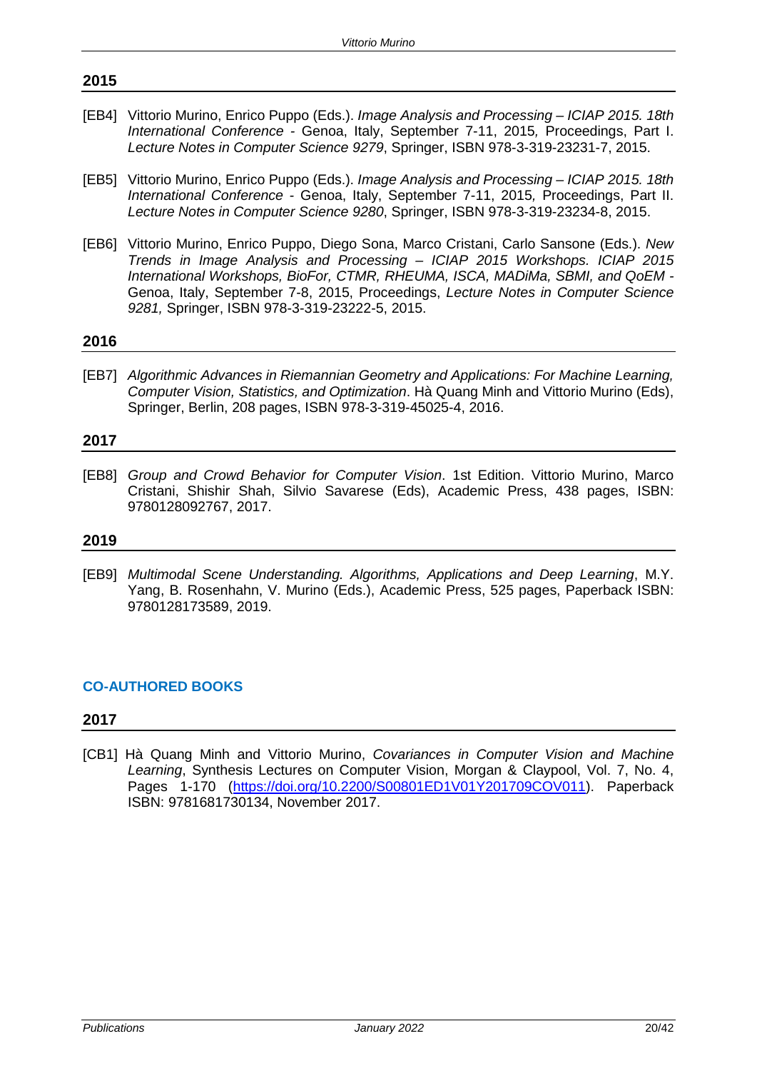## 2015

[EB4] Vittorio Murino, Enrico Puppo (Eds.). *Image Analysis and Processing – ICIAP 2015. 18th International Conference* - Genoa, Italy, September 7-11, 2015*,* Proceedings, Part I. *Lecture Notes in Computer Science 9279*, Springer, ISBN 978-3-319-23231-7, 2015.

[EB5] Vittorio Murino, Enrico Puppo (Eds.). *Image Analysis and Processing – ICIAP 2015. 18th International Conference* - Genoa, Italy, September 7-11, 2015*,* Proceedings, Part II. *Lecture Notes in Computer Science 9280*, Springer, ISBN 978-3-319-23234-8, 2015.

[EB6] Vittorio Murino, Enrico Puppo, Diego Sona, Marco Cristani, Carlo Sansone (Eds.). *New Trends in Image Analysis and Processing – ICIAP 2015 Workshops. ICIAP 2015 International Workshops, BioFor, CTMR, RHEUMA, ISCA, MADiMa, SBMI, and QoEM* - Genoa, Italy, September 7-8, 2015, Proceedings, *Lecture Notes in Computer Science 9281,* Springer, ISBN 978-3-319-23222-5, 2015.

## 2016

[EB7] *Algorithmic Advances in Riemannian Geometry and Applications: For Machine Learning, Computer Vision, Statistics, and Optimization*. Hà Quang Minh and Vittorio Murino (Eds), Springer, Berlin, 208 pages, ISBN 978-3-319-45025-4, 2016.

## 2017

[EB8] *Group and Crowd Behavior for Computer Vision*. 1st Edition. Vittorio Murino, Marco Cristani, Shishir Shah, Silvio Savarese (Eds), Academic Press, 438 pages, ISBN: 9780128092767, 2017.

## 2019

[EB9] *Multimodal Scene Understanding. Algorithms, Applications and Deep Learning*, M.Y. Yang, B. Rosenhahn, V. Murino (Eds.), Academic Press, 525 pages, Paperback ISBN: 9780128173589, 2019.

# CO-AUTHORED BOOKS

## 2017

[CB1] Hà Quang Minh and Vittorio Murino, *Covariances in Computer Vision and Machine Learning*, Synthesis Lectures on Computer Vision, Morgan & Claypool, Vol. 7, No. 4, Pages 1-170 (https://doi.org/10.2200/S00801ED1V01Y201709COV011). Paperback ISBN: 9781681730134, November 2017.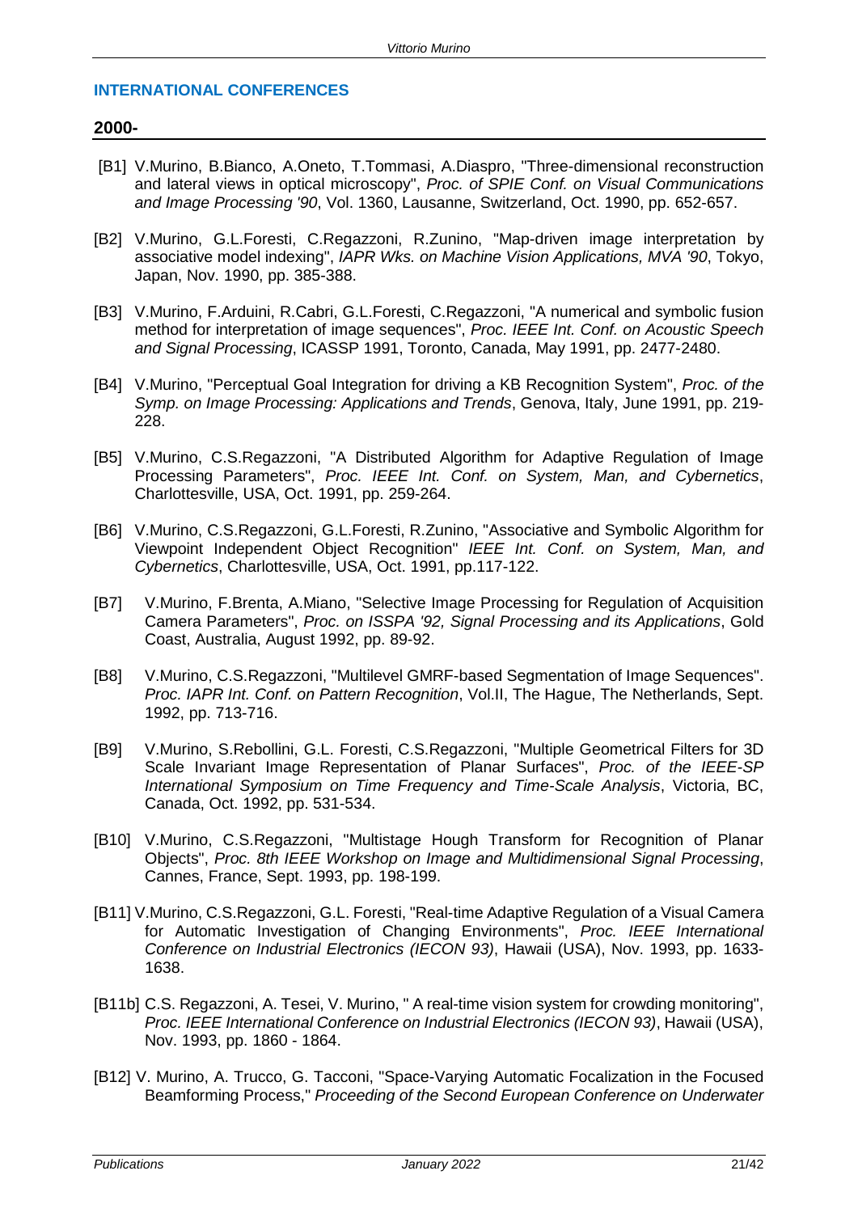## INTERNATIONAL CONFERENCES

### 2000-

[B1] V.Murino, B.Bianco, A.Oneto, T.Tommasi, A.Diaspro, "Three-dimensional reconstruction and lateral views in optical microscopy", *Proc. of SPIE Conf. on Visual Communications and Image Processing '90*, Vol. 1360, Lausanne, Switzerland, Oct. 1990, pp. 652-657.

[B2] V.Murino, G.L.Foresti, C.Regazzoni, R.Zunino, "Map-driven image interpretation by associative model indexing", *IAPR Wks. on Machine Vision Applications, MVA '90*, Tokyo, Japan, Nov. 1990, pp. 385-388.

[B3] V.Murino, F.Arduini, R.Cabri, G.L.Foresti, C.Regazzoni, "A numerical and symbolic fusion method for interpretation of image sequences", *Proc. IEEE Int. Conf. on Acoustic Speech and Signal Processing*, ICASSP 1991, Toronto, Canada, May 1991, pp. 2477-2480.

[B4] V.Murino, "Perceptual Goal Integration for driving a KB Recognition System", *Proc. of the Symp. on Image Processing: Applications and Trends*, Genova, Italy, June 1991, pp. 219-228.

[B5] V.Murino, C.S.Regazzoni, "A Distributed Algorithm for Adaptive Regulation of Image Processing Parameters", *Proc. IEEE Int. Conf. on System, Man, and Cybernetics*, Charlottesville, USA, Oct. 1991, pp. 259-264.

[B6] V.Murino, C.S.Regazzoni, G.L.Foresti, R.Zunino, "Associative and Symbolic Algorithm for Viewpoint Independent Object Recognition" *IEEE Int. Conf. on System, Man, and Cybernetics*, Charlottesville, USA, Oct. 1991, pp.117-122.

[B7] V.Murino, F.Brenta, A.Miano, "Selective Image Processing for Regulation of Acquisition Camera Parameters", *Proc. on ISSPA '92, Signal Processing and its Applications*, Gold Coast, Australia, August 1992, pp. 89-92.

[B8] V.Murino, C.S.Regazzoni, "Multilevel GMRF-based Segmentation of Image Sequences". *Proc. IAPR Int. Conf. on Pattern Recognition*, Vol.II, The Hague, The Netherlands, Sept. 1992, pp. 713-716.

[B9] V.Murino, S.Rebollini, G.L. Foresti, C.S.Regazzoni, "Multiple Geometrical Filters for 3D Scale Invariant Image Representation of Planar Surfaces", *Proc. of the IEEE-SP International Symposium on Time Frequency and Time-Scale Analysis*, Victoria, BC, Canada, Oct. 1992, pp. 531-534.

[B10] V.Murino, C.S.Regazzoni, "Multistage Hough Transform for Recognition of Planar Objects", *Proc. 8th IEEE Workshop on Image and Multidimensional Signal Processing*, Cannes, France, Sept. 1993, pp. 198-199.

[B11] V.Murino, C.S.Regazzoni, G.L. Foresti, "Real-time Adaptive Regulation of a Visual Camera for Automatic Investigation of Changing Environments", *Proc. IEEE International Conference on Industrial Electronics (IECON 93)*, Hawaii (USA), Nov. 1993, pp. 1633-1638.

[B11b] C.S. Regazzoni, A. Tesei, V. Murino, " A real-time vision system for crowding monitoring", *Proc. IEEE International Conference on Industrial Electronics (IECON 93)*, Hawaii (USA), Nov. 1993, pp. 1860 - 1864.

[B12] V. Murino, A. Trucco, G. Tacconi, "Space-Varying Automatic Focalization in the Focused Beamforming Process," *Proceeding of the Second European Conference on Underwater*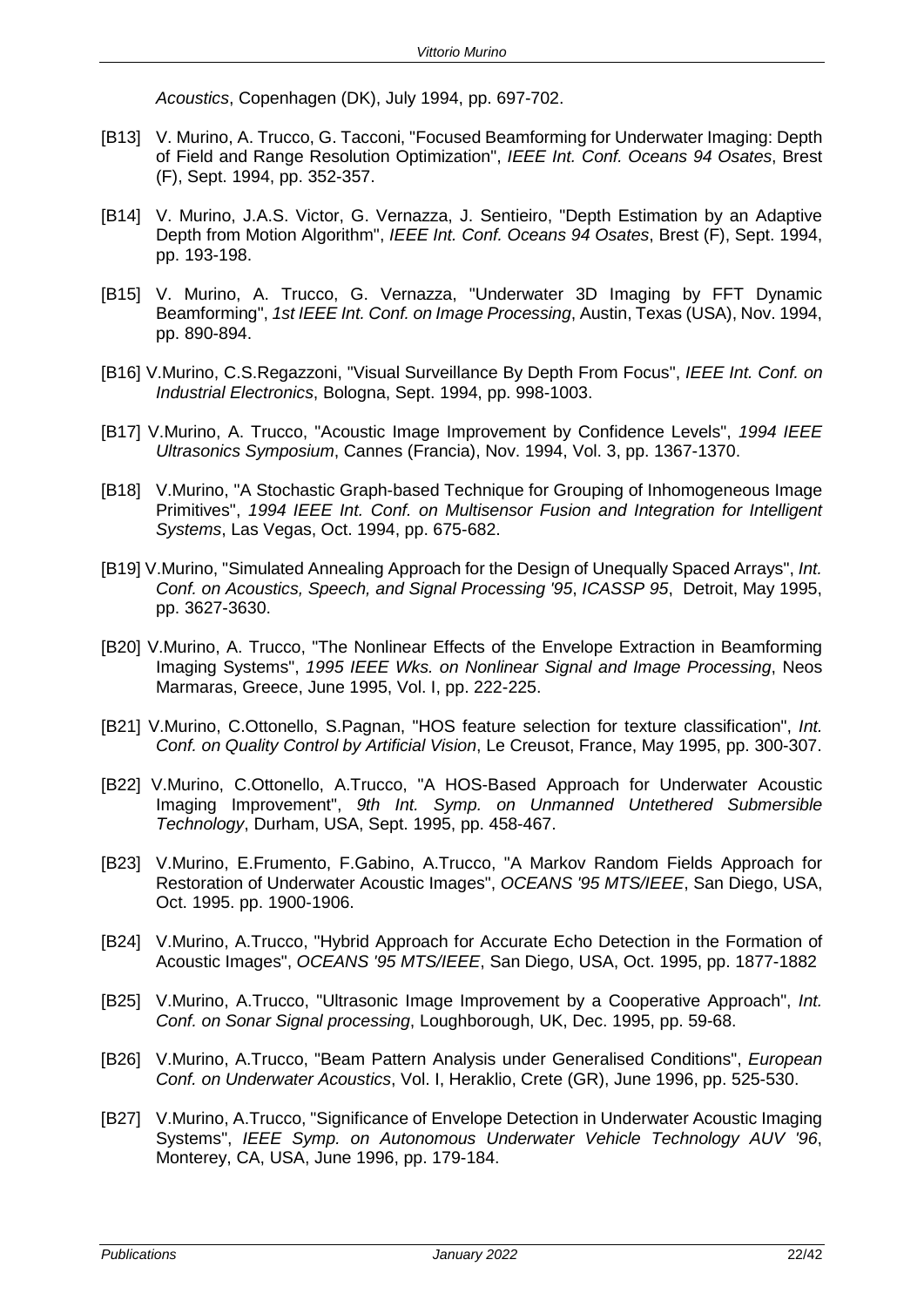*Acoustics*, Copenhagen (DK), July 1994, pp. 697-702.

[B13] V. Murino, A. Trucco, G. Tacconi, "Focused Beamforming for Underwater Imaging: Depth of Field and Range Resolution Optimization", *IEEE Int. Conf. Oceans 94 Osates*, Brest (F), Sept. 1994, pp. 352-357.

[B14] V. Murino, J.A.S. Victor, G. Vernazza, J. Sentieiro, "Depth Estimation by an Adaptive Depth from Motion Algorithm", *IEEE Int. Conf. Oceans 94 Osates*, Brest (F), Sept. 1994, pp. 193-198.

[B15] V. Murino, A. Trucco, G. Vernazza, "Underwater 3D Imaging by FFT Dynamic Beamforming", *1st IEEE Int. Conf. on Image Processing*, Austin, Texas (USA), Nov. 1994, pp. 890-894.

[B16] V.Murino, C.S.Regazzoni, "Visual Surveillance By Depth From Focus", *IEEE Int. Conf. on Industrial Electronics*, Bologna, Sept. 1994, pp. 998-1003.

[B17] V.Murino, A. Trucco, "Acoustic Image Improvement by Confidence Levels", *1994 IEEE Ultrasonics Symposium*, Cannes (Francia), Nov. 1994, Vol. 3, pp. 1367-1370.

[B18] V.Murino, "A Stochastic Graph-based Technique for Grouping of Inhomogeneous Image Primitives", *1994 IEEE Int. Conf. on Multisensor Fusion and Integration for Intelligent Systems*, Las Vegas, Oct. 1994, pp. 675-682.

[B19] V.Murino, "Simulated Annealing Approach for the Design of Unequally Spaced Arrays", *Int. Conf. on Acoustics, Speech, and Signal Processing '95*, *ICASSP 95*, Detroit, May 1995, pp. 3627-3630.

[B20] V.Murino, A. Trucco, "The Nonlinear Effects of the Envelope Extraction in Beamforming Imaging Systems", *1995 IEEE Wks. on Nonlinear Signal and Image Processing*, Neos Marmaras, Greece, June 1995, Vol. I, pp. 222-225.

[B21] V.Murino, C.Ottonello, S.Pagnan, "HOS feature selection for texture classification", *Int. Conf. on Quality Control by Artificial Vision*, Le Creusot, France, May 1995, pp. 300-307.

[B22] V.Murino, C.Ottonello, A.Trucco, "A HOS-Based Approach for Underwater Acoustic Imaging Improvement", *9th Int. Symp. on Unmanned Untethered Submersible Technology*, Durham, USA, Sept. 1995, pp. 458-467.

[B23] V.Murino, E.Frumento, F.Gabino, A.Trucco, "A Markov Random Fields Approach for Restoration of Underwater Acoustic Images", *OCEANS '95 MTS/IEEE*, San Diego, USA, Oct. 1995. pp. 1900-1906.

[B24] V.Murino, A.Trucco, "Hybrid Approach for Accurate Echo Detection in the Formation of Acoustic Images", *OCEANS '95 MTS/IEEE*, San Diego, USA, Oct. 1995, pp. 1877-1882

[B25] V.Murino, A.Trucco, "Ultrasonic Image Improvement by a Cooperative Approach", *Int. Conf. on Sonar Signal processing*, Loughborough, UK, Dec. 1995, pp. 59-68.

[B26] V.Murino, A.Trucco, "Beam Pattern Analysis under Generalised Conditions", *European Conf. on Underwater Acoustics*, Vol. I, Heraklio, Crete (GR), June 1996, pp. 525-530.

[B27] V.Murino, A.Trucco, "Significance of Envelope Detection in Underwater Acoustic Imaging Systems", *IEEE Symp. on Autonomous Underwater Vehicle Technology AUV '96*, Monterey, CA, USA, June 1996, pp. 179-184.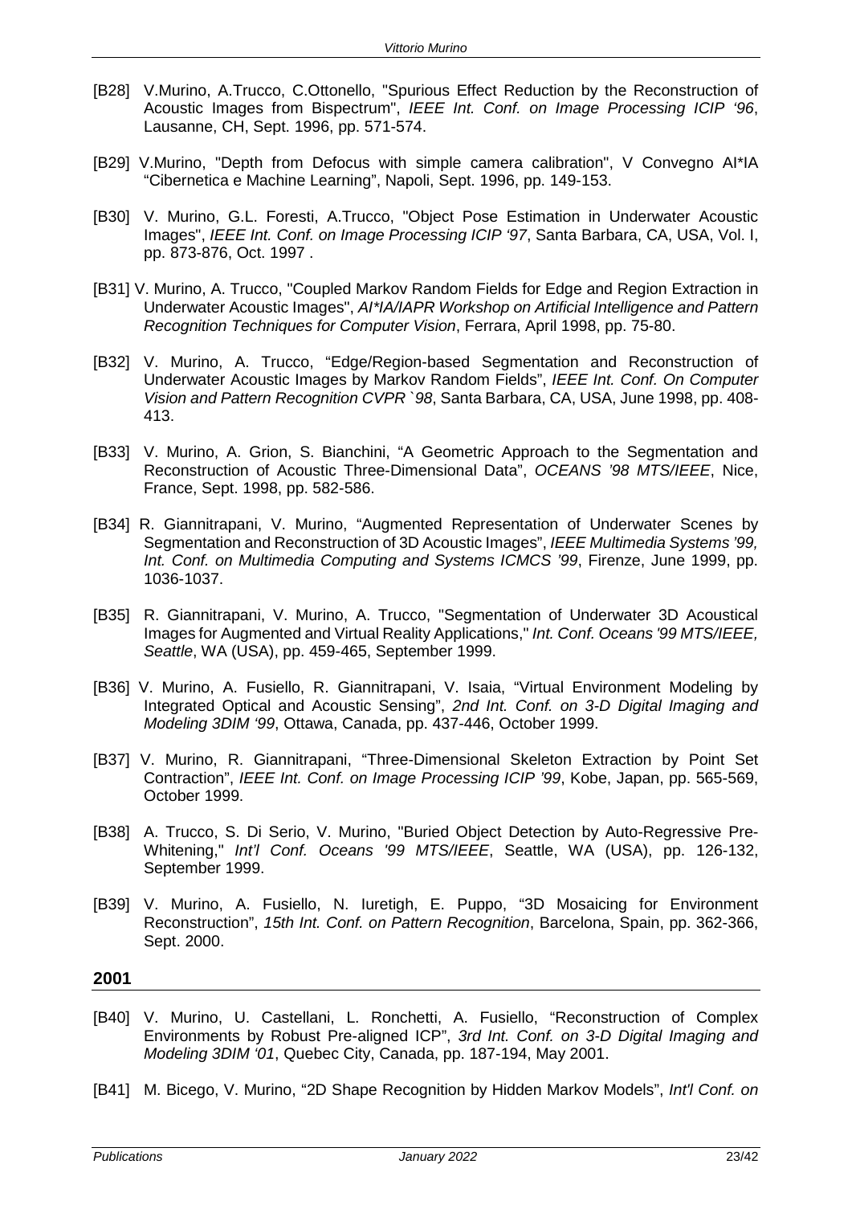[B28] V.Murino, A.Trucco, C.Ottonello, "Spurious Effect Reduction by the Reconstruction of Acoustic Images from Bispectrum", *IEEE Int. Conf. on Image Processing ICIP '96*, Lausanne, CH, Sept. 1996, pp. 571-574.

[B29] V.Murino, "Depth from Defocus with simple camera calibration", V Convegno AI*IA "Cibernetica e Machine Learning", Napoli, Sept. 1996, pp. 149-153.

[B30] V. Murino, G.L. Foresti, A.Trucco, "Object Pose Estimation in Underwater Acoustic Images", *IEEE Int. Conf. on Image Processing ICIP '97*, Santa Barbara, CA, USA, Vol. I, pp. 873-876, Oct. 1997 .

[B31] V. Murino, A. Trucco, "Coupled Markov Random Fields for Edge and Region Extraction in Underwater Acoustic Images", *AI*IA/IAPR Workshop on Artificial Intelligence and Pattern Recognition Techniques for Computer Vision*, Ferrara, April 1998, pp. 75-80.

[B32] V. Murino, A. Trucco, "Edge/Region-based Segmentation and Reconstruction of Underwater Acoustic Images by Markov Random Fields", *IEEE Int. Conf. On Computer Vision and Pattern Recognition CVPR `98*, Santa Barbara, CA, USA, June 1998, pp. 408-413.

[B33] V. Murino, A. Grion, S. Bianchini, "A Geometric Approach to the Segmentation and Reconstruction of Acoustic Three-Dimensional Data", *OCEANS '98 MTS/IEEE*, Nice, France, Sept. 1998, pp. 582-586.

[B34] R. Giannitrapani, V. Murino, "Augmented Representation of Underwater Scenes by Segmentation and Reconstruction of 3D Acoustic Images", *IEEE Multimedia Systems '99, Int. Conf. on Multimedia Computing and Systems ICMCS '99*, Firenze, June 1999, pp. 1036-1037.

[B35] R. Giannitrapani, V. Murino, A. Trucco, "Segmentation of Underwater 3D Acoustical Images for Augmented and Virtual Reality Applications," *Int. Conf. Oceans '99 MTS/IEEE, Seattle*, WA (USA), pp. 459-465, September 1999.

[B36] V. Murino, A. Fusiello, R. Giannitrapani, V. Isaia, "Virtual Environment Modeling by Integrated Optical and Acoustic Sensing", *2nd Int. Conf. on 3-D Digital Imaging and Modeling 3DIM '99*, Ottawa, Canada, pp. 437-446, October 1999.

[B37] V. Murino, R. Giannitrapani, "Three-Dimensional Skeleton Extraction by Point Set Contraction", *IEEE Int. Conf. on Image Processing ICIP '99*, Kobe, Japan, pp. 565-569, October 1999.

[B38] A. Trucco, S. Di Serio, V. Murino, "Buried Object Detection by Auto-Regressive Pre-Whitening," *Int'l Conf. Oceans '99 MTS/IEEE*, Seattle, WA (USA), pp. 126-132, September 1999.

[B39] V. Murino, A. Fusiello, N. Iuretigh, E. Puppo, "3D Mosaicing for Environment Reconstruction", *15th Int. Conf. on Pattern Recognition*, Barcelona, Spain, pp. 362-366, Sept. 2000.

## 2001

[B40] V. Murino, U. Castellani, L. Ronchetti, A. Fusiello, "Reconstruction of Complex Environments by Robust Pre-aligned ICP", *3rd Int. Conf. on 3-D Digital Imaging and Modeling 3DIM '01*, Quebec City, Canada, pp. 187-194, May 2001.

[B41] M. Bicego, V. Murino, "2D Shape Recognition by Hidden Markov Models", *Int'l Conf. on*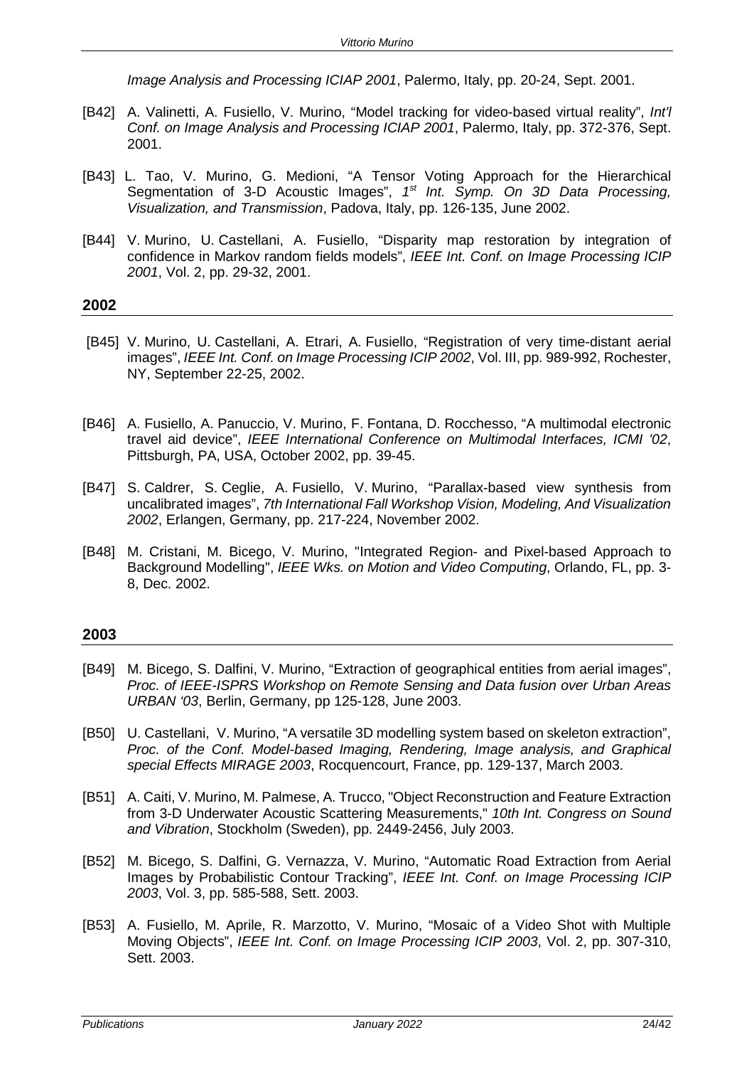*Image Analysis and Processing ICIAP 2001*, Palermo, Italy, pp. 20-24, Sept. 2001.

[B42] A. Valinetti, A. Fusiello, V. Murino, "Model tracking for video-based virtual reality", *Int'l Conf. on Image Analysis and Processing ICIAP 2001*, Palermo, Italy, pp. 372-376, Sept. 2001.

[B43] L. Tao, V. Murino, G. Medioni, "A Tensor Voting Approach for the Hierarchical Segmentation of 3-D Acoustic Images", *1st Int. Symp. On 3D Data Processing, Visualization, and Transmission*, Padova, Italy, pp. 126-135, June 2002.

[B44] V. Murino, U. Castellani, A. Fusiello, "Disparity map restoration by integration of confidence in Markov random fields models", *IEEE Int. Conf. on Image Processing ICIP 2001*, Vol. 2, pp. 29-32, 2001.

## 2002

[B45] V. Murino, U. Castellani, A. Etrari, A. Fusiello, "Registration of very time-distant aerial images", *IEEE Int. Conf. on Image Processing ICIP 2002*, Vol. III, pp. 989-992, Rochester, NY, September 22-25, 2002.

[B46] A. Fusiello, A. Panuccio, V. Murino, F. Fontana, D. Rocchesso, "A multimodal electronic travel aid device", *IEEE International Conference on Multimodal Interfaces, ICMI '02*, Pittsburgh, PA, USA, October 2002, pp. 39-45.

[B47] S. Caldrer, S. Ceglie, A. Fusiello, V. Murino, "Parallax-based view synthesis from uncalibrated images", *7th International Fall Workshop Vision, Modeling, And Visualization 2002*, Erlangen, Germany, pp. 217-224, November 2002.

[B48] M. Cristani, M. Bicego, V. Murino, "Integrated Region- and Pixel-based Approach to Background Modelling", *IEEE Wks. on Motion and Video Computing*, Orlando, FL, pp. 3-8, Dec. 2002.

## 2003

[B49] M. Bicego, S. Dalfini, V. Murino, "Extraction of geographical entities from aerial images", *Proc. of IEEE-ISPRS Workshop on Remote Sensing and Data fusion over Urban Areas URBAN '03*, Berlin, Germany, pp 125-128, June 2003.

[B50] U. Castellani, V. Murino, "A versatile 3D modelling system based on skeleton extraction", *Proc. of the Conf. Model-based Imaging, Rendering, Image analysis, and Graphical special Effects MIRAGE 2003*, Rocquencourt, France, pp. 129-137, March 2003.

[B51] A. Caiti, V. Murino, M. Palmese, A. Trucco, "Object Reconstruction and Feature Extraction from 3-D Underwater Acoustic Scattering Measurements," *10th Int. Congress on Sound and Vibration*, Stockholm (Sweden), pp. 2449-2456, July 2003.

[B52] M. Bicego, S. Dalfini, G. Vernazza, V. Murino, "Automatic Road Extraction from Aerial Images by Probabilistic Contour Tracking", *IEEE Int. Conf. on Image Processing ICIP 2003*, Vol. 3, pp. 585-588, Sett. 2003.

[B53] A. Fusiello, M. Aprile, R. Marzotto, V. Murino, "Mosaic of a Video Shot with Multiple Moving Objects", *IEEE Int. Conf. on Image Processing ICIP 2003*, Vol. 2, pp. 307-310, Sett. 2003.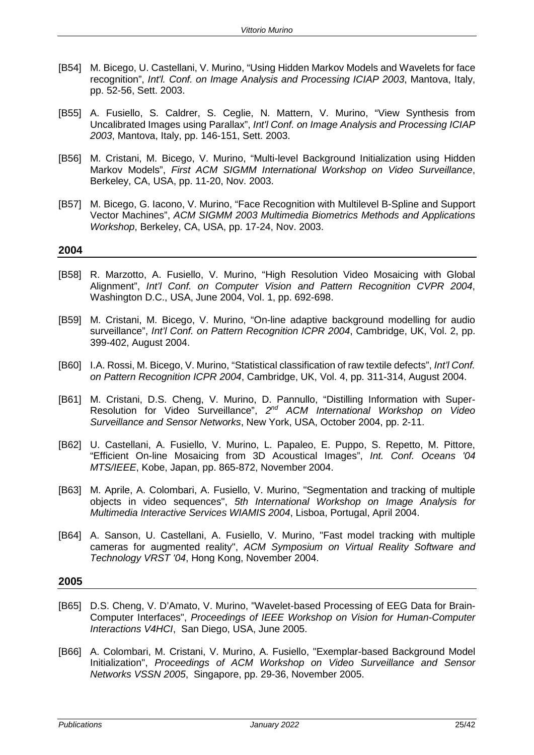[B54] M. Bicego, U. Castellani, V. Murino, “Using Hidden Markov Models and Wavelets for face recognition”, *Int'l. Conf. on Image Analysis and Processing ICIAP 2003*, Mantova, Italy, pp. 52-56, Sett. 2003.

[B55] A. Fusiello, S. Caldrer, S. Ceglie, N. Mattern, V. Murino, “View Synthesis from Uncalibrated Images using Parallax”, *Int'l Conf. on Image Analysis and Processing ICIAP 2003*, Mantova, Italy, pp. 146-151, Sett. 2003.

[B56] M. Cristani, M. Bicego, V. Murino, “Multi-level Background Initialization using Hidden Markov Models”, *First ACM SIGMM International Workshop on Video Surveillance*, Berkeley, CA, USA, pp. 11-20, Nov. 2003.

[B57] M. Bicego, G. Iacono, V. Murino, “Face Recognition with Multilevel B-Spline and Support Vector Machines”, *ACM SIGMM 2003 Multimedia Biometrics Methods and Applications Workshop*, Berkeley, CA, USA, pp. 17-24, Nov. 2003.

## 2004

[B58] R. Marzotto, A. Fusiello, V. Murino, “High Resolution Video Mosaicing with Global Alignment”, *Int’l Conf. on Computer Vision and Pattern Recognition CVPR 2004*, Washington D.C., USA, June 2004, Vol. 1, pp. 692-698.

[B59] M. Cristani, M. Bicego, V. Murino, “On-line adaptive background modelling for audio surveillance”, *Int’l Conf. on Pattern Recognition ICPR 2004*, Cambridge, UK, Vol. 2, pp. 399-402, August 2004.

[B60] I.A. Rossi, M. Bicego, V. Murino, “Statistical classification of raw textile defects”, *Int’l Conf. on Pattern Recognition ICPR 2004*, Cambridge, UK, Vol. 4, pp. 311-314, August 2004.

[B61] M. Cristani, D.S. Cheng, V. Murino, D. Pannullo, “Distilling Information with Super-Resolution for Video Surveillance”, *2nd ACM International Workshop on Video Surveillance and Sensor Networks*, New York, USA, October 2004, pp. 2-11.

[B62] U. Castellani, A. Fusiello, V. Murino, L. Papaleo, E. Puppo, S. Repetto, M. Pittore, “Efficient On-line Mosaicing from 3D Acoustical Images”, *Int. Conf. Oceans '04 MTS/IEEE*, Kobe, Japan, pp. 865-872, November 2004.

[B63] M. Aprile, A. Colombari, A. Fusiello, V. Murino, "Segmentation and tracking of multiple objects in video sequences", *5th International Workshop on Image Analysis for Multimedia Interactive Services WIAMIS 2004*, Lisboa, Portugal, April 2004.

[B64] A. Sanson, U. Castellani, A. Fusiello, V. Murino, "Fast model tracking with multiple cameras for augmented reality", *ACM Symposium on Virtual Reality Software and Technology VRST '04*, Hong Kong, November 2004.

## 2005

[B65] D.S. Cheng, V. D’Amato, V. Murino, "Wavelet-based Processing of EEG Data for Brain-Computer Interfaces", *Proceedings of IEEE Workshop on Vision for Human-Computer Interactions V4HCI*, San Diego, USA, June 2005.

[B66] A. Colombari, M. Cristani, V. Murino, A. Fusiello, "Exemplar-based Background Model Initialization", *Proceedings of ACM Workshop on Video Surveillance and Sensor Networks VSSN 2005*, Singapore, pp. 29-36, November 2005.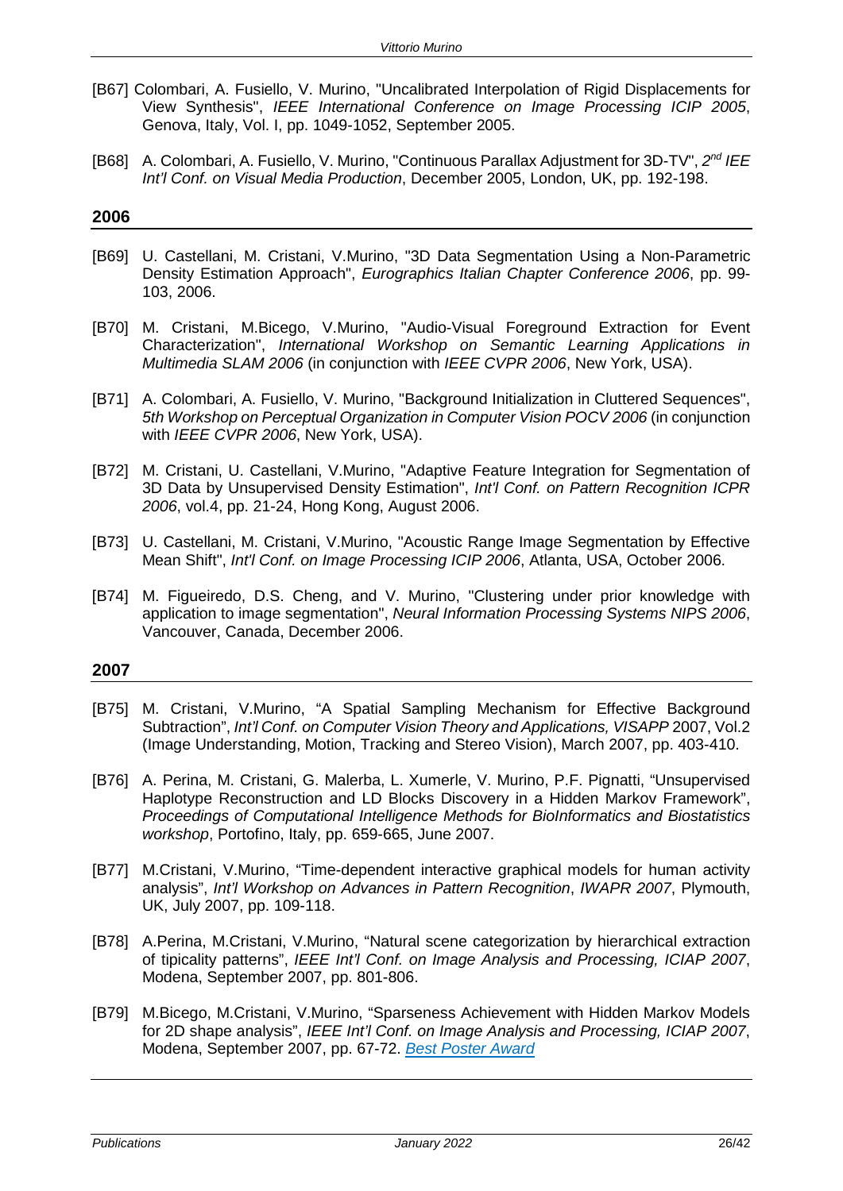[B67] Colombari, A. Fusiello, V. Murino, "Uncalibrated Interpolation of Rigid Displacements for View Synthesis", *IEEE International Conference on Image Processing ICIP 2005*, Genova, Italy, Vol. I, pp. 1049-1052, September 2005.

[B68] A. Colombari, A. Fusiello, V. Murino, "Continuous Parallax Adjustment for 3D-TV", *2nd IEE Int'l Conf. on Visual Media Production*, December 2005, London, UK, pp. 192-198.

## 2006

[B69] U. Castellani, M. Cristani, V.Murino, "3D Data Segmentation Using a Non-Parametric Density Estimation Approach", *Eurographics Italian Chapter Conference 2006*, pp. 99-103, 2006.

[B70] M. Cristani, M.Bicego, V.Murino, "Audio-Visual Foreground Extraction for Event Characterization", *International Workshop on Semantic Learning Applications in Multimedia SLAM 2006* (in conjunction with *IEEE CVPR 2006*, New York, USA).

[B71] A. Colombari, A. Fusiello, V. Murino, "Background Initialization in Cluttered Sequences", *5th Workshop on Perceptual Organization in Computer Vision POCV 2006* (in conjunction with *IEEE CVPR 2006*, New York, USA).

[B72] M. Cristani, U. Castellani, V.Murino, "Adaptive Feature Integration for Segmentation of 3D Data by Unsupervised Density Estimation", *Int'l Conf. on Pattern Recognition ICPR 2006*, vol.4, pp. 21-24, Hong Kong, August 2006.

[B73] U. Castellani, M. Cristani, V.Murino, "Acoustic Range Image Segmentation by Effective Mean Shift", *Int'l Conf. on Image Processing ICIP 2006*, Atlanta, USA, October 2006.

[B74] M. Figueiredo, D.S. Cheng, and V. Murino, "Clustering under prior knowledge with application to image segmentation", *Neural Information Processing Systems NIPS 2006*, Vancouver, Canada, December 2006.

## 2007

[B75] M. Cristani, V.Murino, "A Spatial Sampling Mechanism for Effective Background Subtraction", *Int'l Conf. on Computer Vision Theory and Applications, VISAPP* 2007, Vol.2 (Image Understanding, Motion, Tracking and Stereo Vision), March 2007, pp. 403-410.

[B76] A. Perina, M. Cristani, G. Malerba, L. Xumerle, V. Murino, P.F. Pignatti, "Unsupervised Haplotype Reconstruction and LD Blocks Discovery in a Hidden Markov Framework", *Proceedings of Computational Intelligence Methods for BioInformatics and Biostatistics workshop*, Portofino, Italy, pp. 659-665, June 2007.

[B77] M.Cristani, V.Murino, "Time-dependent interactive graphical models for human activity analysis", *Int'l Workshop on Advances in Pattern Recognition*, *IWAPR 2007*, Plymouth, UK, July 2007, pp. 109-118.

[B78] A.Perina, M.Cristani, V.Murino, "Natural scene categorization by hierarchical extraction of tipicality patterns", *IEEE Int'l Conf. on Image Analysis and Processing, ICIAP 2007*, Modena, September 2007, pp. 801-806.

[B79] M.Bicego, M.Cristani, V.Murino, "Sparseness Achievement with Hidden Markov Models for 2D shape analysis", *IEEE Int'l Conf. on Image Analysis and Processing, ICIAP 2007*, Modena, September 2007, pp. 67-72. *Best Poster Award*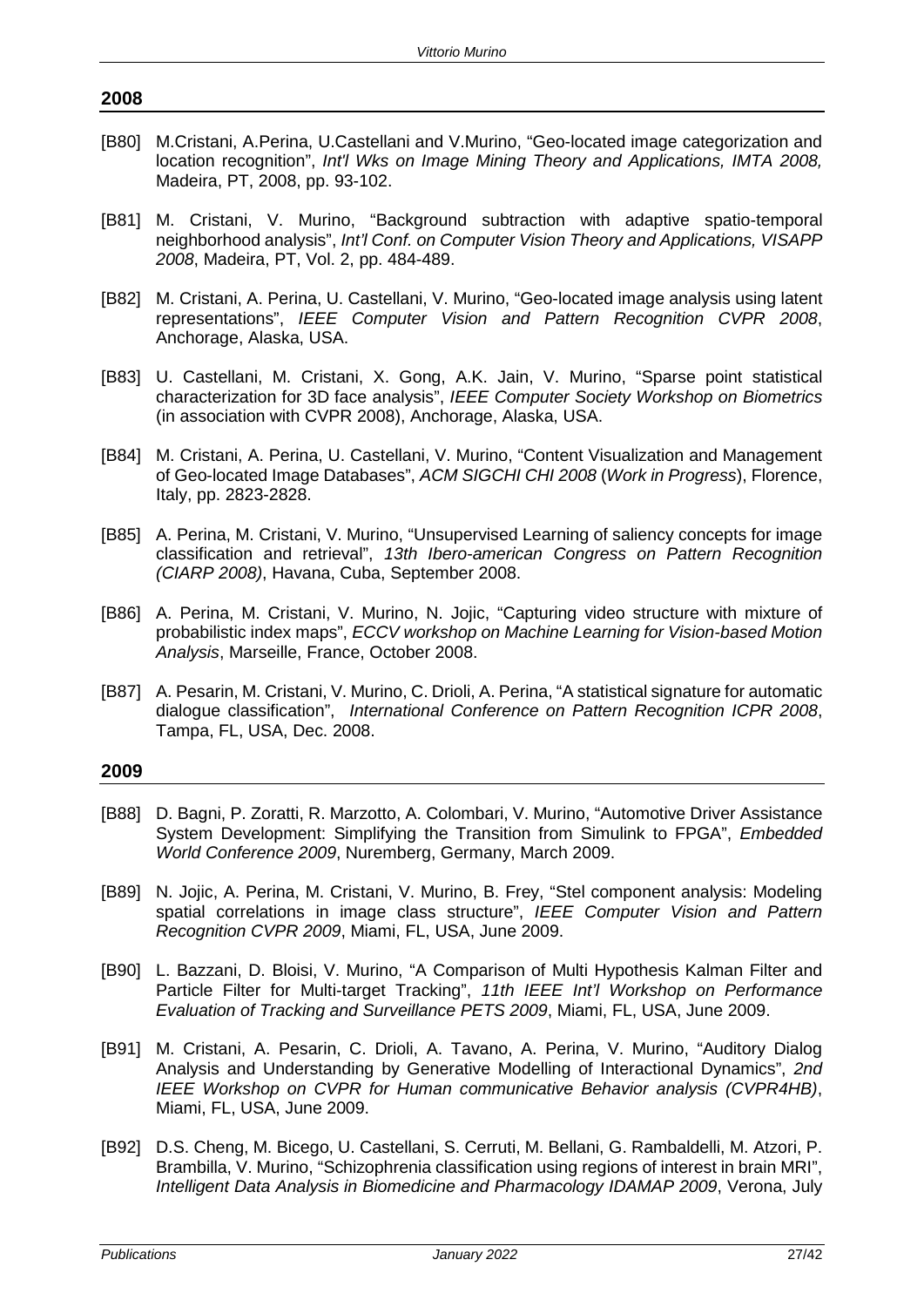## 2008

[B80] M.Cristani, A.Perina, U.Castellani and V.Murino, "Geo-located image categorization and location recognition", *Int'l Wks on Image Mining Theory and Applications, IMTA 2008,* Madeira, PT, 2008, pp. 93-102.

[B81] M. Cristani, V. Murino, "Background subtraction with adaptive spatio-temporal neighborhood analysis", *Int'l Conf. on Computer Vision Theory and Applications, VISAPP 2008*, Madeira, PT, Vol. 2, pp. 484-489.

[B82] M. Cristani, A. Perina, U. Castellani, V. Murino, "Geo-located image analysis using latent representations", *IEEE Computer Vision and Pattern Recognition CVPR 2008*, Anchorage, Alaska, USA.

[B83] U. Castellani, M. Cristani, X. Gong, A.K. Jain, V. Murino, "Sparse point statistical characterization for 3D face analysis", *IEEE Computer Society Workshop on Biometrics* (in association with CVPR 2008), Anchorage, Alaska, USA.

[B84] M. Cristani, A. Perina, U. Castellani, V. Murino, "Content Visualization and Management of Geo-located Image Databases", *ACM SIGCHI CHI 2008* (*Work in Progress*), Florence, Italy, pp. 2823-2828.

[B85] A. Perina, M. Cristani, V. Murino, "Unsupervised Learning of saliency concepts for image classification and retrieval", *13th Ibero-american Congress on Pattern Recognition (CIARP 2008)*, Havana, Cuba, September 2008.

[B86] A. Perina, M. Cristani, V. Murino, N. Jojic, "Capturing video structure with mixture of probabilistic index maps", *ECCV workshop on Machine Learning for Vision-based Motion Analysis*, Marseille, France, October 2008.

[B87] A. Pesarin, M. Cristani, V. Murino, C. Drioli, A. Perina, "A statistical signature for automatic dialogue classification", *International Conference on Pattern Recognition ICPR 2008*, Tampa, FL, USA, Dec. 2008.

## 2009

[B88] D. Bagni, P. Zoratti, R. Marzotto, A. Colombari, V. Murino, "Automotive Driver Assistance System Development: Simplifying the Transition from Simulink to FPGA", *Embedded World Conference 2009*, Nuremberg, Germany, March 2009.

[B89] N. Jojic, A. Perina, M. Cristani, V. Murino, B. Frey, "Stel component analysis: Modeling spatial correlations in image class structure", *IEEE Computer Vision and Pattern Recognition CVPR 2009*, Miami, FL, USA, June 2009.

[B90] L. Bazzani, D. Bloisi, V. Murino, "A Comparison of Multi Hypothesis Kalman Filter and Particle Filter for Multi-target Tracking", *11th IEEE Int'l Workshop on Performance Evaluation of Tracking and Surveillance PETS 2009*, Miami, FL, USA, June 2009.

[B91] M. Cristani, A. Pesarin, C. Drioli, A. Tavano, A. Perina, V. Murino, "Auditory Dialog Analysis and Understanding by Generative Modelling of Interactional Dynamics", *2nd IEEE Workshop on CVPR for Human communicative Behavior analysis (CVPR4HB)*, Miami, FL, USA, June 2009.

[B92] D.S. Cheng, M. Bicego, U. Castellani, S. Cerruti, M. Bellani, G. Rambaldelli, M. Atzori, P. Brambilla, V. Murino, "Schizophrenia classification using regions of interest in brain MRI", *Intelligent Data Analysis in Biomedicine and Pharmacology IDAMAP 2009*, Verona, July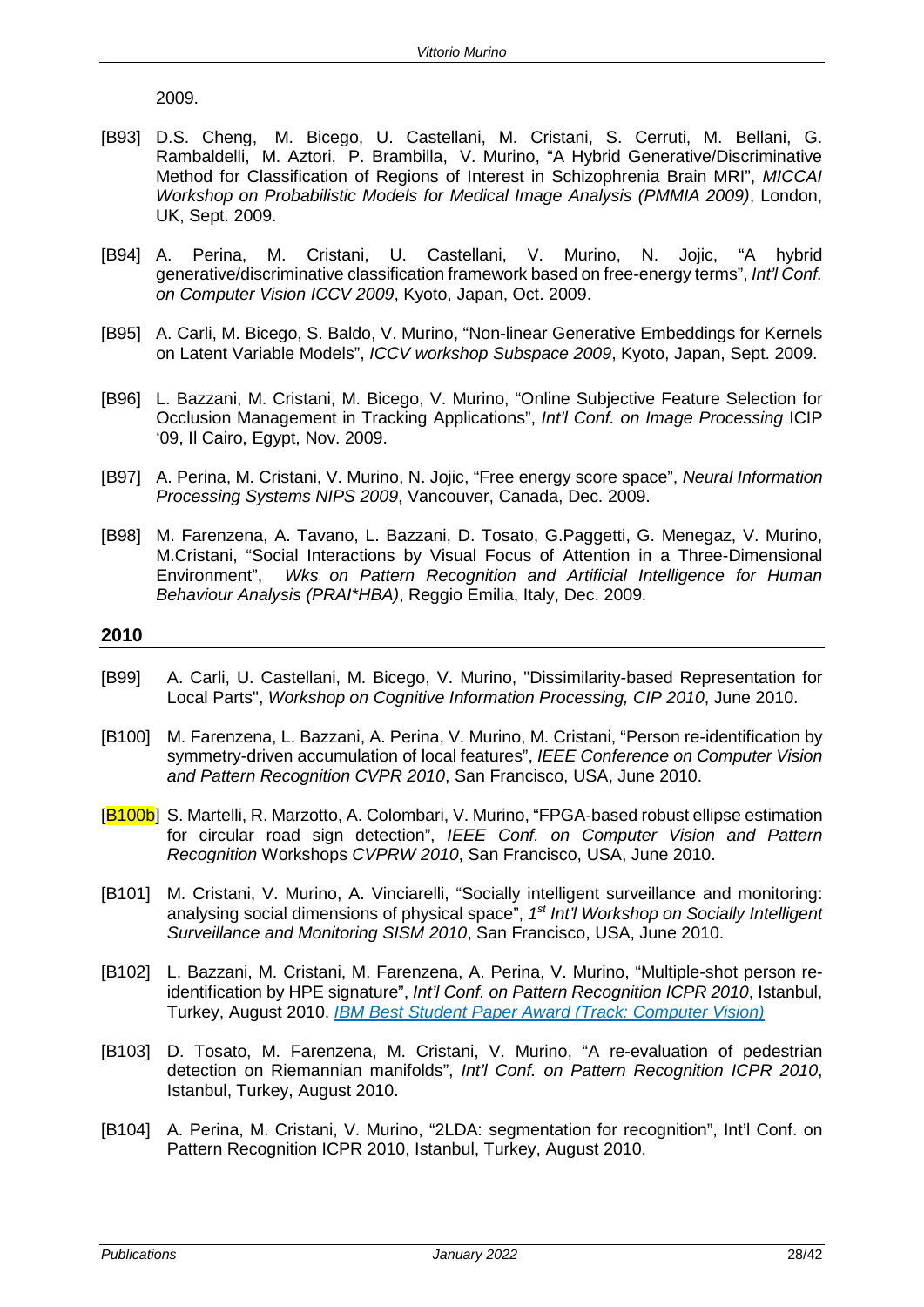2009.

[B93] D.S. Cheng, M. Bicego, U. Castellani, M. Cristani, S. Cerruti, M. Bellani, G. Rambaldelli, M. Aztori, P. Brambilla, V. Murino, "A Hybrid Generative/Discriminative Method for Classification of Regions of Interest in Schizophrenia Brain MRI", *MICCAI Workshop on Probabilistic Models for Medical Image Analysis (PMMIA 2009)*, London, UK, Sept. 2009.

[B94] A. Perina, M. Cristani, U. Castellani, V. Murino, N. Jojic, "A hybrid generative/discriminative classification framework based on free-energy terms", *Int'l Conf. on Computer Vision ICCV 2009*, Kyoto, Japan, Oct. 2009.

[B95] A. Carli, M. Bicego, S. Baldo, V. Murino, "Non-linear Generative Embeddings for Kernels on Latent Variable Models", *ICCV workshop Subspace 2009*, Kyoto, Japan, Sept. 2009.

[B96] L. Bazzani, M. Cristani, M. Bicego, V. Murino, "Online Subjective Feature Selection for Occlusion Management in Tracking Applications", *Int'l Conf. on Image Processing* ICIP '09, Il Cairo, Egypt, Nov. 2009.

[B97] A. Perina, M. Cristani, V. Murino, N. Jojic, "Free energy score space", *Neural Information Processing Systems NIPS 2009*, Vancouver, Canada, Dec. 2009.

[B98] M. Farenzena, A. Tavano, L. Bazzani, D. Tosato, G.Paggetti, G. Menegaz, V. Murino, M.Cristani, "Social Interactions by Visual Focus of Attention in a Three-Dimensional Environment", *Wks on Pattern Recognition and Artificial Intelligence for Human Behaviour Analysis (PRAI*HBA)*, Reggio Emilia, Italy, Dec. 2009.

## 2010

[B99] A. Carli, U. Castellani, M. Bicego, V. Murino, "Dissimilarity-based Representation for Local Parts", *Workshop on Cognitive Information Processing, CIP 2010*, June 2010.

[B100] M. Farenzena, L. Bazzani, A. Perina, V. Murino, M. Cristani, "Person re-identification by symmetry-driven accumulation of local features", *IEEE Conference on Computer Vision and Pattern Recognition CVPR 2010*, San Francisco, USA, June 2010.

[B100b] S. Martelli, R. Marzotto, A. Colombari, V. Murino, "FPGA-based robust ellipse estimation for circular road sign detection", *IEEE Conf. on Computer Vision and Pattern Recognition* Workshops *CVPRW 2010*, San Francisco, USA, June 2010.

[B101] M. Cristani, V. Murino, A. Vinciarelli, "Socially intelligent surveillance and monitoring: analysing social dimensions of physical space", *1st Int'l Workshop on Socially Intelligent Surveillance and Monitoring SISM 2010*, San Francisco, USA, June 2010.

[B102] L. Bazzani, M. Cristani, M. Farenzena, A. Perina, V. Murino, "Multiple-shot person re-identification by HPE signature", *Int'l Conf. on Pattern Recognition ICPR 2010*, Istanbul, Turkey, August 2010. *IBM Best Student Paper Award (Track: Computer Vision)*

[B103] D. Tosato, M. Farenzena, M. Cristani, V. Murino, "A re-evaluation of pedestrian detection on Riemannian manifolds", *Int'l Conf. on Pattern Recognition ICPR 2010*, Istanbul, Turkey, August 2010.

[B104] A. Perina, M. Cristani, V. Murino, "2LDA: segmentation for recognition", Int'l Conf. on Pattern Recognition ICPR 2010, Istanbul, Turkey, August 2010.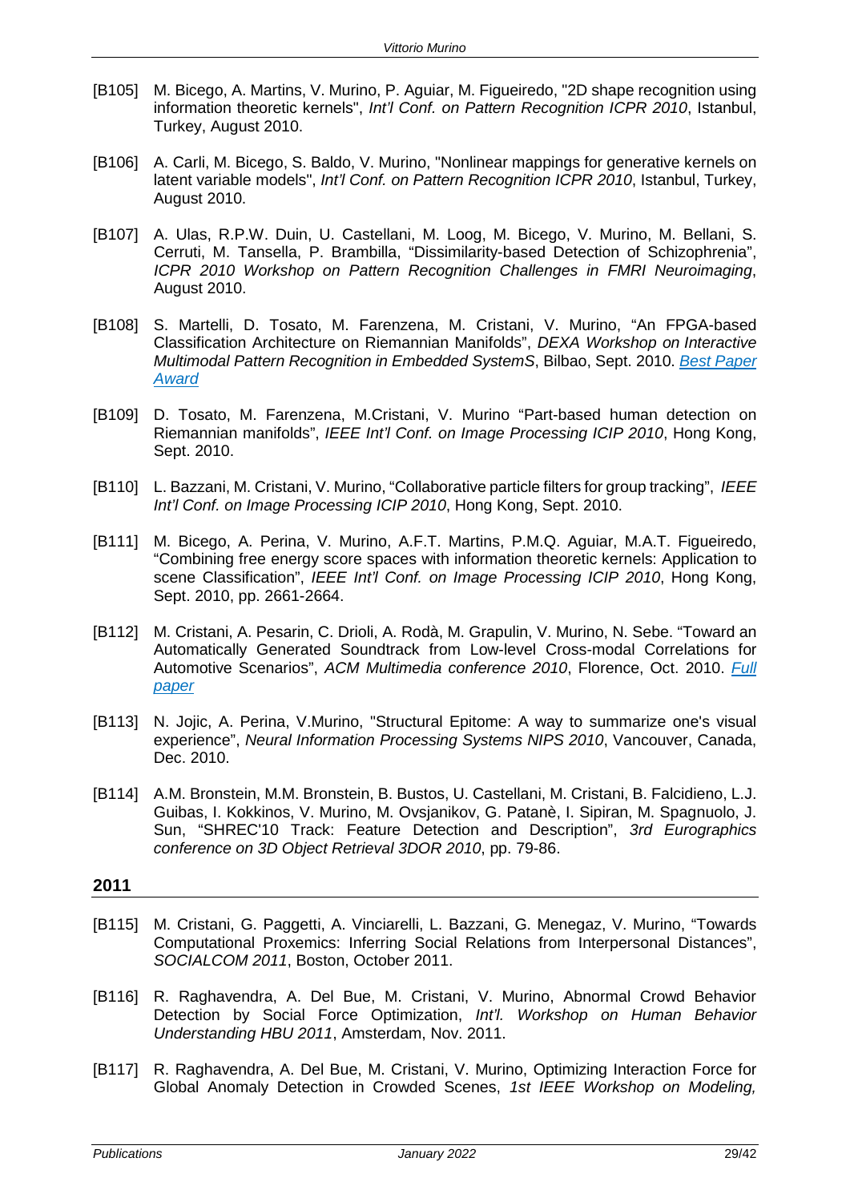[B105] M. Bicego, A. Martins, V. Murino, P. Aguiar, M. Figueiredo, "2D shape recognition using information theoretic kernels", *Int'l Conf. on Pattern Recognition ICPR 2010*, Istanbul, Turkey, August 2010.

[B106] A. Carli, M. Bicego, S. Baldo, V. Murino, "Nonlinear mappings for generative kernels on latent variable models", *Int'l Conf. on Pattern Recognition ICPR 2010*, Istanbul, Turkey, August 2010.

[B107] A. Ulas, R.P.W. Duin, U. Castellani, M. Loog, M. Bicego, V. Murino, M. Bellani, S. Cerruti, M. Tansella, P. Brambilla, "Dissimilarity-based Detection of Schizophrenia", *ICPR 2010 Workshop on Pattern Recognition Challenges in FMRI Neuroimaging*, August 2010.

[B108] S. Martelli, D. Tosato, M. Farenzena, M. Cristani, V. Murino, "An FPGA-based Classification Architecture on Riemannian Manifolds", *DEXA Workshop on Interactive Multimodal Pattern Recognition in Embedded SystemS*, Bilbao, Sept. 2010. *Best Paper Award*

[B109] D. Tosato, M. Farenzena, M.Cristani, V. Murino "Part-based human detection on Riemannian manifolds", *IEEE Int'l Conf. on Image Processing ICIP 2010*, Hong Kong, Sept. 2010.

[B110] L. Bazzani, M. Cristani, V. Murino, "Collaborative particle filters for group tracking", *IEEE Int'l Conf. on Image Processing ICIP 2010*, Hong Kong, Sept. 2010.

[B111] M. Bicego, A. Perina, V. Murino, A.F.T. Martins, P.M.Q. Aguiar, M.A.T. Figueiredo, "Combining free energy score spaces with information theoretic kernels: Application to scene Classification", *IEEE Int'l Conf. on Image Processing ICIP 2010*, Hong Kong, Sept. 2010, pp. 2661-2664.

[B112] M. Cristani, A. Pesarin, C. Drioli, A. Rodà, M. Grapulin, V. Murino, N. Sebe. "Toward an Automatically Generated Soundtrack from Low-level Cross-modal Correlations for Automotive Scenarios", *ACM Multimedia conference 2010*, Florence, Oct. 2010. *Full paper*

[B113] N. Jojic, A. Perina, V.Murino, "Structural Epitome: A way to summarize one's visual experience", *Neural Information Processing Systems NIPS 2010*, Vancouver, Canada, Dec. 2010.

[B114] A.M. Bronstein, M.M. Bronstein, B. Bustos, U. Castellani, M. Cristani, B. Falcidieno, L.J. Guibas, I. Kokkinos, V. Murino, M. Ovsjanikov, G. Patanè, I. Sipiran, M. Spagnuolo, J. Sun, "SHREC'10 Track: Feature Detection and Description", *3rd Eurographics conference on 3D Object Retrieval 3DOR 2010*, pp. 79-86.

## 2011

[B115] M. Cristani, G. Paggetti, A. Vinciarelli, L. Bazzani, G. Menegaz, V. Murino, "Towards Computational Proxemics: Inferring Social Relations from Interpersonal Distances", *SOCIALCOM 2011*, Boston, October 2011.

[B116] R. Raghavendra, A. Del Bue, M. Cristani, V. Murino, Abnormal Crowd Behavior Detection by Social Force Optimization, *Int'l. Workshop on Human Behavior Understanding HBU 2011*, Amsterdam, Nov. 2011.

[B117] R. Raghavendra, A. Del Bue, M. Cristani, V. Murino, Optimizing Interaction Force for Global Anomaly Detection in Crowded Scenes, *1st IEEE Workshop on Modeling,*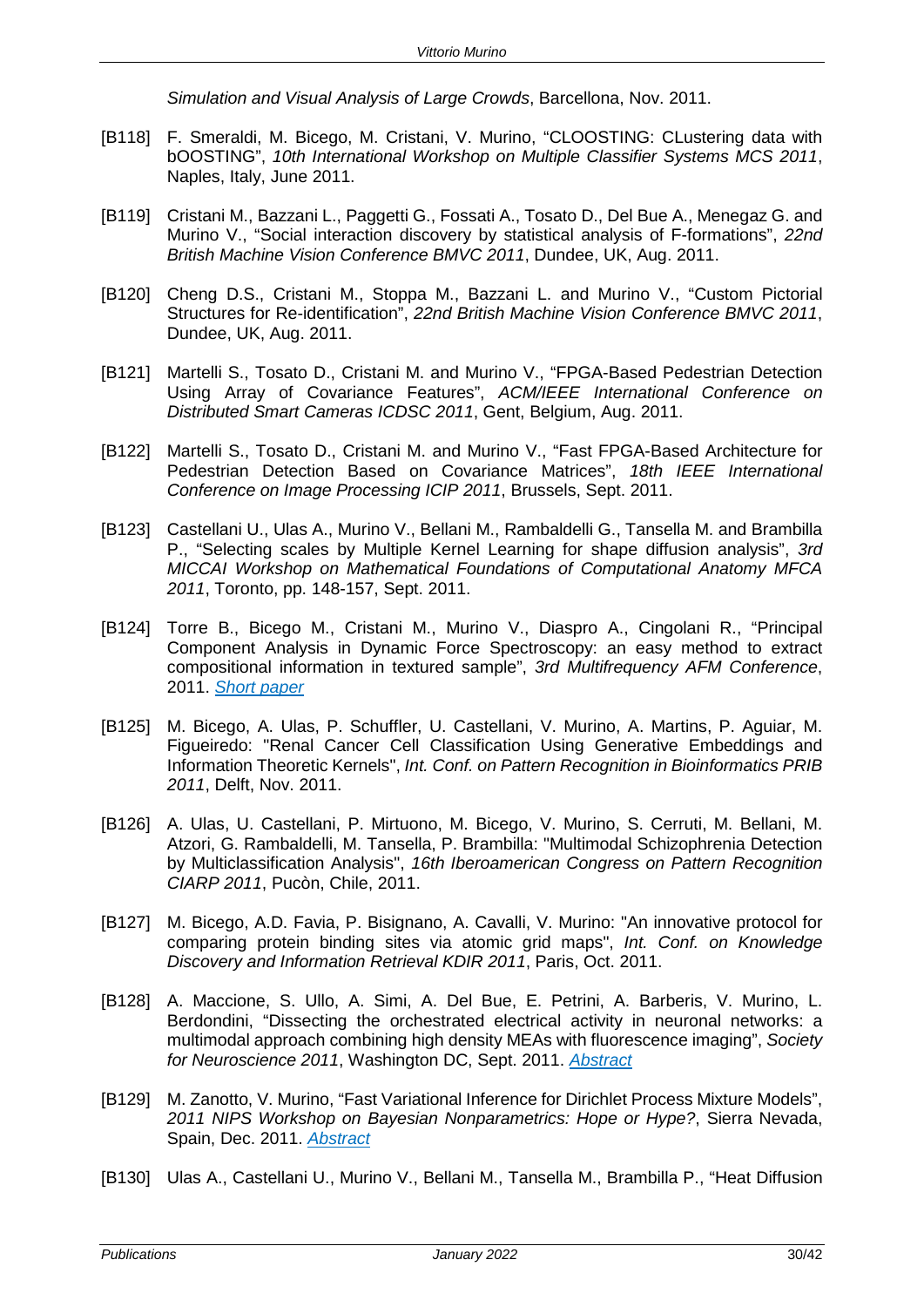*Simulation and Visual Analysis of Large Crowds*, Barcellona, Nov. 2011.

[B118] F. Smeraldi, M. Bicego, M. Cristani, V. Murino, “CLOOSTING: CLustering data with bOOSTING”, *10th International Workshop on Multiple Classifier Systems MCS 2011*, Naples, Italy, June 2011.

[B119] Cristani M., Bazzani L., Paggetti G., Fossati A., Tosato D., Del Bue A., Menegaz G. and Murino V., “Social interaction discovery by statistical analysis of F-formations”, *22nd British Machine Vision Conference BMVC 2011*, Dundee, UK, Aug. 2011.

[B120] Cheng D.S., Cristani M., Stoppa M., Bazzani L. and Murino V., “Custom Pictorial Structures for Re-identification”, *22nd British Machine Vision Conference BMVC 2011*, Dundee, UK, Aug. 2011.

[B121] Martelli S., Tosato D., Cristani M. and Murino V., “FPGA-Based Pedestrian Detection Using Array of Covariance Features”, *ACM/IEEE International Conference on Distributed Smart Cameras ICDSC 2011*, Gent, Belgium, Aug. 2011.

[B122] Martelli S., Tosato D., Cristani M. and Murino V., “Fast FPGA-Based Architecture for Pedestrian Detection Based on Covariance Matrices”, *18th IEEE International Conference on Image Processing ICIP 2011*, Brussels, Sept. 2011.

[B123] Castellani U., Ulas A., Murino V., Bellani M., Rambaldelli G., Tansella M. and Brambilla P., “Selecting scales by Multiple Kernel Learning for shape diffusion analysis”, *3rd MICCAI Workshop on Mathematical Foundations of Computational Anatomy MFCA 2011*, Toronto, pp. 148-157, Sept. 2011.

[B124] Torre B., Bicego M., Cristani M., Murino V., Diaspro A., Cingolani R., “Principal Component Analysis in Dynamic Force Spectroscopy: an easy method to extract compositional information in textured sample”, *3rd Multifrequency AFM Conference*, 2011. Short paper

[B125] M. Bicego, A. Ulas, P. Schuffler, U. Castellani, V. Murino, A. Martins, P. Aguiar, M. Figueiredo: "Renal Cancer Cell Classification Using Generative Embeddings and Information Theoretic Kernels", *Int. Conf. on Pattern Recognition in Bioinformatics PRIB 2011*, Delft, Nov. 2011.

[B126] A. Ulas, U. Castellani, P. Mirtuono, M. Bicego, V. Murino, S. Cerruti, M. Bellani, M. Atzori, G. Rambaldelli, M. Tansella, P. Brambilla: "Multimodal Schizophrenia Detection by Multiclassification Analysis", *16th Iberoamerican Congress on Pattern Recognition CIARP 2011*, Pucòn, Chile, 2011.

[B127] M. Bicego, A.D. Favia, P. Bisignano, A. Cavalli, V. Murino: "An innovative protocol for comparing protein binding sites via atomic grid maps", *Int. Conf. on Knowledge Discovery and Information Retrieval KDIR 2011*, Paris, Oct. 2011.

[B128] A. Maccione, S. Ullo, A. Simi, A. Del Bue, E. Petrini, A. Barberis, V. Murino, L. Berdondini, “Dissecting the orchestrated electrical activity in neuronal networks: a multimodal approach combining high density MEAs with fluorescence imaging”, *Society for Neuroscience 2011*, Washington DC, Sept. 2011. Abstract

[B129] M. Zanotto, V. Murino, “Fast Variational Inference for Dirichlet Process Mixture Models”, *2011 NIPS Workshop on Bayesian Nonparametrics: Hope or Hype?*, Sierra Nevada, Spain, Dec. 2011. Abstract

[B130] Ulas A., Castellani U., Murino V., Bellani M., Tansella M., Brambilla P., “Heat Diffusion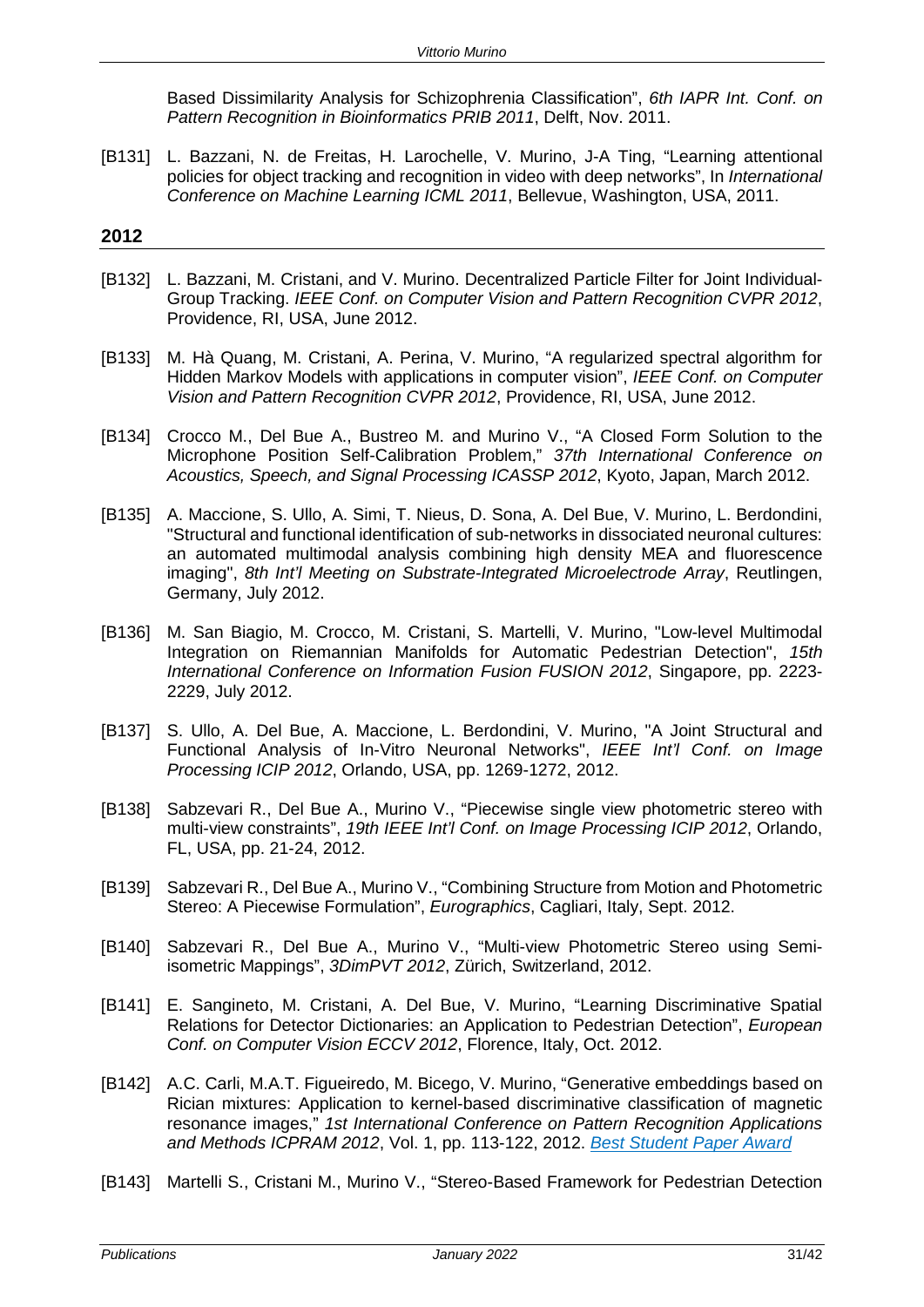Based Dissimilarity Analysis for Schizophrenia Classification", *6th IAPR Int. Conf. on Pattern Recognition in Bioinformatics PRIB 2011*, Delft, Nov. 2011.

[B131] L. Bazzani, N. de Freitas, H. Larochelle, V. Murino, J-A Ting, "Learning attentional policies for object tracking and recognition in video with deep networks", In *International Conference on Machine Learning ICML 2011*, Bellevue, Washington, USA, 2011.

## 2012

[B132] L. Bazzani, M. Cristani, and V. Murino. Decentralized Particle Filter for Joint Individual-Group Tracking. *IEEE Conf. on Computer Vision and Pattern Recognition CVPR 2012*, Providence, RI, USA, June 2012.

[B133] M. Hà Quang, M. Cristani, A. Perina, V. Murino, "A regularized spectral algorithm for Hidden Markov Models with applications in computer vision", *IEEE Conf. on Computer Vision and Pattern Recognition CVPR 2012*, Providence, RI, USA, June 2012.

[B134] Crocco M., Del Bue A., Bustreo M. and Murino V., "A Closed Form Solution to the Microphone Position Self-Calibration Problem," *37th International Conference on Acoustics, Speech, and Signal Processing ICASSP 2012*, Kyoto, Japan, March 2012.

[B135] A. Maccione, S. Ullo, A. Simi, T. Nieus, D. Sona, A. Del Bue, V. Murino, L. Berdondini, "Structural and functional identification of sub-networks in dissociated neuronal cultures: an automated multimodal analysis combining high density MEA and fluorescence imaging", *8th Int'l Meeting on Substrate-Integrated Microelectrode Array*, Reutlingen, Germany, July 2012.

[B136] M. San Biagio, M. Crocco, M. Cristani, S. Martelli, V. Murino, "Low-level Multimodal Integration on Riemannian Manifolds for Automatic Pedestrian Detection", *15th International Conference on Information Fusion FUSION 2012*, Singapore, pp. 2223-2229, July 2012.

[B137] S. Ullo, A. Del Bue, A. Maccione, L. Berdondini, V. Murino, "A Joint Structural and Functional Analysis of In-Vitro Neuronal Networks", *IEEE Int'l Conf. on Image Processing ICIP 2012*, Orlando, USA, pp. 1269-1272, 2012.

[B138] Sabzevari R., Del Bue A., Murino V., "Piecewise single view photometric stereo with multi-view constraints", *19th IEEE Int'l Conf. on Image Processing ICIP 2012*, Orlando, FL, USA, pp. 21-24, 2012.

[B139] Sabzevari R., Del Bue A., Murino V., "Combining Structure from Motion and Photometric Stereo: A Piecewise Formulation", *Eurographics*, Cagliari, Italy, Sept. 2012.

[B140] Sabzevari R., Del Bue A., Murino V., "Multi-view Photometric Stereo using Semi-isometric Mappings", *3DimPVT 2012*, Zürich, Switzerland, 2012.

[B141] E. Sangineto, M. Cristani, A. Del Bue, V. Murino, "Learning Discriminative Spatial Relations for Detector Dictionaries: an Application to Pedestrian Detection", *European Conf. on Computer Vision ECCV 2012*, Florence, Italy, Oct. 2012.

[B142] A.C. Carli, M.A.T. Figueiredo, M. Bicego, V. Murino, "Generative embeddings based on Rician mixtures: Application to kernel-based discriminative classification of magnetic resonance images," *1st International Conference on Pattern Recognition Applications and Methods ICPRAM 2012*, Vol. 1, pp. 113-122, 2012. *Best Student Paper Award*

[B143] Martelli S., Cristani M., Murino V., "Stereo-Based Framework for Pedestrian Detection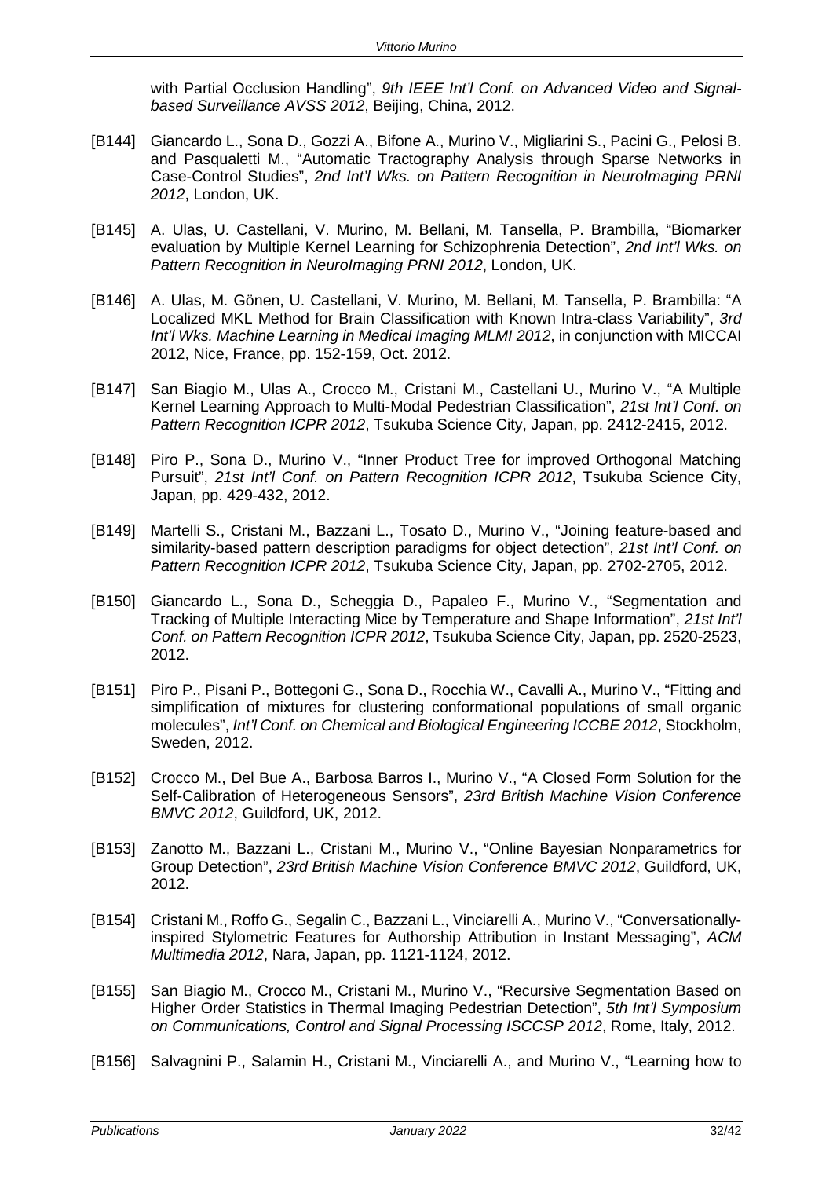with Partial Occlusion Handling", *9th IEEE Int'l Conf. on Advanced Video and Signal-based Surveillance AVSS 2012*, Beijing, China, 2012.

[B144] Giancardo L., Sona D., Gozzi A., Bifone A., Murino V., Migliarini S., Pacini G., Pelosi B. and Pasqualetti M., "Automatic Tractography Analysis through Sparse Networks in Case-Control Studies", *2nd Int'l Wks. on Pattern Recognition in NeuroImaging PRNI 2012*, London, UK.

[B145] A. Ulas, U. Castellani, V. Murino, M. Bellani, M. Tansella, P. Brambilla, "Biomarker evaluation by Multiple Kernel Learning for Schizophrenia Detection", *2nd Int'l Wks. on Pattern Recognition in NeuroImaging PRNI 2012*, London, UK.

[B146] A. Ulas, M. Gönen, U. Castellani, V. Murino, M. Bellani, M. Tansella, P. Brambilla: "A Localized MKL Method for Brain Classification with Known Intra-class Variability", *3rd Int'l Wks. Machine Learning in Medical Imaging MLMI 2012*, in conjunction with MICCAI 2012, Nice, France, pp. 152-159, Oct. 2012.

[B147] San Biagio M., Ulas A., Crocco M., Cristani M., Castellani U., Murino V., "A Multiple Kernel Learning Approach to Multi-Modal Pedestrian Classification", *21st Int'l Conf. on Pattern Recognition ICPR 2012*, Tsukuba Science City, Japan, pp. 2412-2415, 2012.

[B148] Piro P., Sona D., Murino V., "Inner Product Tree for improved Orthogonal Matching Pursuit", *21st Int'l Conf. on Pattern Recognition ICPR 2012*, Tsukuba Science City, Japan, pp. 429-432, 2012.

[B149] Martelli S., Cristani M., Bazzani L., Tosato D., Murino V., "Joining feature-based and similarity-based pattern description paradigms for object detection", *21st Int'l Conf. on Pattern Recognition ICPR 2012*, Tsukuba Science City, Japan, pp. 2702-2705, 2012.

[B150] Giancardo L., Sona D., Scheggia D., Papaleo F., Murino V., "Segmentation and Tracking of Multiple Interacting Mice by Temperature and Shape Information", *21st Int'l Conf. on Pattern Recognition ICPR 2012*, Tsukuba Science City, Japan, pp. 2520-2523, 2012.

[B151] Piro P., Pisani P., Bottegoni G., Sona D., Rocchia W., Cavalli A., Murino V., "Fitting and simplification of mixtures for clustering conformational populations of small organic molecules", *Int'l Conf. on Chemical and Biological Engineering ICCBE 2012*, Stockholm, Sweden, 2012.

[B152] Crocco M., Del Bue A., Barbosa Barros I., Murino V., "A Closed Form Solution for the Self-Calibration of Heterogeneous Sensors", *23rd British Machine Vision Conference BMVC 2012*, Guildford, UK, 2012.

[B153] Zanotto M., Bazzani L., Cristani M., Murino V., "Online Bayesian Nonparametrics for Group Detection", *23rd British Machine Vision Conference BMVC 2012*, Guildford, UK, 2012.

[B154] Cristani M., Roffo G., Segalin C., Bazzani L., Vinciarelli A., Murino V., "Conversationally-inspired Stylometric Features for Authorship Attribution in Instant Messaging", *ACM Multimedia 2012*, Nara, Japan, pp. 1121-1124, 2012.

[B155] San Biagio M., Crocco M., Cristani M., Murino V., "Recursive Segmentation Based on Higher Order Statistics in Thermal Imaging Pedestrian Detection", *5th Int'l Symposium on Communications, Control and Signal Processing ISCCSP 2012*, Rome, Italy, 2012.

[B156] Salvagnini P., Salamin H., Cristani M., Vinciarelli A., and Murino V., "Learning how to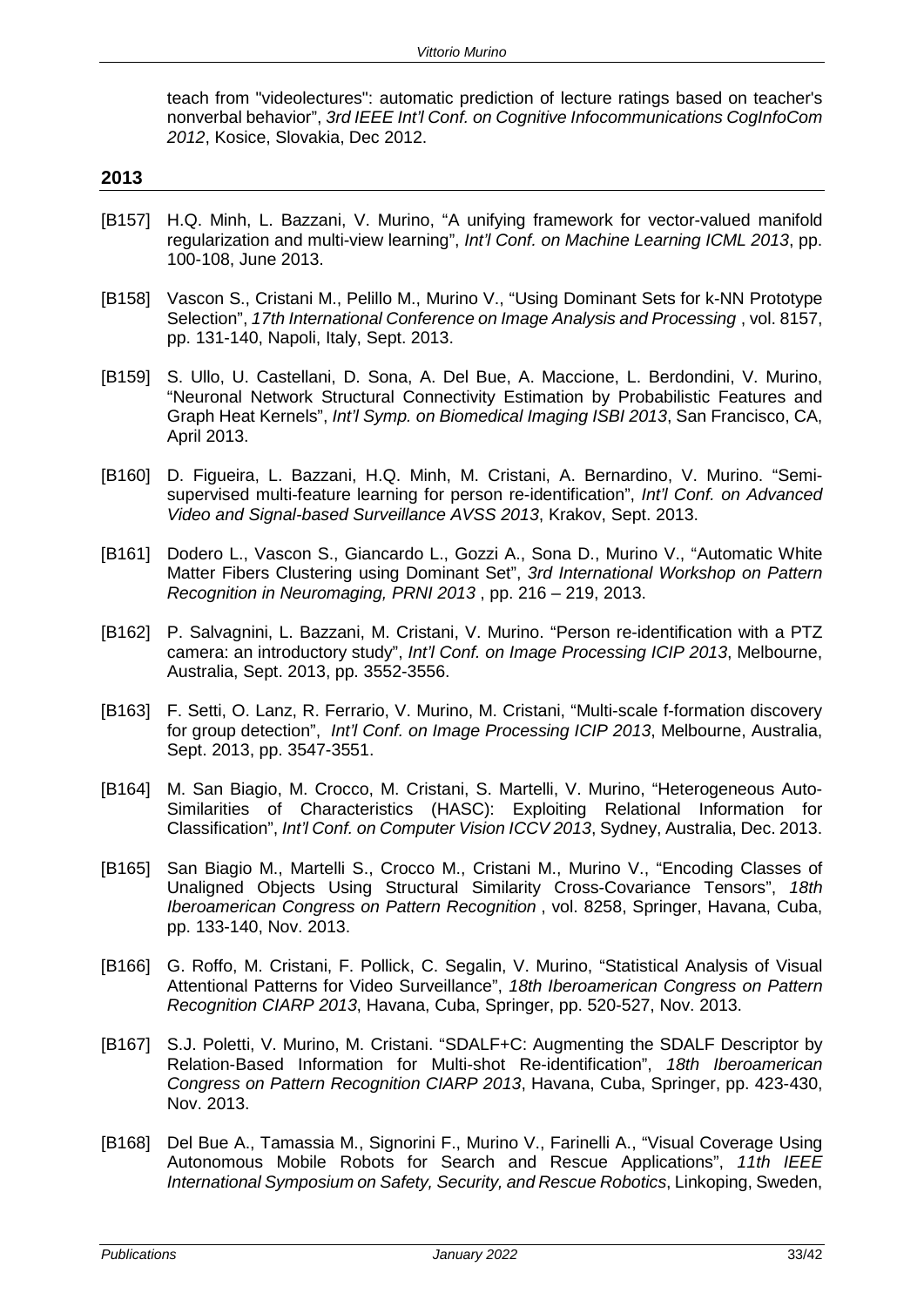teach from "videolectures": automatic prediction of lecture ratings based on teacher's nonverbal behavior", *3rd IEEE Int'l Conf. on Cognitive Infocommunications CogInfoCom 2012*, Kosice, Slovakia, Dec 2012.

## 2013

[B157] H.Q. Minh, L. Bazzani, V. Murino, "A unifying framework for vector-valued manifold regularization and multi-view learning", *Int'l Conf. on Machine Learning ICML 2013*, pp. 100-108, June 2013.

[B158] Vascon S., Cristani M., Pelillo M., Murino V., "Using Dominant Sets for k-NN Prototype Selection", *17th International Conference on Image Analysis and Processing* , vol. 8157, pp. 131-140, Napoli, Italy, Sept. 2013.

[B159] S. Ullo, U. Castellani, D. Sona, A. Del Bue, A. Maccione, L. Berdondini, V. Murino, "Neuronal Network Structural Connectivity Estimation by Probabilistic Features and Graph Heat Kernels", *Int'l Symp. on Biomedical Imaging ISBI 2013*, San Francisco, CA, April 2013.

[B160] D. Figueira, L. Bazzani, H.Q. Minh, M. Cristani, A. Bernardino, V. Murino. "Semi-supervised multi-feature learning for person re-identification", *Int'l Conf. on Advanced Video and Signal-based Surveillance AVSS 2013*, Krakov, Sept. 2013.

[B161] Dodero L., Vascon S., Giancardo L., Gozzi A., Sona D., Murino V., "Automatic White Matter Fibers Clustering using Dominant Set", *3rd International Workshop on Pattern Recognition in Neuromaging, PRNI 2013* , pp. 216 – 219, 2013.

[B162] P. Salvagnini, L. Bazzani, M. Cristani, V. Murino. "Person re-identification with a PTZ camera: an introductory study", *Int'l Conf. on Image Processing ICIP 2013*, Melbourne, Australia, Sept. 2013, pp. 3552-3556.

[B163] F. Setti, O. Lanz, R. Ferrario, V. Murino, M. Cristani, "Multi-scale f-formation discovery for group detection", *Int'l Conf. on Image Processing ICIP 2013*, Melbourne, Australia, Sept. 2013, pp. 3547-3551.

[B164] M. San Biagio, M. Crocco, M. Cristani, S. Martelli, V. Murino, "Heterogeneous Auto-Similarities of Characteristics (HASC): Exploiting Relational Information for Classification", *Int'l Conf. on Computer Vision ICCV 2013*, Sydney, Australia, Dec. 2013.

[B165] San Biagio M., Martelli S., Crocco M., Cristani M., Murino V., "Encoding Classes of Unaligned Objects Using Structural Similarity Cross-Covariance Tensors", *18th Iberoamerican Congress on Pattern Recognition* , vol. 8258, Springer, Havana, Cuba, pp. 133-140, Nov. 2013.

[B166] G. Roffo, M. Cristani, F. Pollick, C. Segalin, V. Murino, "Statistical Analysis of Visual Attentional Patterns for Video Surveillance", *18th Iberoamerican Congress on Pattern Recognition CIARP 2013*, Havana, Cuba, Springer, pp. 520-527, Nov. 2013.

[B167] S.J. Poletti, V. Murino, M. Cristani. "SDALF+C: Augmenting the SDALF Descriptor by Relation-Based Information for Multi-shot Re-identification", *18th Iberoamerican Congress on Pattern Recognition CIARP 2013*, Havana, Cuba, Springer, pp. 423-430, Nov. 2013.

[B168] Del Bue A., Tamassia M., Signorini F., Murino V., Farinelli A., "Visual Coverage Using Autonomous Mobile Robots for Search and Rescue Applications", *11th IEEE International Symposium on Safety, Security, and Rescue Robotics*, Linkoping, Sweden,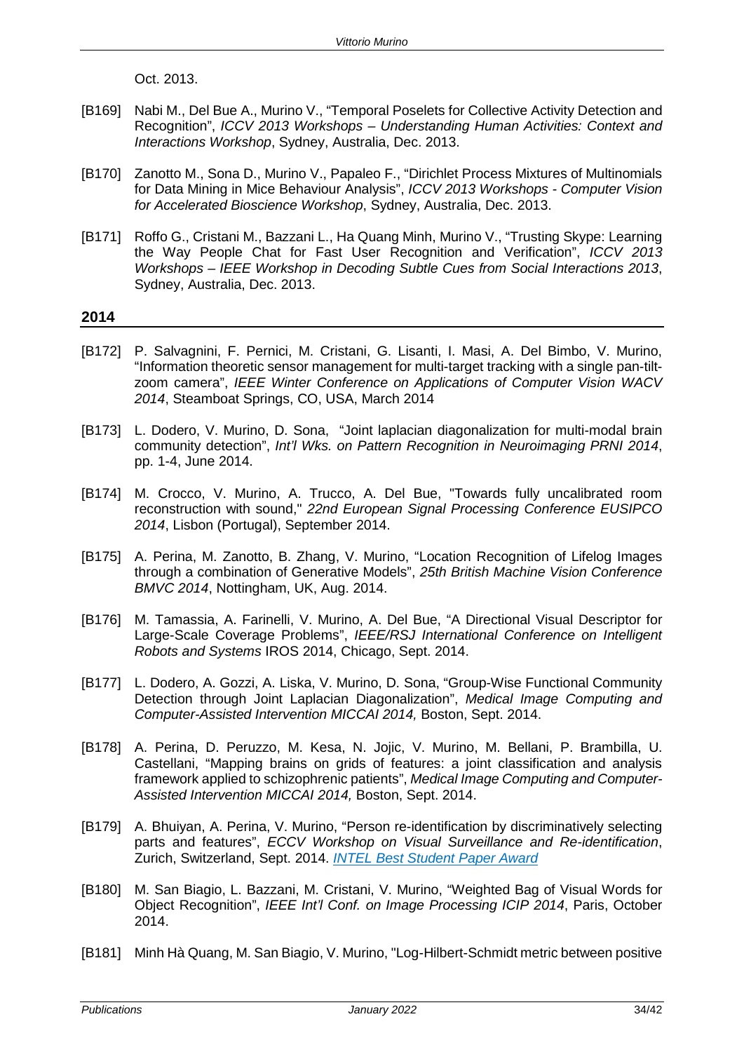Oct. 2013.

[B169] Nabi M., Del Bue A., Murino V., "Temporal Poselets for Collective Activity Detection and Recognition", *ICCV 2013 Workshops – Understanding Human Activities: Context and Interactions Workshop*, Sydney, Australia, Dec. 2013.

[B170] Zanotto M., Sona D., Murino V., Papaleo F., "Dirichlet Process Mixtures of Multinomials for Data Mining in Mice Behaviour Analysis", *ICCV 2013 Workshops - Computer Vision for Accelerated Bioscience Workshop*, Sydney, Australia, Dec. 2013.

[B171] Roffo G., Cristani M., Bazzani L., Ha Quang Minh, Murino V., "Trusting Skype: Learning the Way People Chat for Fast User Recognition and Verification", *ICCV 2013 Workshops – IEEE Workshop in Decoding Subtle Cues from Social Interactions 2013*, Sydney, Australia, Dec. 2013.

## 2014

[B172] P. Salvagnini, F. Pernici, M. Cristani, G. Lisanti, I. Masi, A. Del Bimbo, V. Murino, "Information theoretic sensor management for multi-target tracking with a single pan-tilt-zoom camera", *IEEE Winter Conference on Applications of Computer Vision WACV 2014*, Steamboat Springs, CO, USA, March 2014

[B173] L. Dodero, V. Murino, D. Sona, "Joint laplacian diagonalization for multi-modal brain community detection", *Int'l Wks. on Pattern Recognition in Neuroimaging PRNI 2014*, pp. 1-4, June 2014.

[B174] M. Crocco, V. Murino, A. Trucco, A. Del Bue, "Towards fully uncalibrated room reconstruction with sound," *22nd European Signal Processing Conference EUSIPCO 2014*, Lisbon (Portugal), September 2014.

[B175] A. Perina, M. Zanotto, B. Zhang, V. Murino, "Location Recognition of Lifelog Images through a combination of Generative Models", *25th British Machine Vision Conference BMVC 2014*, Nottingham, UK, Aug. 2014.

[B176] M. Tamassia, A. Farinelli, V. Murino, A. Del Bue, "A Directional Visual Descriptor for Large-Scale Coverage Problems", *IEEE/RSJ International Conference on Intelligent Robots and Systems* IROS 2014, Chicago, Sept. 2014.

[B177] L. Dodero, A. Gozzi, A. Liska, V. Murino, D. Sona, "Group-Wise Functional Community Detection through Joint Laplacian Diagonalization", *Medical Image Computing and Computer-Assisted Intervention MICCAI 2014,* Boston, Sept. 2014.

[B178] A. Perina, D. Peruzzo, M. Kesa, N. Jojic, V. Murino, M. Bellani, P. Brambilla, U. Castellani, "Mapping brains on grids of features: a joint classification and analysis framework applied to schizophrenic patients", *Medical Image Computing and Computer-Assisted Intervention MICCAI 2014,* Boston, Sept. 2014.

[B179] A. Bhuiyan, A. Perina, V. Murino, "Person re-identification by discriminatively selecting parts and features", *ECCV Workshop on Visual Surveillance and Re-identification*, Zurich, Switzerland, Sept. 2014. *INTEL Best Student Paper Award*

[B180] M. San Biagio, L. Bazzani, M. Cristani, V. Murino, "Weighted Bag of Visual Words for Object Recognition", *IEEE Int'l Conf. on Image Processing ICIP 2014*, Paris, October 2014.

[B181] Minh Hà Quang, M. San Biagio, V. Murino, "Log-Hilbert-Schmidt metric between positive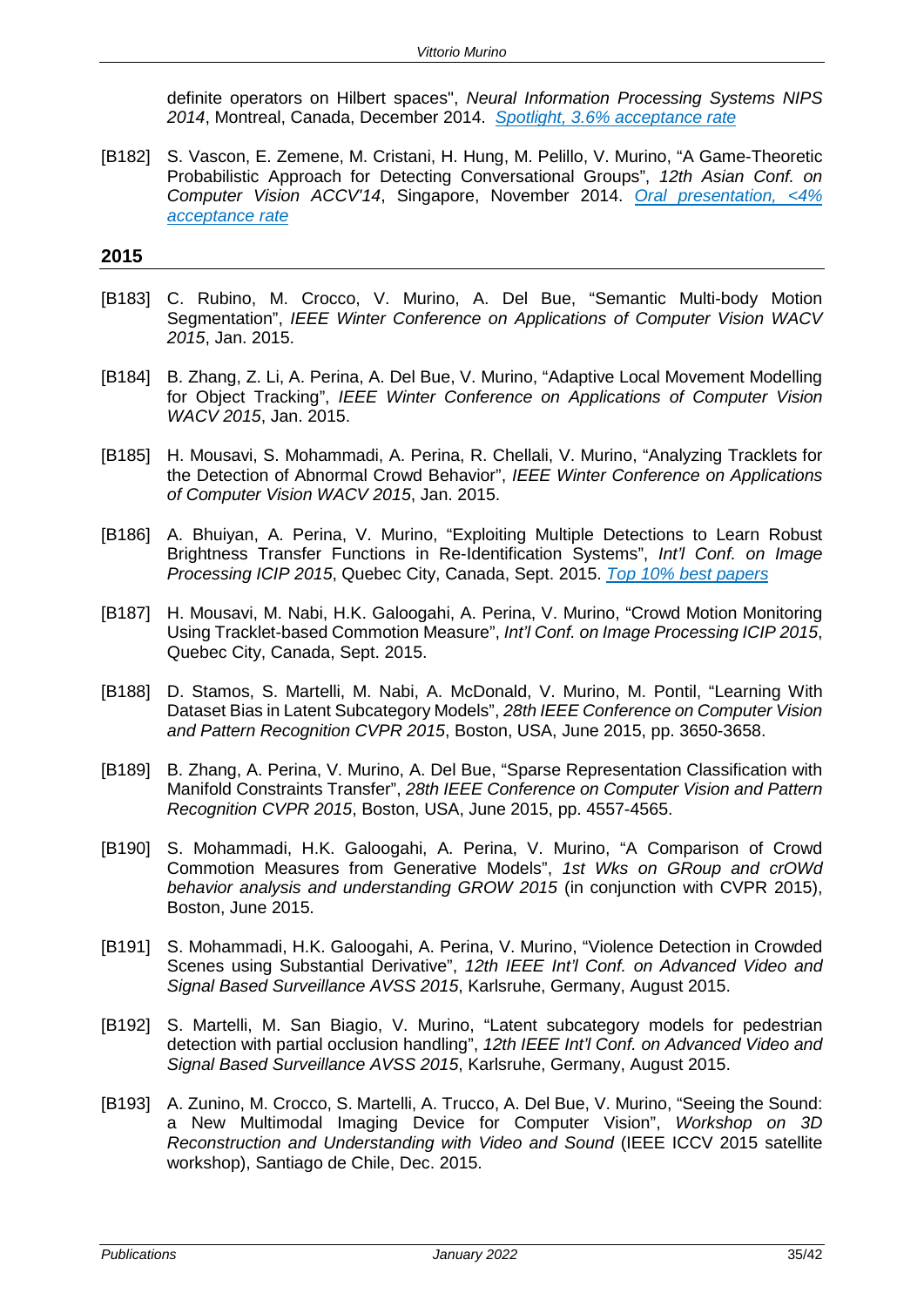definite operators on Hilbert spaces", *Neural Information Processing Systems NIPS 2014*, Montreal, Canada, December 2014. *Spotlight, 3.6% acceptance rate*

[B182] S. Vascon, E. Zemene, M. Cristani, H. Hung, M. Pelillo, V. Murino, "A Game-Theoretic Probabilistic Approach for Detecting Conversational Groups", *12th Asian Conf. on Computer Vision ACCV'14*, Singapore, November 2014. *Oral presentation, <4% acceptance rate*

## 2015

[B183] C. Rubino, M. Crocco, V. Murino, A. Del Bue, "Semantic Multi-body Motion Segmentation", *IEEE Winter Conference on Applications of Computer Vision WACV 2015*, Jan. 2015.

[B184] B. Zhang, Z. Li, A. Perina, A. Del Bue, V. Murino, "Adaptive Local Movement Modelling for Object Tracking", *IEEE Winter Conference on Applications of Computer Vision WACV 2015*, Jan. 2015.

[B185] H. Mousavi, S. Mohammadi, A. Perina, R. Chellali, V. Murino, "Analyzing Tracklets for the Detection of Abnormal Crowd Behavior", *IEEE Winter Conference on Applications of Computer Vision WACV 2015*, Jan. 2015.

[B186] A. Bhuiyan, A. Perina, V. Murino, "Exploiting Multiple Detections to Learn Robust Brightness Transfer Functions in Re-Identification Systems", *Int'l Conf. on Image Processing ICIP 2015*, Quebec City, Canada, Sept. 2015. *Top 10% best papers*

[B187] H. Mousavi, M. Nabi, H.K. Galoogahi, A. Perina, V. Murino, "Crowd Motion Monitoring Using Tracklet-based Commotion Measure", *Int'l Conf. on Image Processing ICIP 2015*, Quebec City, Canada, Sept. 2015.

[B188] D. Stamos, S. Martelli, M. Nabi, A. McDonald, V. Murino, M. Pontil, "Learning With Dataset Bias in Latent Subcategory Models", *28th IEEE Conference on Computer Vision and Pattern Recognition CVPR 2015*, Boston, USA, June 2015, pp. 3650-3658.

[B189] B. Zhang, A. Perina, V. Murino, A. Del Bue, "Sparse Representation Classification with Manifold Constraints Transfer", *28th IEEE Conference on Computer Vision and Pattern Recognition CVPR 2015*, Boston, USA, June 2015, pp. 4557-4565.

[B190] S. Mohammadi, H.K. Galoogahi, A. Perina, V. Murino, "A Comparison of Crowd Commotion Measures from Generative Models", *1st Wks on GRoup and crOWd behavior analysis and understanding GROW 2015* (in conjunction with CVPR 2015), Boston, June 2015.

[B191] S. Mohammadi, H.K. Galoogahi, A. Perina, V. Murino, "Violence Detection in Crowded Scenes using Substantial Derivative", *12th IEEE Int'l Conf. on Advanced Video and Signal Based Surveillance AVSS 2015*, Karlsruhe, Germany, August 2015.

[B192] S. Martelli, M. San Biagio, V. Murino, "Latent subcategory models for pedestrian detection with partial occlusion handling", *12th IEEE Int'l Conf. on Advanced Video and Signal Based Surveillance AVSS 2015*, Karlsruhe, Germany, August 2015.

[B193] A. Zunino, M. Crocco, S. Martelli, A. Trucco, A. Del Bue, V. Murino, "Seeing the Sound: a New Multimodal Imaging Device for Computer Vision", *Workshop on 3D Reconstruction and Understanding with Video and Sound* (IEEE ICCV 2015 satellite workshop), Santiago de Chile, Dec. 2015.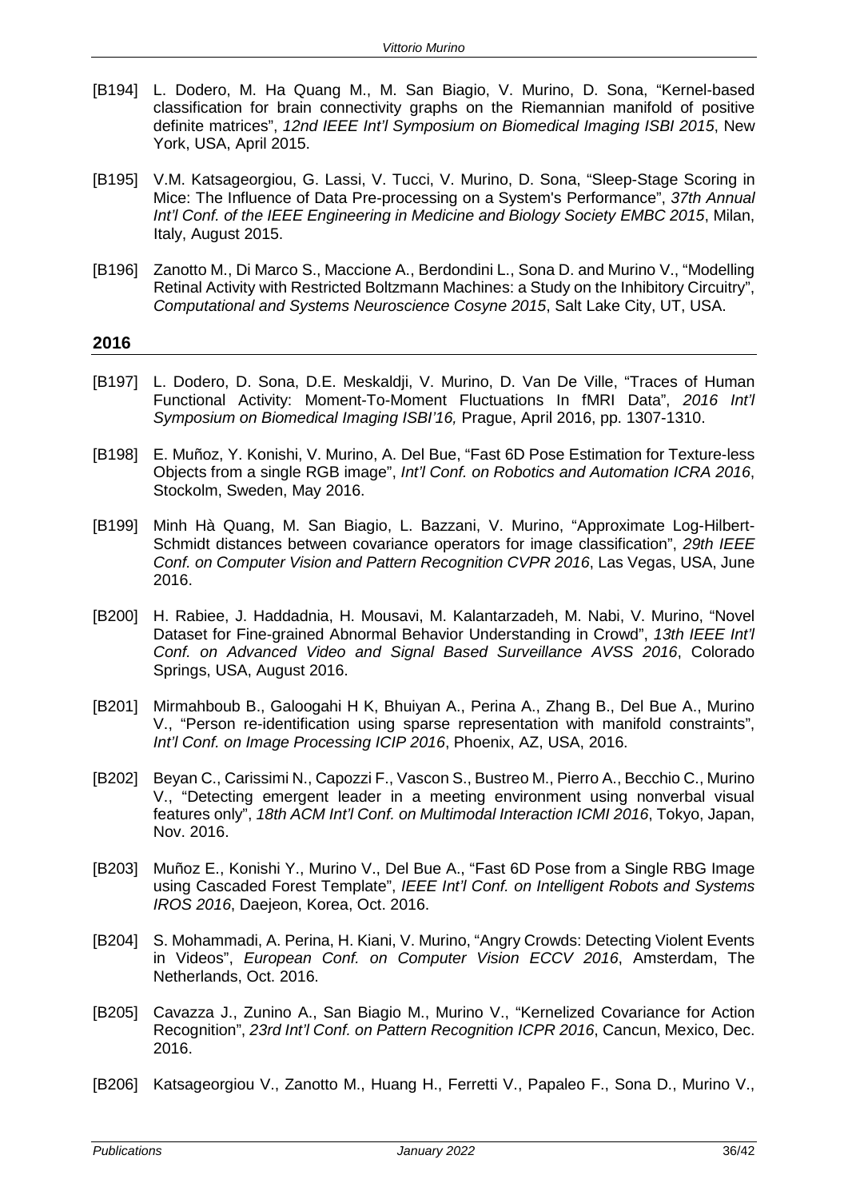[B194] L. Dodero, M. Ha Quang M., M. San Biagio, V. Murino, D. Sona, "Kernel-based classification for brain connectivity graphs on the Riemannian manifold of positive definite matrices", *12nd IEEE Int'l Symposium on Biomedical Imaging ISBI 2015*, New York, USA, April 2015.

[B195] V.M. Katsageorgiou, G. Lassi, V. Tucci, V. Murino, D. Sona, "Sleep-Stage Scoring in Mice: The Influence of Data Pre-processing on a System's Performance", *37th Annual Int'l Conf. of the IEEE Engineering in Medicine and Biology Society EMBC 2015*, Milan, Italy, August 2015.

[B196] Zanotto M., Di Marco S., Maccione A., Berdondini L., Sona D. and Murino V., "Modelling Retinal Activity with Restricted Boltzmann Machines: a Study on the Inhibitory Circuitry", *Computational and Systems Neuroscience Cosyne 2015*, Salt Lake City, UT, USA.

## 2016

[B197] L. Dodero, D. Sona, D.E. Meskaldji, V. Murino, D. Van De Ville, "Traces of Human Functional Activity: Moment-To-Moment Fluctuations In fMRI Data", *2016 Int'l Symposium on Biomedical Imaging ISBI'16,* Prague, April 2016, pp. 1307-1310.

[B198] E. Muñoz, Y. Konishi, V. Murino, A. Del Bue, "Fast 6D Pose Estimation for Texture-less Objects from a single RGB image", *Int'l Conf. on Robotics and Automation ICRA 2016*, Stockolm, Sweden, May 2016.

[B199] Minh Hà Quang, M. San Biagio, L. Bazzani, V. Murino, "Approximate Log-Hilbert-Schmidt distances between covariance operators for image classification", *29th IEEE Conf. on Computer Vision and Pattern Recognition CVPR 2016*, Las Vegas, USA, June 2016.

[B200] H. Rabiee, J. Haddadnia, H. Mousavi, M. Kalantarzadeh, M. Nabi, V. Murino, "Novel Dataset for Fine-grained Abnormal Behavior Understanding in Crowd", *13th IEEE Int'l Conf. on Advanced Video and Signal Based Surveillance AVSS 2016*, Colorado Springs, USA, August 2016.

[B201] Mirmahboub B., Galoogahi H K, Bhuiyan A., Perina A., Zhang B., Del Bue A., Murino V., "Person re-identification using sparse representation with manifold constraints", *Int'l Conf. on Image Processing ICIP 2016*, Phoenix, AZ, USA, 2016.

[B202] Beyan C., Carissimi N., Capozzi F., Vascon S., Bustreo M., Pierro A., Becchio C., Murino V., "Detecting emergent leader in a meeting environment using nonverbal visual features only", *18th ACM Int'l Conf. on Multimodal Interaction ICMI 2016*, Tokyo, Japan, Nov. 2016.

[B203] Muñoz E., Konishi Y., Murino V., Del Bue A., "Fast 6D Pose from a Single RBG Image using Cascaded Forest Template", *IEEE Int'l Conf. on Intelligent Robots and Systems IROS 2016*, Daejeon, Korea, Oct. 2016.

[B204] S. Mohammadi, A. Perina, H. Kiani, V. Murino, "Angry Crowds: Detecting Violent Events in Videos", *European Conf. on Computer Vision ECCV 2016*, Amsterdam, The Netherlands, Oct. 2016.

[B205] Cavazza J., Zunino A., San Biagio M., Murino V., "Kernelized Covariance for Action Recognition", *23rd Int'l Conf. on Pattern Recognition ICPR 2016*, Cancun, Mexico, Dec. 2016.

[B206] Katsageorgiou V., Zanotto M., Huang H., Ferretti V., Papaleo F., Sona D., Murino V.,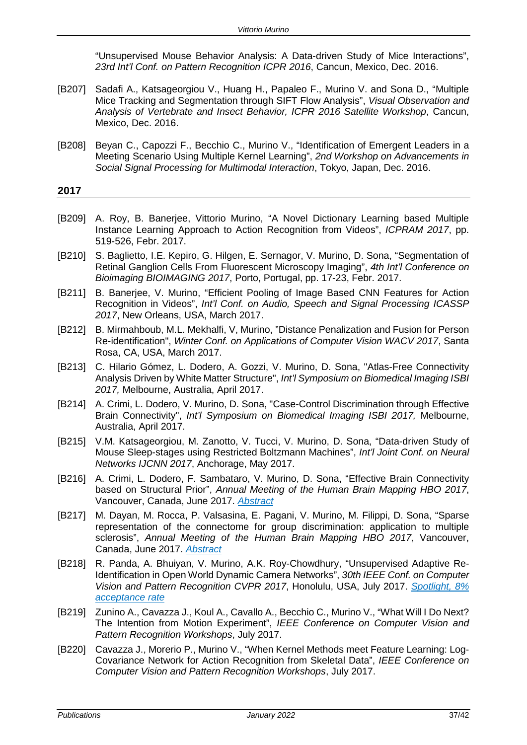"Unsupervised Mouse Behavior Analysis: A Data-driven Study of Mice Interactions", *23rd Int'l Conf. on Pattern Recognition ICPR 2016*, Cancun, Mexico, Dec. 2016.

[B207] Sadafi A., Katsageorgiou V., Huang H., Papaleo F., Murino V. and Sona D., "Multiple Mice Tracking and Segmentation through SIFT Flow Analysis", *Visual Observation and Analysis of Vertebrate and Insect Behavior, ICPR 2016 Satellite Workshop*, Cancun, Mexico, Dec. 2016.

[B208] Beyan C., Capozzi F., Becchio C., Murino V., "Identification of Emergent Leaders in a Meeting Scenario Using Multiple Kernel Learning", *2nd Workshop on Advancements in Social Signal Processing for Multimodal Interaction*, Tokyo, Japan, Dec. 2016.

## 2017

[B209] A. Roy, B. Banerjee, Vittorio Murino, "A Novel Dictionary Learning based Multiple Instance Learning Approach to Action Recognition from Videos", *ICPRAM 2017*, pp. 519-526, Febr. 2017.

[B210] S. Baglietto, I.E. Kepiro, G. Hilgen, E. Sernagor, V. Murino, D. Sona, "Segmentation of Retinal Ganglion Cells From Fluorescent Microscopy Imaging", *4th Int'l Conference on Bioimaging BIOIMAGING 2017*, Porto, Portugal, pp. 17-23, Febr. 2017.

[B211] B. Banerjee, V. Murino, "Efficient Pooling of Image Based CNN Features for Action Recognition in Videos", *Int'l Conf. on Audio, Speech and Signal Processing ICASSP 2017*, New Orleans, USA, March 2017.

[B212] B. Mirmahboub, M.L. Mekhalfi, V, Murino, "Distance Penalization and Fusion for Person Re-identification", *Winter Conf. on Applications of Computer Vision WACV 2017*, Santa Rosa, CA, USA, March 2017.

[B213] C. Hilario Gómez, L. Dodero, A. Gozzi, V. Murino, D. Sona, "Atlas-Free Connectivity Analysis Driven by White Matter Structure", *Int'l Symposium on Biomedical Imaging ISBI 2017,* Melbourne, Australia, April 2017.

[B214] A. Crimi, L. Dodero, V. Murino, D. Sona, "Case-Control Discrimination through Effective Brain Connectivity", *Int'l Symposium on Biomedical Imaging ISBI 2017,* Melbourne, Australia, April 2017.

[B215] V.M. Katsageorgiou, M. Zanotto, V. Tucci, V. Murino, D. Sona, "Data-driven Study of Mouse Sleep-stages using Restricted Boltzmann Machines", *Int'l Joint Conf. on Neural Networks IJCNN 2017*, Anchorage, May 2017.

[B216] A. Crimi, L. Dodero, F. Sambataro, V. Murino, D. Sona, "Effective Brain Connectivity based on Structural Prior", *Annual Meeting of the Human Brain Mapping HBO 2017*, Vancouver, Canada, June 2017. *Abstract*

[B217] M. Dayan, M. Rocca, P. Valsasina, E. Pagani, V. Murino, M. Filippi, D. Sona, "Sparse representation of the connectome for group discrimination: application to multiple sclerosis", *Annual Meeting of the Human Brain Mapping HBO 2017*, Vancouver, Canada, June 2017. *Abstract*

[B218] R. Panda, A. Bhuiyan, V. Murino, A.K. Roy-Chowdhury, "Unsupervised Adaptive Re-Identification in Open World Dynamic Camera Networks", *30th IEEE Conf. on Computer Vision and Pattern Recognition CVPR 2017*, Honolulu, USA, July 2017. *Spotlight, 8% acceptance rate*

[B219] Zunino A., Cavazza J., Koul A., Cavallo A., Becchio C., Murino V., "What Will I Do Next? The Intention from Motion Experiment", *IEEE Conference on Computer Vision and Pattern Recognition Workshops*, July 2017.

[B220] Cavazza J., Morerio P., Murino V., "When Kernel Methods meet Feature Learning: Log-Covariance Network for Action Recognition from Skeletal Data", *IEEE Conference on Computer Vision and Pattern Recognition Workshops*, July 2017.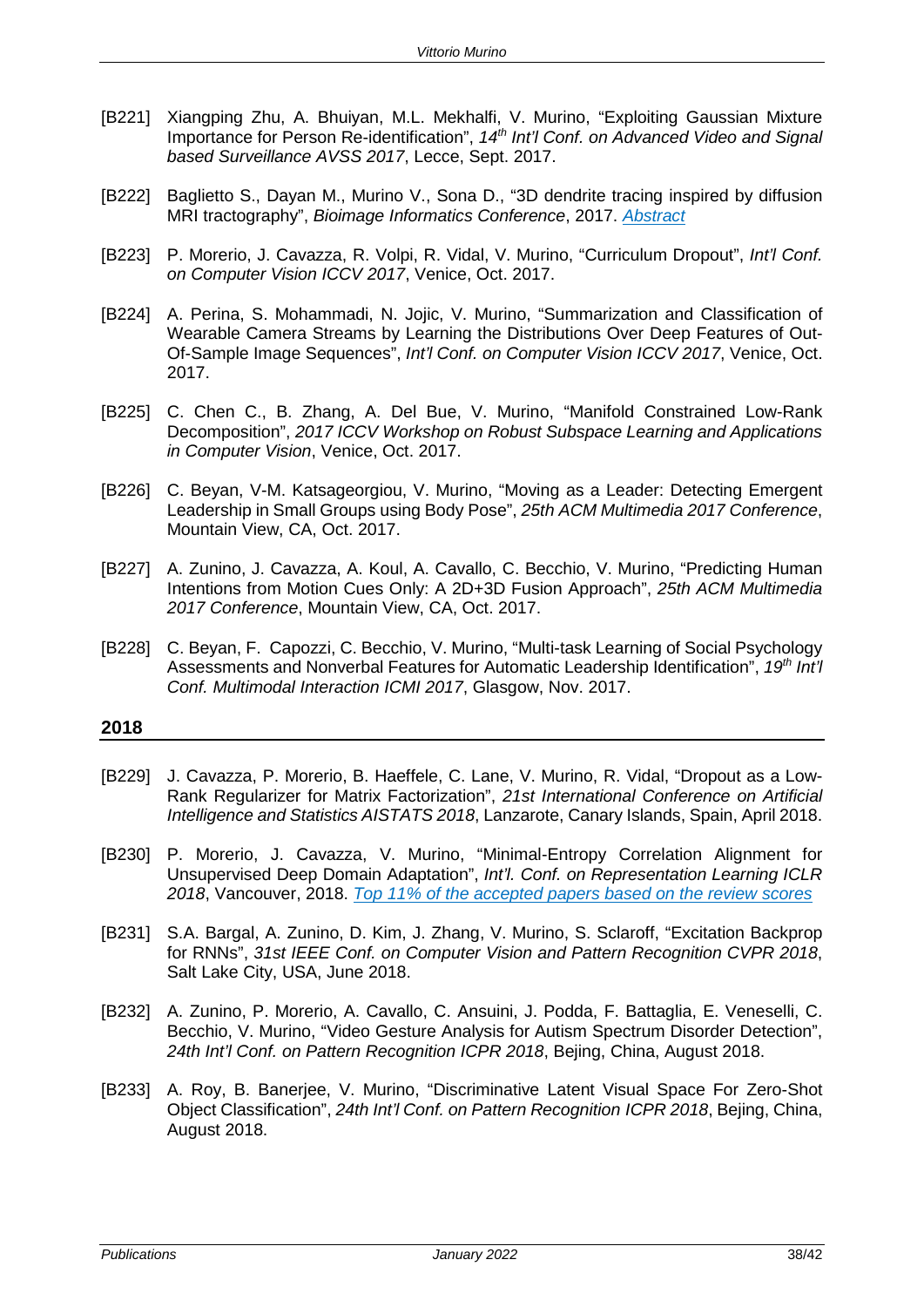[B221] Xiangping Zhu, A. Bhuiyan, M.L. Mekhalfi, V. Murino, "Exploiting Gaussian Mixture Importance for Person Re-identification", *14th Int'l Conf. on Advanced Video and Signal based Surveillance AVSS 2017*, Lecce, Sept. 2017.

[B222] Baglietto S., Dayan M., Murino V., Sona D., "3D dendrite tracing inspired by diffusion MRI tractography", *Bioimage Informatics Conference*, 2017. *Abstract*

[B223] P. Morerio, J. Cavazza, R. Volpi, R. Vidal, V. Murino, "Curriculum Dropout", *Int'l Conf. on Computer Vision ICCV 2017*, Venice, Oct. 2017.

[B224] A. Perina, S. Mohammadi, N. Jojic, V. Murino, "Summarization and Classification of Wearable Camera Streams by Learning the Distributions Over Deep Features of Out-Of-Sample Image Sequences", *Int'l Conf. on Computer Vision ICCV 2017*, Venice, Oct. 2017.

[B225] C. Chen C., B. Zhang, A. Del Bue, V. Murino, "Manifold Constrained Low-Rank Decomposition", *2017 ICCV Workshop on Robust Subspace Learning and Applications in Computer Vision*, Venice, Oct. 2017.

[B226] C. Beyan, V-M. Katsageorgiou, V. Murino, "Moving as a Leader: Detecting Emergent Leadership in Small Groups using Body Pose", *25th ACM Multimedia 2017 Conference*, Mountain View, CA, Oct. 2017.

[B227] A. Zunino, J. Cavazza, A. Koul, A. Cavallo, C. Becchio, V. Murino, "Predicting Human Intentions from Motion Cues Only: A 2D+3D Fusion Approach", *25th ACM Multimedia 2017 Conference*, Mountain View, CA, Oct. 2017.

[B228] C. Beyan, F. Capozzi, C. Becchio, V. Murino, "Multi-task Learning of Social Psychology Assessments and Nonverbal Features for Automatic Leadership Identification", *19th Int'l Conf. Multimodal Interaction ICMI 2017*, Glasgow, Nov. 2017.

## 2018

[B229] J. Cavazza, P. Morerio, B. Haeffele, C. Lane, V. Murino, R. Vidal, "Dropout as a Low-Rank Regularizer for Matrix Factorization", *21st International Conference on Artificial Intelligence and Statistics AISTATS 2018*, Lanzarote, Canary Islands, Spain, April 2018.

[B230] P. Morerio, J. Cavazza, V. Murino, "Minimal-Entropy Correlation Alignment for Unsupervised Deep Domain Adaptation", *Int'l. Conf. on Representation Learning ICLR 2018*, Vancouver, 2018. *Top 11% of the accepted papers based on the review scores*

[B231] S.A. Bargal, A. Zunino, D. Kim, J. Zhang, V. Murino, S. Sclaroff, "Excitation Backprop for RNNs", *31st IEEE Conf. on Computer Vision and Pattern Recognition CVPR 2018*, Salt Lake City, USA, June 2018.

[B232] A. Zunino, P. Morerio, A. Cavallo, C. Ansuini, J. Podda, F. Battaglia, E. Veneselli, C. Becchio, V. Murino, "Video Gesture Analysis for Autism Spectrum Disorder Detection", *24th Int'l Conf. on Pattern Recognition ICPR 2018*, Bejing, China, August 2018.

[B233] A. Roy, B. Banerjee, V. Murino, "Discriminative Latent Visual Space For Zero-Shot Object Classification", *24th Int'l Conf. on Pattern Recognition ICPR 2018*, Bejing, China, August 2018.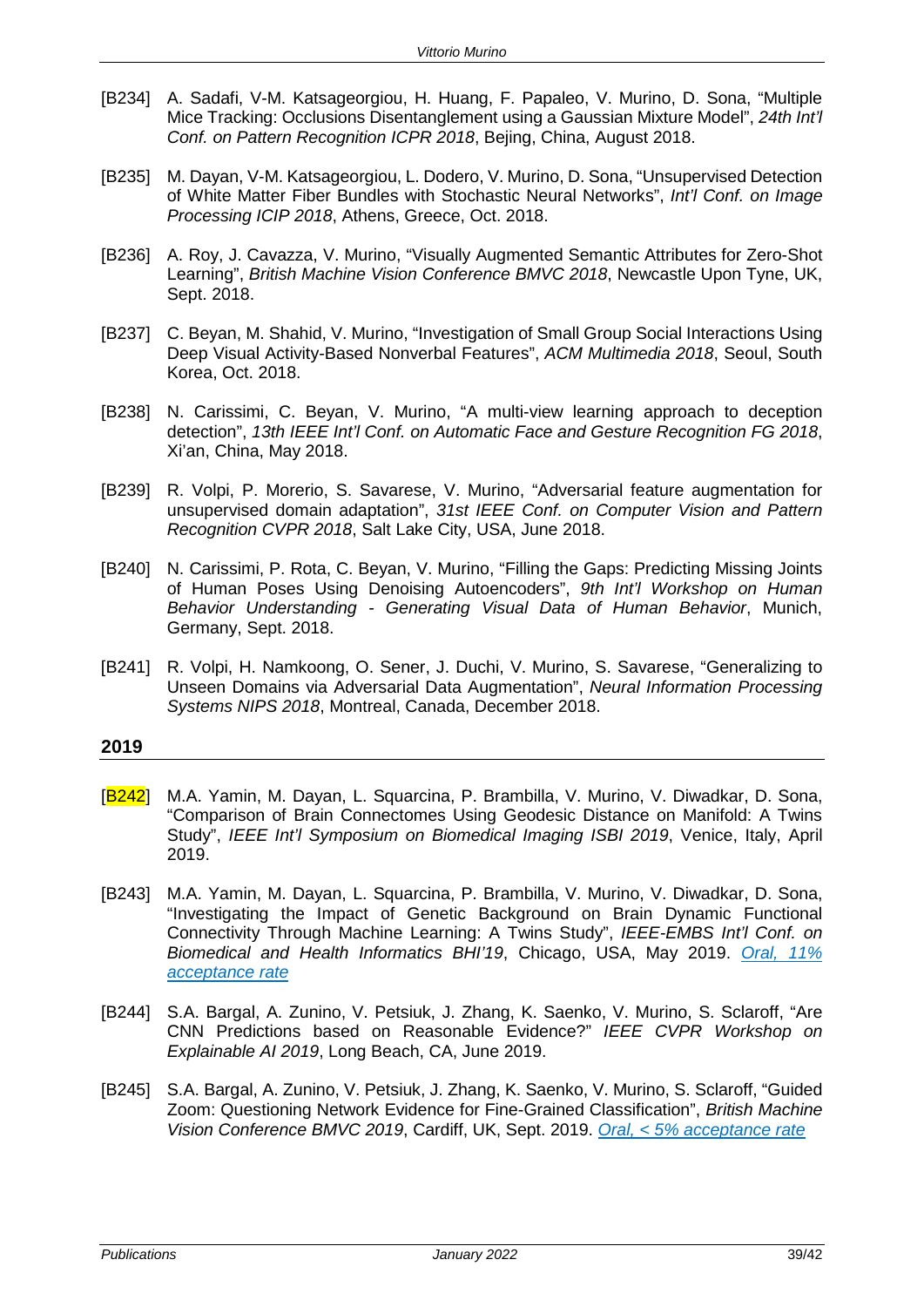[B234] A. Sadafi, V-M. Katsageorgiou, H. Huang, F. Papaleo, V. Murino, D. Sona, "Multiple Mice Tracking: Occlusions Disentanglement using a Gaussian Mixture Model", *24th Int'l Conf. on Pattern Recognition ICPR 2018*, Bejing, China, August 2018.

[B235] M. Dayan, V-M. Katsageorgiou, L. Dodero, V. Murino, D. Sona, "Unsupervised Detection of White Matter Fiber Bundles with Stochastic Neural Networks", *Int'l Conf. on Image Processing ICIP 2018*, Athens, Greece, Oct. 2018.

[B236] A. Roy, J. Cavazza, V. Murino, "Visually Augmented Semantic Attributes for Zero-Shot Learning", *British Machine Vision Conference BMVC 2018*, Newcastle Upon Tyne, UK, Sept. 2018.

[B237] C. Beyan, M. Shahid, V. Murino, "Investigation of Small Group Social Interactions Using Deep Visual Activity-Based Nonverbal Features", *ACM Multimedia 2018*, Seoul, South Korea, Oct. 2018.

[B238] N. Carissimi, C. Beyan, V. Murino, "A multi-view learning approach to deception detection", *13th IEEE Int'l Conf. on Automatic Face and Gesture Recognition FG 2018*, Xi'an, China, May 2018.

[B239] R. Volpi, P. Morerio, S. Savarese, V. Murino, "Adversarial feature augmentation for unsupervised domain adaptation", *31st IEEE Conf. on Computer Vision and Pattern Recognition CVPR 2018*, Salt Lake City, USA, June 2018.

[B240] N. Carissimi, P. Rota, C. Beyan, V. Murino, "Filling the Gaps: Predicting Missing Joints of Human Poses Using Denoising Autoencoders", *9th Int'l Workshop on Human Behavior Understanding - Generating Visual Data of Human Behavior*, Munich, Germany, Sept. 2018.

[B241] R. Volpi, H. Namkoong, O. Sener, J. Duchi, V. Murino, S. Savarese, "Generalizing to Unseen Domains via Adversarial Data Augmentation", *Neural Information Processing Systems NIPS 2018*, Montreal, Canada, December 2018.

## 2019

[B242] M.A. Yamin, M. Dayan, L. Squarcina, P. Brambilla, V. Murino, V. Diwadkar, D. Sona, "Comparison of Brain Connectomes Using Geodesic Distance on Manifold: A Twins Study", *IEEE Int'l Symposium on Biomedical Imaging ISBI 2019*, Venice, Italy, April 2019.

[B243] M.A. Yamin, M. Dayan, L. Squarcina, P. Brambilla, V. Murino, V. Diwadkar, D. Sona, "Investigating the Impact of Genetic Background on Brain Dynamic Functional Connectivity Through Machine Learning: A Twins Study", *IEEE-EMBS Int'l Conf. on Biomedical and Health Informatics BHI'19*, Chicago, USA, May 2019. *Oral, 11% acceptance rate*

[B244] S.A. Bargal, A. Zunino, V. Petsiuk, J. Zhang, K. Saenko, V. Murino, S. Sclaroff, "Are CNN Predictions based on Reasonable Evidence?" *IEEE CVPR Workshop on Explainable AI 2019*, Long Beach, CA, June 2019.

[B245] S.A. Bargal, A. Zunino, V. Petsiuk, J. Zhang, K. Saenko, V. Murino, S. Sclaroff, "Guided Zoom: Questioning Network Evidence for Fine-Grained Classification", *British Machine Vision Conference BMVC 2019*, Cardiff, UK, Sept. 2019. *Oral, < 5% acceptance rate*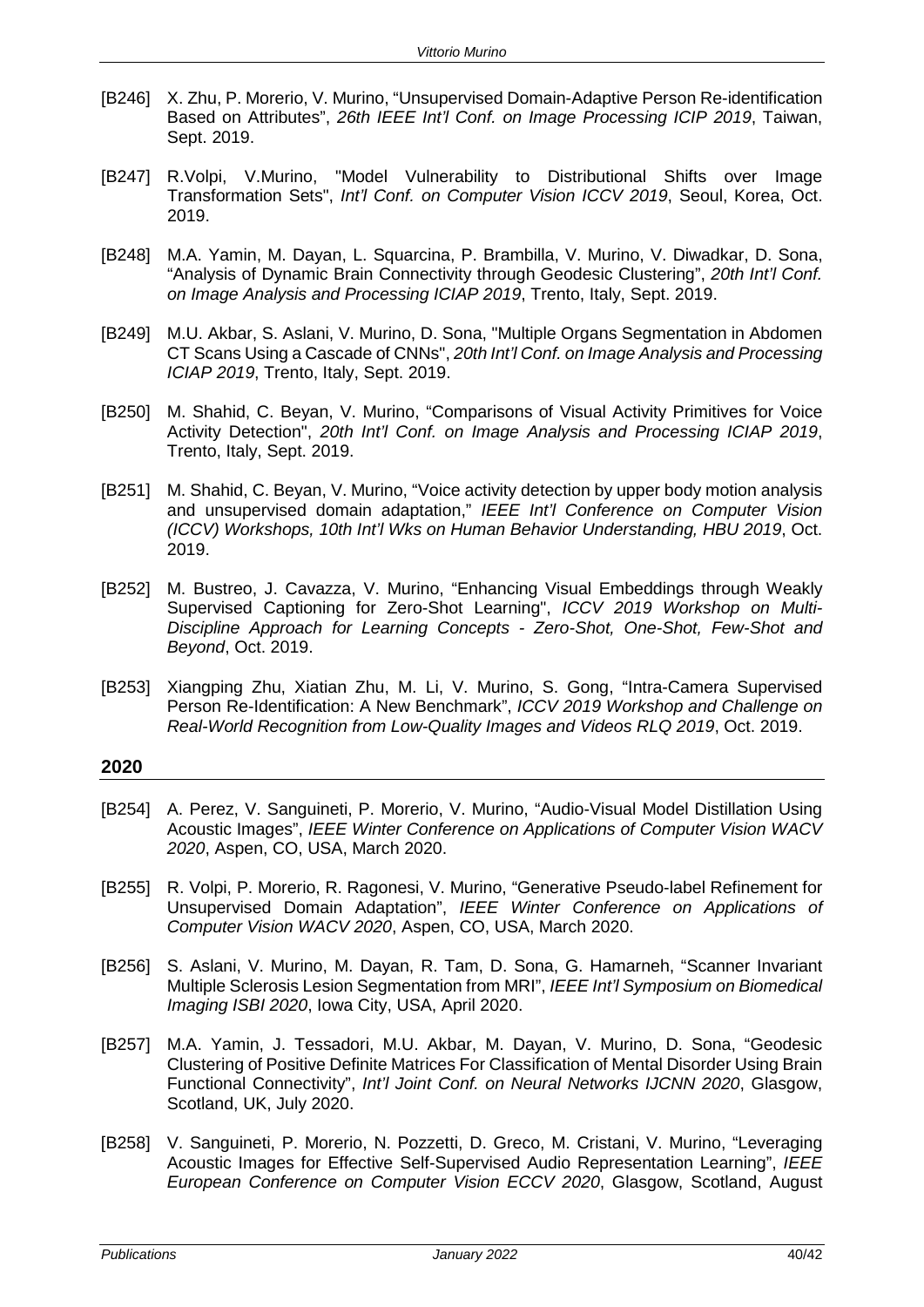[B246] X. Zhu, P. Morerio, V. Murino, “Unsupervised Domain-Adaptive Person Re-identification Based on Attributes”, *26th IEEE Int’l Conf. on Image Processing ICIP 2019*, Taiwan, Sept. 2019.

[B247] R.Volpi, V.Murino, "Model Vulnerability to Distributional Shifts over Image Transformation Sets", *Int’l Conf. on Computer Vision ICCV 2019*, Seoul, Korea, Oct. 2019.

[B248] M.A. Yamin, M. Dayan, L. Squarcina, P. Brambilla, V. Murino, V. Diwadkar, D. Sona, “Analysis of Dynamic Brain Connectivity through Geodesic Clustering”, *20th Int’l Conf. on Image Analysis and Processing ICIAP 2019*, Trento, Italy, Sept. 2019.

[B249] M.U. Akbar, S. Aslani, V. Murino, D. Sona, "Multiple Organs Segmentation in Abdomen CT Scans Using a Cascade of CNNs", *20th Int’l Conf. on Image Analysis and Processing ICIAP 2019*, Trento, Italy, Sept. 2019.

[B250] M. Shahid, C. Beyan, V. Murino, “Comparisons of Visual Activity Primitives for Voice Activity Detection", *20th Int’l Conf. on Image Analysis and Processing ICIAP 2019*, Trento, Italy, Sept. 2019.

[B251] M. Shahid, C. Beyan, V. Murino, “Voice activity detection by upper body motion analysis and unsupervised domain adaptation,” *IEEE Int’l Conference on Computer Vision (ICCV) Workshops, 10th Int’l Wks on Human Behavior Understanding, HBU 2019*, Oct. 2019.

[B252] M. Bustreo, J. Cavazza, V. Murino, “Enhancing Visual Embeddings through Weakly Supervised Captioning for Zero-Shot Learning", *ICCV 2019 Workshop on Multi-Discipline Approach for Learning Concepts - Zero-Shot, One-Shot, Few-Shot and Beyond*, Oct. 2019.

[B253] Xiangping Zhu, Xiatian Zhu, M. Li, V. Murino, S. Gong, “Intra-Camera Supervised Person Re-Identification: A New Benchmark”, *ICCV 2019 Workshop and Challenge on Real-World Recognition from Low-Quality Images and Videos RLQ 2019*, Oct. 2019.

## 2020

[B254] A. Perez, V. Sanguineti, P. Morerio, V. Murino, “Audio-Visual Model Distillation Using Acoustic Images”, *IEEE Winter Conference on Applications of Computer Vision WACV 2020*, Aspen, CO, USA, March 2020.

[B255] R. Volpi, P. Morerio, R. Ragonesi, V. Murino, “Generative Pseudo-label Refinement for Unsupervised Domain Adaptation”, *IEEE Winter Conference on Applications of Computer Vision WACV 2020*, Aspen, CO, USA, March 2020.

[B256] S. Aslani, V. Murino, M. Dayan, R. Tam, D. Sona, G. Hamarneh, “Scanner Invariant Multiple Sclerosis Lesion Segmentation from MRI”, *IEEE Int’l Symposium on Biomedical Imaging ISBI 2020*, Iowa City, USA, April 2020.

[B257] M.A. Yamin, J. Tessadori, M.U. Akbar, M. Dayan, V. Murino, D. Sona, “Geodesic Clustering of Positive Definite Matrices For Classification of Mental Disorder Using Brain Functional Connectivity”, *Int’l Joint Conf. on Neural Networks IJCNN 2020*, Glasgow, Scotland, UK, July 2020.

[B258] V. Sanguineti, P. Morerio, N. Pozzetti, D. Greco, M. Cristani, V. Murino, “Leveraging Acoustic Images for Effective Self-Supervised Audio Representation Learning”, *IEEE European Conference on Computer Vision ECCV 2020*, Glasgow, Scotland, August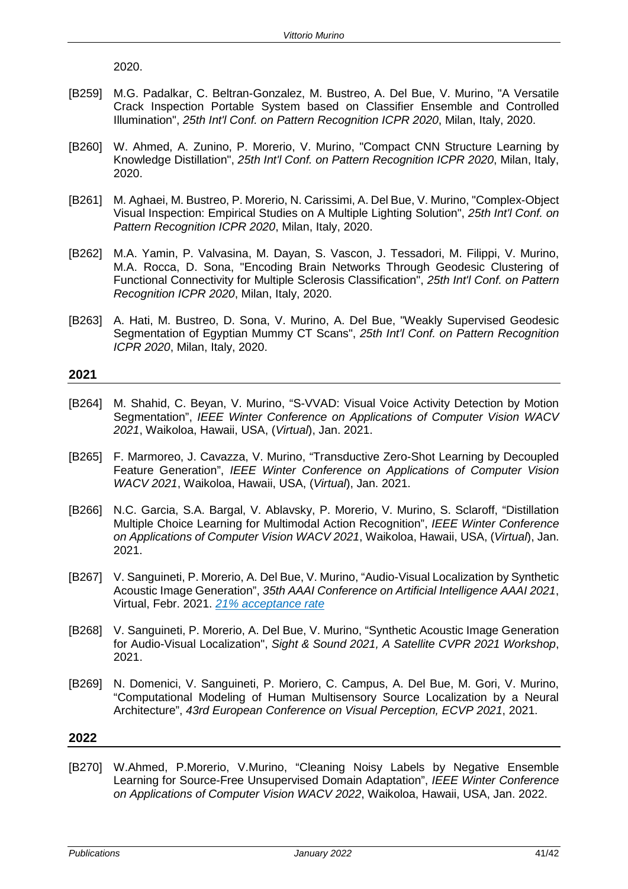2020.

[B259] M.G. Padalkar, C. Beltran-Gonzalez, M. Bustreo, A. Del Bue, V. Murino, "A Versatile Crack Inspection Portable System based on Classifier Ensemble and Controlled Illumination", *25th Int'l Conf. on Pattern Recognition ICPR 2020*, Milan, Italy, 2020.

[B260] W. Ahmed, A. Zunino, P. Morerio, V. Murino, "Compact CNN Structure Learning by Knowledge Distillation", *25th Int'l Conf. on Pattern Recognition ICPR 2020*, Milan, Italy, 2020.

[B261] M. Aghaei, M. Bustreo, P. Morerio, N. Carissimi, A. Del Bue, V. Murino, "Complex-Object Visual Inspection: Empirical Studies on A Multiple Lighting Solution", *25th Int'l Conf. on Pattern Recognition ICPR 2020*, Milan, Italy, 2020.

[B262] M.A. Yamin, P. Valvasina, M. Dayan, S. Vascon, J. Tessadori, M. Filippi, V. Murino, M.A. Rocca, D. Sona, "Encoding Brain Networks Through Geodesic Clustering of Functional Connectivity for Multiple Sclerosis Classification", *25th Int'l Conf. on Pattern Recognition ICPR 2020*, Milan, Italy, 2020.

[B263] A. Hati, M. Bustreo, D. Sona, V. Murino, A. Del Bue, "Weakly Supervised Geodesic Segmentation of Egyptian Mummy CT Scans", *25th Int'l Conf. on Pattern Recognition ICPR 2020*, Milan, Italy, 2020.

## 2021

[B264] M. Shahid, C. Beyan, V. Murino, "S-VVAD: Visual Voice Activity Detection by Motion Segmentation", *IEEE Winter Conference on Applications of Computer Vision WACV 2021*, Waikoloa, Hawaii, USA, (*Virtual*), Jan. 2021.

[B265] F. Marmoreo, J. Cavazza, V. Murino, "Transductive Zero-Shot Learning by Decoupled Feature Generation", *IEEE Winter Conference on Applications of Computer Vision WACV 2021*, Waikoloa, Hawaii, USA, (*Virtual*), Jan. 2021.

[B266] N.C. Garcia, S.A. Bargal, V. Ablavsky, P. Morerio, V. Murino, S. Sclaroff, "Distillation Multiple Choice Learning for Multimodal Action Recognition", *IEEE Winter Conference on Applications of Computer Vision WACV 2021*, Waikoloa, Hawaii, USA, (*Virtual*), Jan. 2021.

[B267] V. Sanguineti, P. Morerio, A. Del Bue, V. Murino, "Audio-Visual Localization by Synthetic Acoustic Image Generation", *35th AAAI Conference on Artificial Intelligence AAAI 2021*, Virtual, Febr. 2021. *21% acceptance rate*

[B268] V. Sanguineti, P. Morerio, A. Del Bue, V. Murino, "Synthetic Acoustic Image Generation for Audio-Visual Localization", *Sight & Sound 2021, A Satellite CVPR 2021 Workshop*, 2021.

[B269] N. Domenici, V. Sanguineti, P. Moriero, C. Campus, A. Del Bue, M. Gori, V. Murino, "Computational Modeling of Human Multisensory Source Localization by a Neural Architecture", *43rd European Conference on Visual Perception, ECVP 2021*, 2021.

## 2022

[B270] W.Ahmed, P.Morerio, V.Murino, "Cleaning Noisy Labels by Negative Ensemble Learning for Source-Free Unsupervised Domain Adaptation", *IEEE Winter Conference on Applications of Computer Vision WACV 2022*, Waikoloa, Hawaii, USA, Jan. 2022.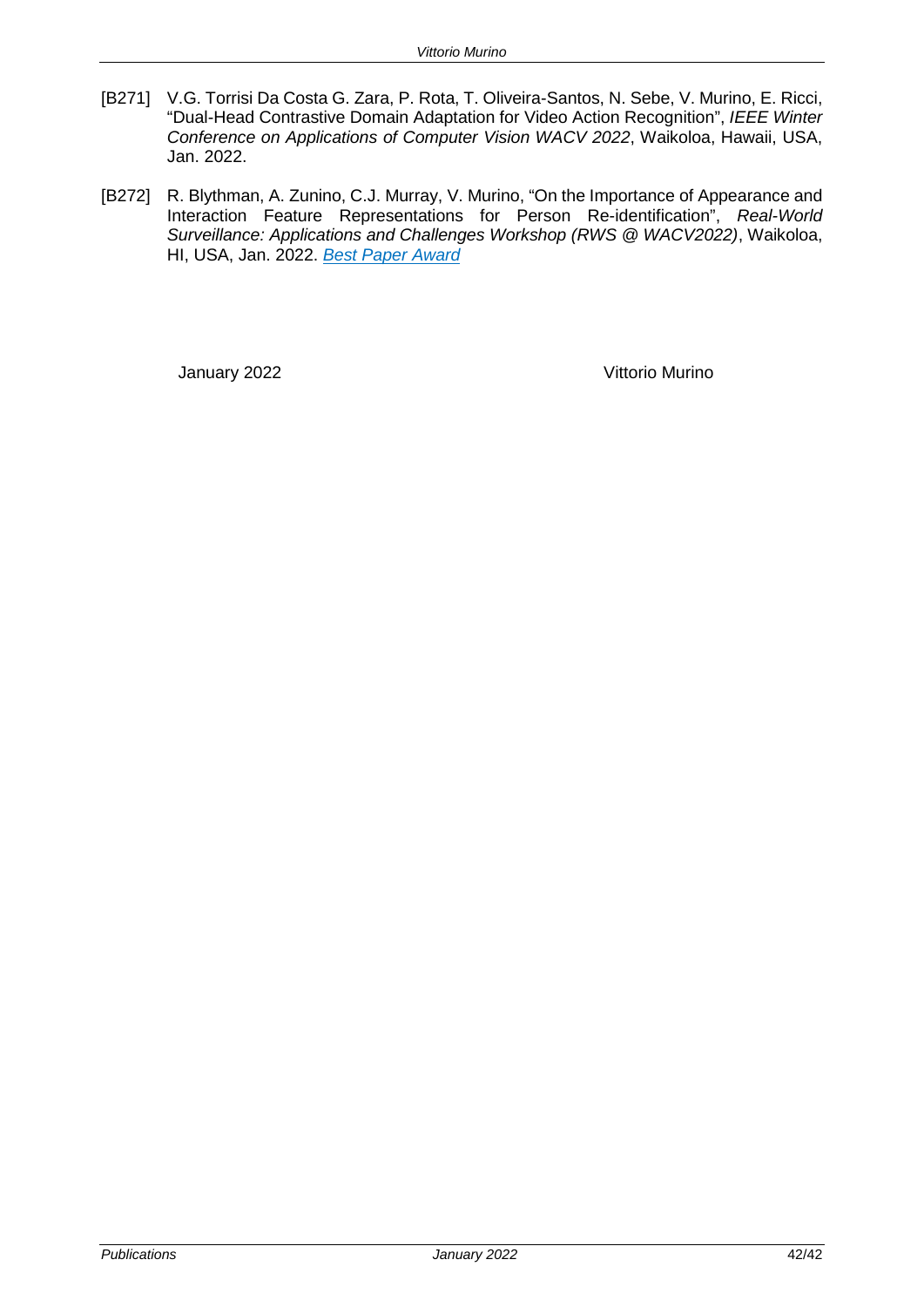[B271] V.G. Torrisi Da Costa G. Zara, P. Rota, T. Oliveira-Santos, N. Sebe, V. Murino, E. Ricci, “Dual-Head Contrastive Domain Adaptation for Video Action Recognition”, *IEEE Winter Conference on Applications of Computer Vision WACV 2022*, Waikoloa, Hawaii, USA, Jan. 2022.

[B272] R. Blythman, A. Zunino, C.J. Murray, V. Murino, “On the Importance of Appearance and Interaction Feature Representations for Person Re-identification”, *Real-World Surveillance: Applications and Challenges Workshop (RWS @ WACV2022)*, Waikoloa, HI, USA, Jan. 2022. *Best Paper Award*

January 2022 Vittorio Murino